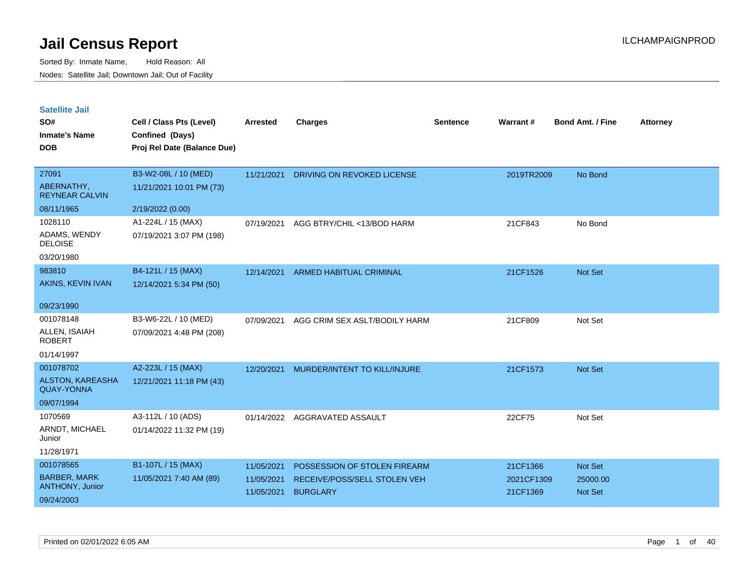# Jail Census Report

ILCHAMPAIGNPROD

Sorted By: Inmate Name, Hold Reason: All
Nodes: Satellite Jail; Downtown Jail; Out of Facility

## Satellite Jail

| SO# / Inmate's Name / DOB | Cell / Class Pts (Level) / Confined (Days) / Proj Rel Date (Balance Due) | Arrested | Charges | Sentence | Warrant # | Bond Amt. / Fine | Attorney |
|---|---|---|---|---|---|---|---|
| 27091<br>ABERNATHY, REYNEAR CALVIN<br>08/11/1965 | B3-W2-08L / 10 (MED)<br>11/21/2021 10:01 PM (73)<br>2/19/2022 (0.00) | 11/21/2021 | DRIVING ON REVOKED LICENSE | | 2019TR2009 | No Bond | |
| 1028110<br>ADAMS, WENDY DELOISE<br>03/20/1980 | A1-224L / 15 (MAX)<br>07/19/2021 3:07 PM (198) | 07/19/2021 | AGG BTRY/CHIL <13/BOD HARM | | 21CF843 | No Bond | |
| 983810<br>AKINS, KEVIN IVAN<br>09/23/1990 | B4-121L / 15 (MAX)<br>12/14/2021 5:34 PM (50) | 12/14/2021 | ARMED HABITUAL CRIMINAL | | 21CF1526 | Not Set | |
| 001078148<br>ALLEN, ISAIAH ROBERT<br>01/14/1997 | B3-W6-22L / 10 (MED)<br>07/09/2021 4:48 PM (208) | 07/09/2021 | AGG CRIM SEX ASLT/BODILY HARM | | 21CF809 | Not Set | |
| 001078702<br>ALSTON, KAREASHA QUAY-YONNA<br>09/07/1994 | A2-223L / 15 (MAX)<br>12/21/2021 11:18 PM (43) | 12/20/2021 | MURDER/INTENT TO KILL/INJURE | | 21CF1573 | Not Set | |
| 1070569<br>ARNDT, MICHAEL Junior<br>11/28/1971 | A3-112L / 10 (ADS)<br>01/14/2022 11:32 PM (19) | 01/14/2022 | AGGRAVATED ASSAULT | | 22CF75 | Not Set | |
| 001078565<br>BARBER, MARK ANTHONY, Junior<br>09/24/2003 | B1-107L / 15 (MAX)<br>11/05/2021 7:40 AM (89) | 11/05/2021<br>11/05/2021<br>11/05/2021 | POSSESSION OF STOLEN FIREARM<br>RECEIVE/POSS/SELL STOLEN VEH<br>BURGLARY | | 21CF1366<br>2021CF1309<br>21CF1369 | Not Set<br>25000.00<br>Not Set | |

Printed on 02/01/2022 6:05 AM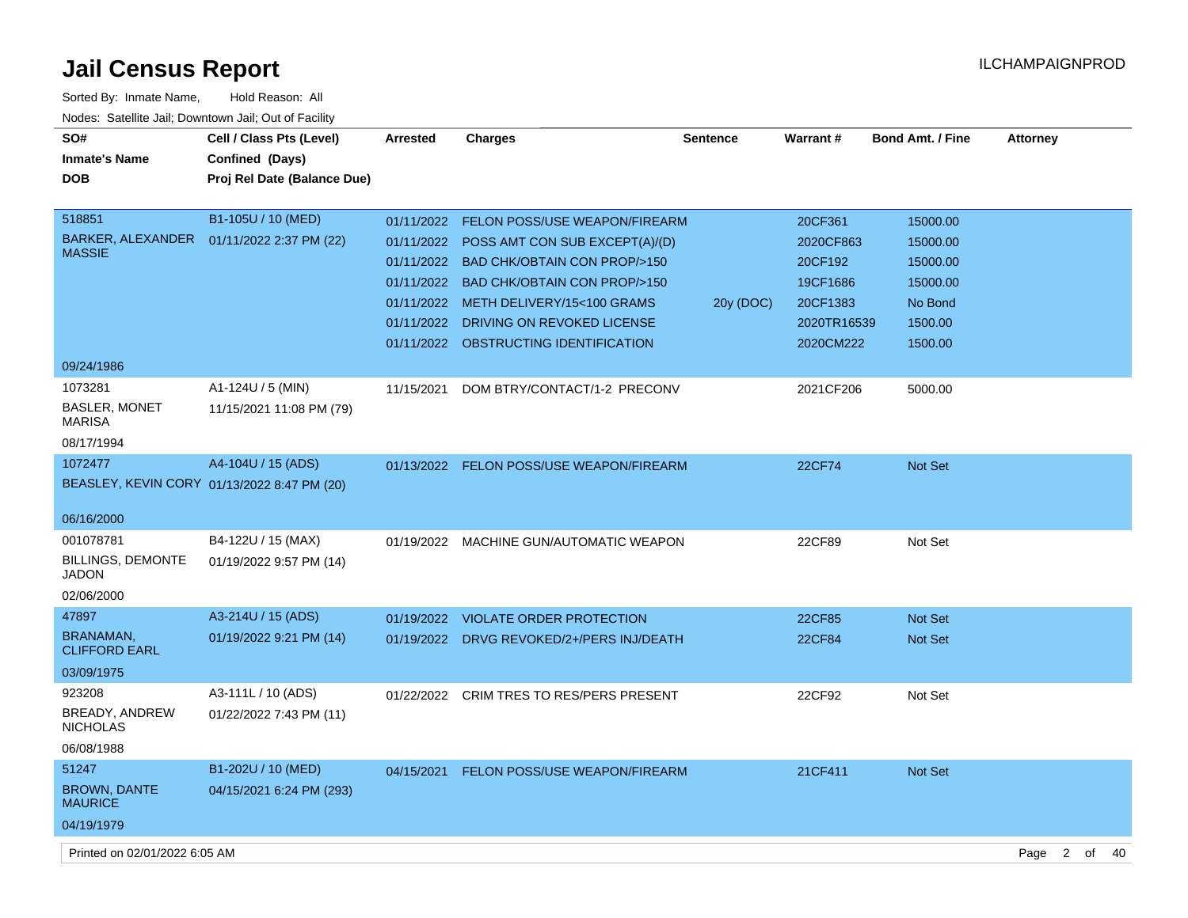# Jail Census Report

Sorted By: Inmate Name, Hold Reason: All

Nodes: Satellite Jail; Downtown Jail; Out of Facility

| SO# / Inmate's Name / DOB | Cell / Class Pts (Level) / Confined (Days) / Proj Rel Date (Balance Due) | Arrested | Charges | Sentence | Warrant # | Bond Amt. / Fine | Attorney |
|---|---|---|---|---|---|---|---|
| 518851 BARKER, ALEXANDER MASSIE 09/24/1986 | B1-105U / 10 (MED) 01/11/2022 2:37 PM (22) | 01/11/2022 | FELON POSS/USE WEAPON/FIREARM | | 20CF361 | 15000.00 | |
| | | 01/11/2022 | POSS AMT CON SUB EXCEPT(A)/(D) | | 2020CF863 | 15000.00 | |
| | | 01/11/2022 | BAD CHK/OBTAIN CON PROP/>150 | | 20CF192 | 15000.00 | |
| | | 01/11/2022 | BAD CHK/OBTAIN CON PROP/>150 | | 19CF1686 | 15000.00 | |
| | | 01/11/2022 | METH DELIVERY/15<100 GRAMS | 20y (DOC) | 20CF1383 | No Bond | |
| | | 01/11/2022 | DRIVING ON REVOKED LICENSE | | 2020TR16539 | 1500.00 | |
| | | 01/11/2022 | OBSTRUCTING IDENTIFICATION | | 2020CM222 | 1500.00 | |
| 1073281 BASLER, MONET MARISA 08/17/1994 | A1-124U / 5 (MIN) 11/15/2021 11:08 PM (79) | 11/15/2021 | DOM BTRY/CONTACT/1-2 PRECONV | | 2021CF206 | 5000.00 | |
| 1072477 BEASLEY, KEVIN CORY 06/16/2000 | A4-104U / 15 (ADS) 01/13/2022 8:47 PM (20) | 01/13/2022 | FELON POSS/USE WEAPON/FIREARM | | 22CF74 | Not Set | |
| 001078781 BILLINGS, DEMONTE JADON 02/06/2000 | B4-122U / 15 (MAX) 01/19/2022 9:57 PM (14) | 01/19/2022 | MACHINE GUN/AUTOMATIC WEAPON | | 22CF89 | Not Set | |
| 47897 BRANAMAN, CLIFFORD EARL 03/09/1975 | A3-214U / 15 (ADS) 01/19/2022 9:21 PM (14) | 01/19/2022 | VIOLATE ORDER PROTECTION | | 22CF85 | Not Set | |
| | | 01/19/2022 | DRVG REVOKED/2+/PERS INJ/DEATH | | 22CF84 | Not Set | |
| 923208 BREADY, ANDREW NICHOLAS 06/08/1988 | A3-111L / 10 (ADS) 01/22/2022 7:43 PM (11) | 01/22/2022 | CRIM TRES TO RES/PERS PRESENT | | 22CF92 | Not Set | |
| 51247 BROWN, DANTE MAURICE 04/19/1979 | B1-202U / 10 (MED) 04/15/2021 6:24 PM (293) | 04/15/2021 | FELON POSS/USE WEAPON/FIREARM | | 21CF411 | Not Set | |

Printed on 02/01/2022 6:05 AM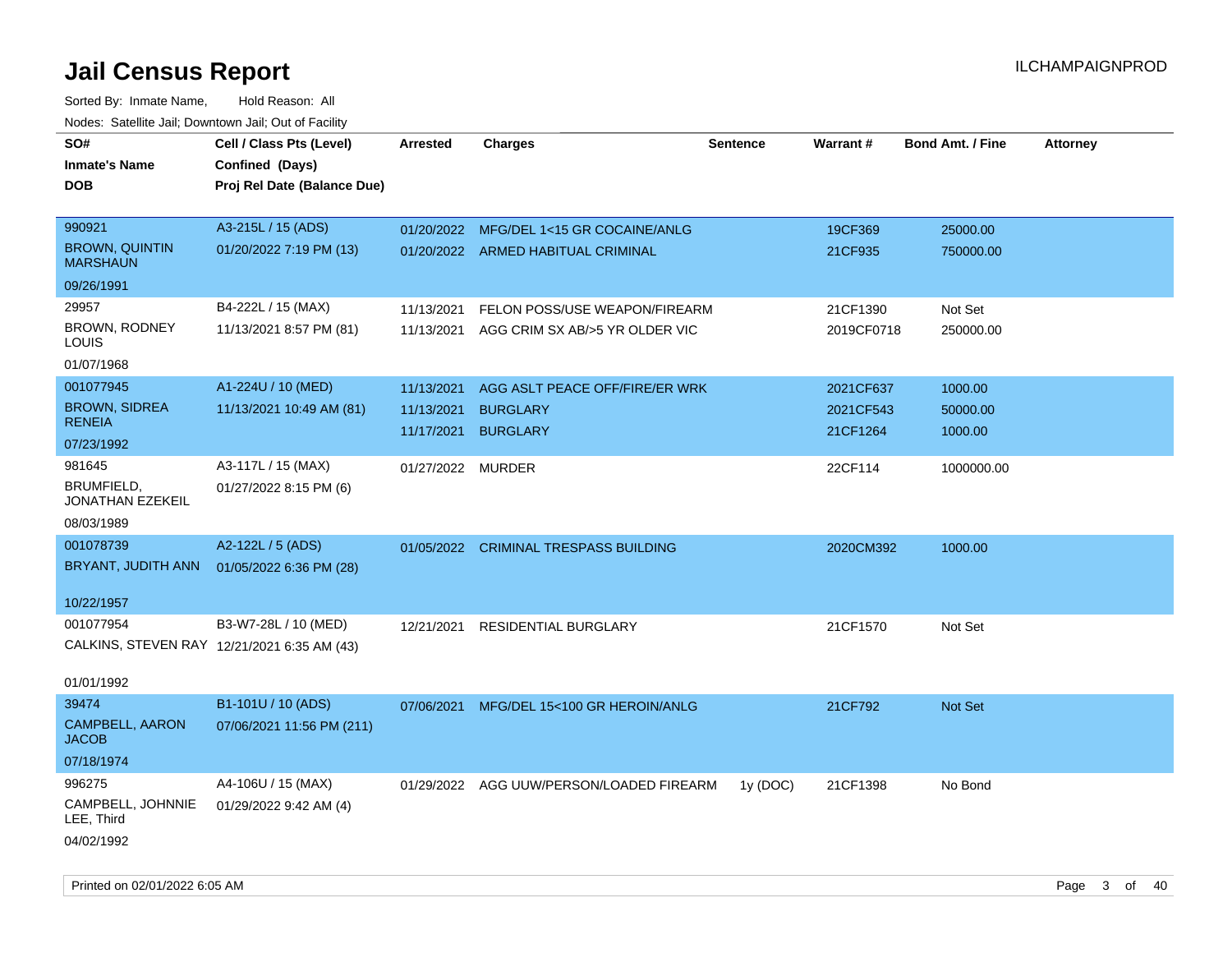# Jail Census Report

Sorted By: Inmate Name, Hold Reason: All

Nodes: Satellite Jail; Downtown Jail; Out of Facility

| SO# / Inmate's Name / DOB | Cell / Class Pts (Level) / Confined (Days) / Proj Rel Date (Balance Due) | Arrested | Charges | Sentence | Warrant # | Bond Amt. / Fine | Attorney |
|---|---|---|---|---|---|---|---|
| 990921<br>BROWN, QUINTIN MARSHAUN<br>09/26/1991 | A3-215L / 15 (ADS)<br>01/20/2022 7:19 PM (13) | 01/20/2022<br>01/20/2022 | MFG/DEL 1<15 GR COCAINE/ANLG<br>ARMED HABITUAL CRIMINAL | | 19CF369<br>21CF935 | 25000.00<br>750000.00 | |
| 29957<br>BROWN, RODNEY LOUIS<br>01/07/1968 | B4-222L / 15 (MAX)<br>11/13/2021 8:57 PM (81) | 11/13/2021<br>11/13/2021 | FELON POSS/USE WEAPON/FIREARM<br>AGG CRIM SX AB/>5 YR OLDER VIC | | 21CF1390<br>2019CF0718 | Not Set<br>250000.00 | |
| 001077945<br>BROWN, SIDREA RENEIA<br>07/23/1992 | A1-224U / 10 (MED)<br>11/13/2021 10:49 AM (81) | 11/13/2021<br>11/13/2021<br>11/17/2021 | AGG ASLT PEACE OFF/FIRE/ER WRK<br>BURGLARY<br>BURGLARY | | 2021CF637<br>2021CF543<br>21CF1264 | 1000.00<br>50000.00<br>1000.00 | |
| 981645<br>BRUMFIELD, JONATHAN EZEKEIL<br>08/03/1989 | A3-117L / 15 (MAX)<br>01/27/2022 8:15 PM (6) | 01/27/2022 | MURDER | | 22CF114 | 1000000.00 | |
| 001078739<br>BRYANT, JUDITH ANN<br>10/22/1957 | A2-122L / 5 (ADS)<br>01/05/2022 6:36 PM (28) | 01/05/2022 | CRIMINAL TRESPASS BUILDING | | 2020CM392 | 1000.00 | |
| 001077954<br>CALKINS, STEVEN RAY<br>01/01/1992 | B3-W7-28L / 10 (MED)<br>12/21/2021 6:35 AM (43) | 12/21/2021 | RESIDENTIAL BURGLARY | | 21CF1570 | Not Set | |
| 39474<br>CAMPBELL, AARON JACOB<br>07/18/1974 | B1-101U / 10 (ADS)<br>07/06/2021 11:56 PM (211) | 07/06/2021 | MFG/DEL 15<100 GR HEROIN/ANLG | | 21CF792 | Not Set | |
| 996275<br>CAMPBELL, JOHNNIE LEE, Third<br>04/02/1992 | A4-106U / 15 (MAX)<br>01/29/2022 9:42 AM (4) | 01/29/2022 | AGG UUW/PERSON/LOADED FIREARM | 1y (DOC) | 21CF1398 | No Bond | |

Printed on 02/01/2022 6:05 AM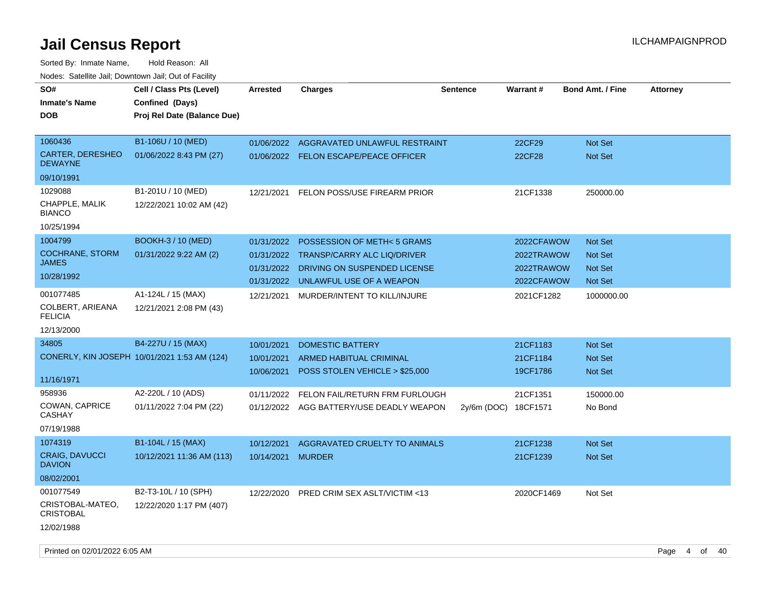# Jail Census Report

Sorted By: Inmate Name, Hold Reason: All

Nodes: Satellite Jail; Downtown Jail; Out of Facility

| SO# / Inmate's Name / DOB | Cell / Class Pts (Level) / Confined (Days) / Proj Rel Date (Balance Due) | Arrested | Charges | Sentence | Warrant # | Bond Amt. / Fine | Attorney |
|---|---|---|---|---|---|---|---|
| 1060436 | B1-106U / 10 (MED) | 01/06/2022 | AGGRAVATED UNLAWFUL RESTRAINT | | 22CF29 | Not Set | |
| CARTER, DERESHEO DEWAYNE | 01/06/2022 8:43 PM (27) | 01/06/2022 | FELON ESCAPE/PEACE OFFICER | | 22CF28 | Not Set | |
| 09/10/1991 | | | | | | | |
| 1029088 | B1-201U / 10 (MED) | 12/21/2021 | FELON POSS/USE FIREARM PRIOR | | 21CF1338 | 250000.00 | |
| CHAPPLE, MALIK BIANCO | 12/22/2021 10:02 AM (42) | | | | | | |
| 10/25/1994 | | | | | | | |
| 1004799 | BOOKH-3 / 10 (MED) | 01/31/2022 | POSSESSION OF METH< 5 GRAMS | | 2022CFAWOW | Not Set | |
| COCHRANE, STORM JAMES | 01/31/2022 9:22 AM (2) | 01/31/2022 | TRANSP/CARRY ALC LIQ/DRIVER | | 2022TRAWOW | Not Set | |
| 10/28/1992 | | 01/31/2022 | DRIVING ON SUSPENDED LICENSE | | 2022TRAWOW | Not Set | |
| | | 01/31/2022 | UNLAWFUL USE OF A WEAPON | | 2022CFAWOW | Not Set | |
| 001077485 | A1-124L / 15 (MAX) | 12/21/2021 | MURDER/INTENT TO KILL/INJURE | | 2021CF1282 | 1000000.00 | |
| COLBERT, ARIEANA FELICIA | 12/21/2021 2:08 PM (43) | | | | | | |
| 12/13/2000 | | | | | | | |
| 34805 | B4-227U / 15 (MAX) | 10/01/2021 | DOMESTIC BATTERY | | 21CF1183 | Not Set | |
| CONERLY, KIN JOSEPH | 10/01/2021 1:53 AM (124) | 10/01/2021 | ARMED HABITUAL CRIMINAL | | 21CF1184 | Not Set | |
| 11/16/1971 | | 10/06/2021 | POSS STOLEN VEHICLE > $25,000 | | 19CF1786 | Not Set | |
| 958936 | A2-220L / 10 (ADS) | 01/11/2022 | FELON FAIL/RETURN FRM FURLOUGH | | 21CF1351 | 150000.00 | |
| COWAN, CAPRICE CASHAY | 01/11/2022 7:04 PM (22) | 01/12/2022 | AGG BATTERY/USE DEADLY WEAPON | 2y/6m (DOC) | 18CF1571 | No Bond | |
| 07/19/1988 | | | | | | | |
| 1074319 | B1-104L / 15 (MAX) | 10/12/2021 | AGGRAVATED CRUELTY TO ANIMALS | | 21CF1238 | Not Set | |
| CRAIG, DAVUCCI DAVION | 10/12/2021 11:36 AM (113) | 10/14/2021 | MURDER | | 21CF1239 | Not Set | |
| 08/02/2001 | | | | | | | |
| 001077549 | B2-T3-10L / 10 (SPH) | 12/22/2020 | PRED CRIM SEX ASLT/VICTIM <13 | | 2020CF1469 | Not Set | |
| CRISTOBAL-MATEO, CRISTOBAL | 12/22/2020 1:17 PM (407) | | | | | | |
| 12/02/1988 | | | | | | | |

Printed on 02/01/2022 6:05 AM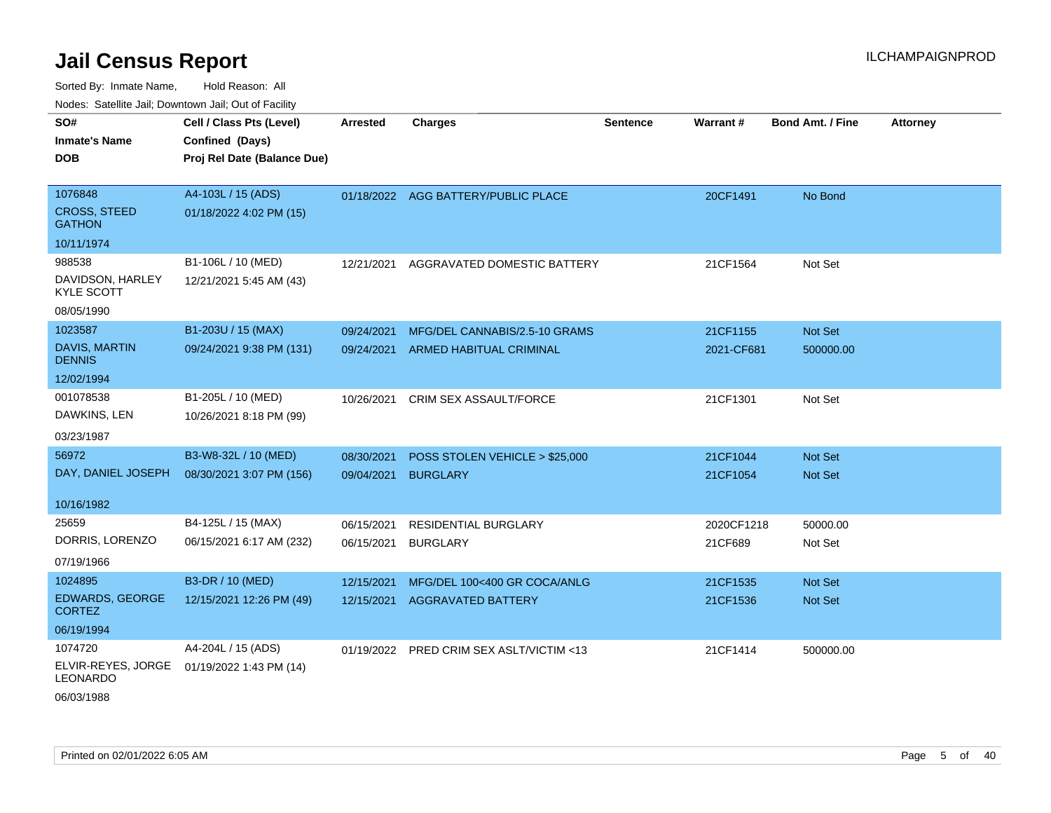# Jail Census Report

ILCHAMPAIGNPROD

Sorted By: Inmate Name, Hold Reason: All

Nodes: Satellite Jail; Downtown Jail; Out of Facility

| SO# / Inmate's Name / DOB | Cell / Class Pts (Level) / Confined (Days) / Proj Rel Date (Balance Due) | Arrested | Charges | Sentence | Warrant # | Bond Amt. / Fine | Attorney |
|---|---|---|---|---|---|---|---|
| 1076848<br>CROSS, STEED GATHON<br>10/11/1974 | A4-103L / 15 (ADS)<br>01/18/2022 4:02 PM (15) | 01/18/2022 | AGG BATTERY/PUBLIC PLACE | | 20CF1491 | No Bond | |
| 988538<br>DAVIDSON, HARLEY KYLE SCOTT<br>08/05/1990 | B1-106L / 10 (MED)<br>12/21/2021 5:45 AM (43) | 12/21/2021 | AGGRAVATED DOMESTIC BATTERY | | 21CF1564 | Not Set | |
| 1023587<br>DAVIS, MARTIN DENNIS<br>12/02/1994 | B1-203U / 15 (MAX)<br>09/24/2021 9:38 PM (131) | 09/24/2021<br>09/24/2021 | MFG/DEL CANNABIS/2.5-10 GRAMS<br>ARMED HABITUAL CRIMINAL | | 21CF1155<br>2021-CF681 | Not Set<br>500000.00 | |
| 001078538<br>DAWKINS, LEN<br>03/23/1987 | B1-205L / 10 (MED)<br>10/26/2021 8:18 PM (99) | 10/26/2021 | CRIM SEX ASSAULT/FORCE | | 21CF1301 | Not Set | |
| 56972<br>DAY, DANIEL JOSEPH<br>10/16/1982 | B3-W8-32L / 10 (MED)<br>08/30/2021 3:07 PM (156) | 08/30/2021<br>09/04/2021 | POSS STOLEN VEHICLE > $25,000<br>BURGLARY | | 21CF1044<br>21CF1054 | Not Set<br>Not Set | |
| 25659<br>DORRIS, LORENZO<br>07/19/1966 | B4-125L / 15 (MAX)<br>06/15/2021 6:17 AM (232) | 06/15/2021<br>06/15/2021 | RESIDENTIAL BURGLARY<br>BURGLARY | | 2020CF1218<br>21CF689 | 50000.00<br>Not Set | |
| 1024895<br>EDWARDS, GEORGE CORTEZ<br>06/19/1994 | B3-DR / 10 (MED)<br>12/15/2021 12:26 PM (49) | 12/15/2021<br>12/15/2021 | MFG/DEL 100<400 GR COCA/ANLG<br>AGGRAVATED BATTERY | | 21CF1535<br>21CF1536 | Not Set<br>Not Set | |
| 1074720<br>ELVIR-REYES, JORGE LEONARDO<br>06/03/1988 | A4-204L / 15 (ADS)<br>01/19/2022 1:43 PM (14) | 01/19/2022 | PRED CRIM SEX ASLT/VICTIM <13 | | 21CF1414 | 500000.00 | |

Printed on 02/01/2022 6:05 AM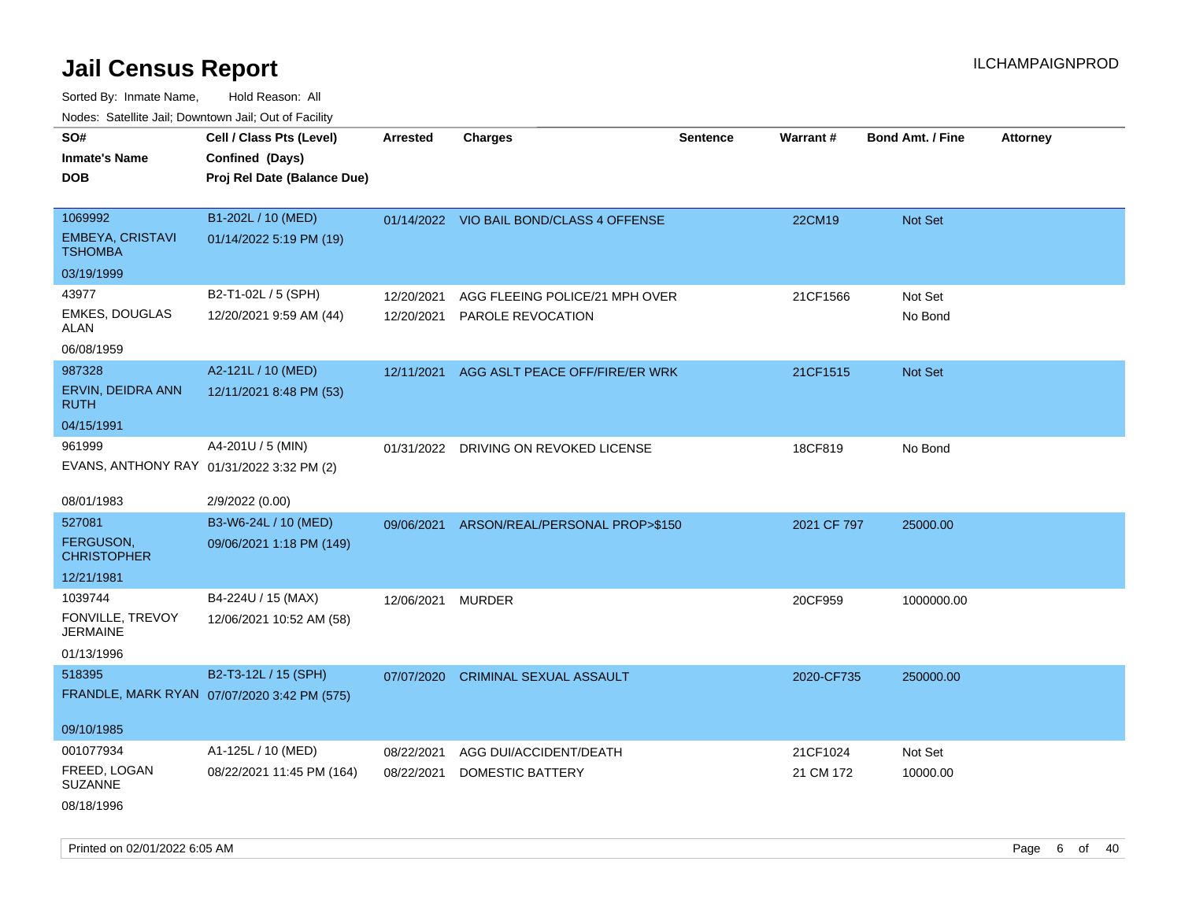# Jail Census Report

ILCHAMPAIGNPROD

Sorted By: Inmate Name, Hold Reason: All

Nodes: Satellite Jail; Downtown Jail; Out of Facility

| SO# / Inmate's Name / DOB | Cell / Class Pts (Level) / Confined (Days) / Proj Rel Date (Balance Due) | Arrested | Charges | Sentence | Warrant # | Bond Amt. / Fine | Attorney |
|---|---|---|---|---|---|---|---|
| 1069992<br>EMBEYA, CRISTAVI TSHOMBA<br>03/19/1999 | B1-202L / 10 (MED)<br>01/14/2022 5:19 PM (19) | 01/14/2022 | VIO BAIL BOND/CLASS 4 OFFENSE | | 22CM19 | Not Set | |
| 43977<br>EMKES, DOUGLAS ALAN<br>06/08/1959 | B2-T1-02L / 5 (SPH)<br>12/20/2021 9:59 AM (44) | 12/20/2021<br>12/20/2021 | AGG FLEEING POLICE/21 MPH OVER<br>PAROLE REVOCATION | | 21CF1566 | Not Set<br>No Bond | |
| 987328<br>ERVIN, DEIDRA ANN RUTH<br>04/15/1991 | A2-121L / 10 (MED)<br>12/11/2021 8:48 PM (53) | 12/11/2021 | AGG ASLT PEACE OFF/FIRE/ER WRK | | 21CF1515 | Not Set | |
| 961999<br>EVANS, ANTHONY RAY<br>08/01/1983 | A4-201U / 5 (MIN)<br>01/31/2022 3:32 PM (2)<br>2/9/2022 (0.00) | 01/31/2022 | DRIVING ON REVOKED LICENSE | | 18CF819 | No Bond | |
| 527081<br>FERGUSON, CHRISTOPHER<br>12/21/1981 | B3-W6-24L / 10 (MED)<br>09/06/2021 1:18 PM (149) | 09/06/2021 | ARSON/REAL/PERSONAL PROP>$150 | | 2021 CF 797 | 25000.00 | |
| 1039744<br>FONVILLE, TREVOY JERMAINE<br>01/13/1996 | B4-224U / 15 (MAX)<br>12/06/2021 10:52 AM (58) | 12/06/2021 | MURDER | | 20CF959 | 1000000.00 | |
| 518395<br>FRANDLE, MARK RYAN<br>09/10/1985 | B2-T3-12L / 15 (SPH)<br>07/07/2020 3:42 PM (575) | 07/07/2020 | CRIMINAL SEXUAL ASSAULT | | 2020-CF735 | 250000.00 | |
| 001077934<br>FREED, LOGAN SUZANNE<br>08/18/1996 | A1-125L / 10 (MED)<br>08/22/2021 11:45 PM (164) | 08/22/2021<br>08/22/2021 | AGG DUI/ACCIDENT/DEATH<br>DOMESTIC BATTERY | | 21CF1024<br>21 CM 172 | Not Set<br>10000.00 | |

Printed on 02/01/2022 6:05 AM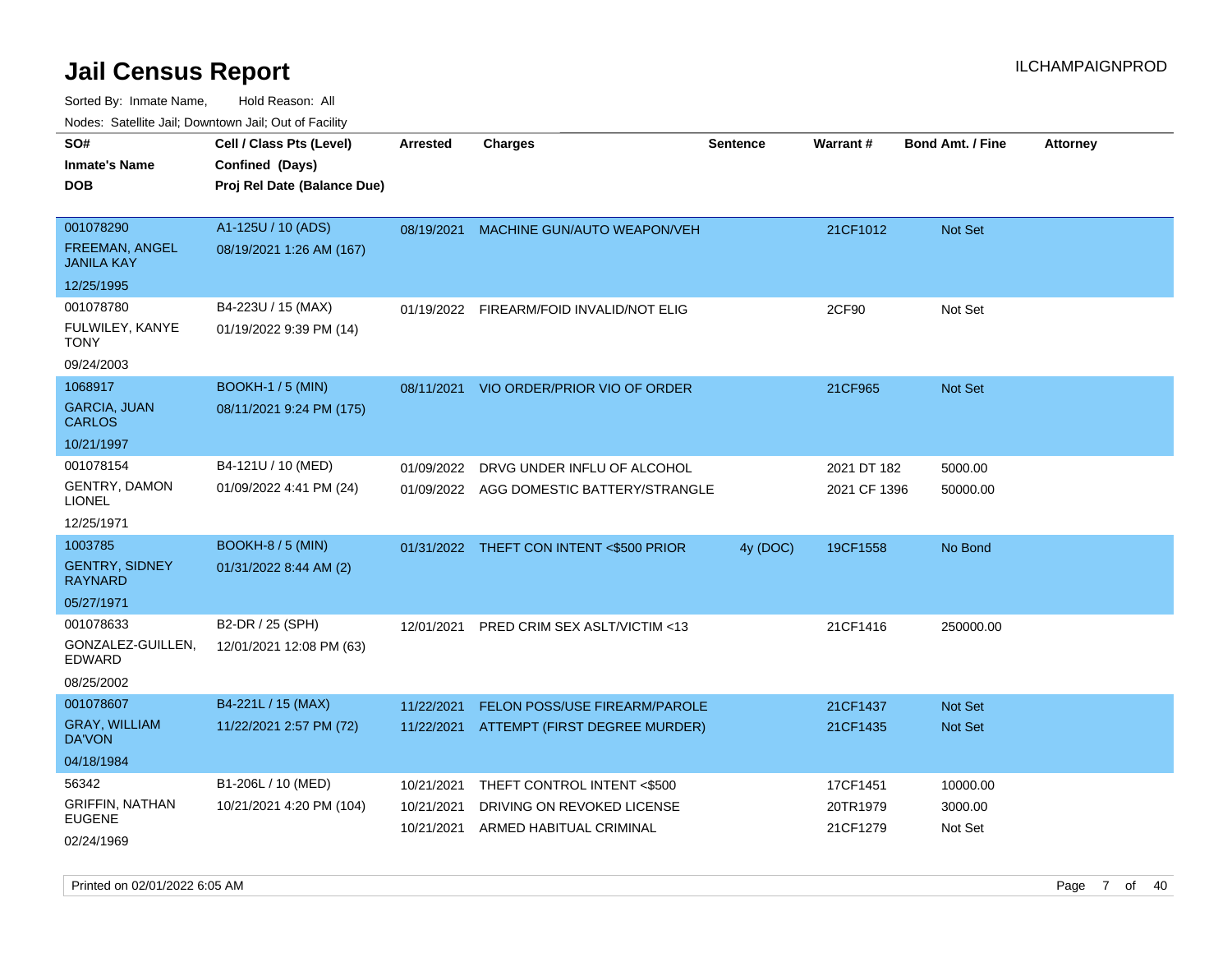# Jail Census Report

ILCHAMPAIGNPROD

Sorted By: Inmate Name, Hold Reason: All

Nodes: Satellite Jail; Downtown Jail; Out of Facility

| SO# / Inmate's Name / DOB | Cell / Class Pts (Level) / Confined (Days) / Proj Rel Date (Balance Due) | Arrested | Charges | Sentence | Warrant # | Bond Amt. / Fine | Attorney |
|---|---|---|---|---|---|---|---|
| 001078290<br>FREEMAN, ANGEL JANILA KAY<br>12/25/1995 | A1-125U / 10 (ADS)<br>08/19/2021 1:26 AM (167) | 08/19/2021 | MACHINE GUN/AUTO WEAPON/VEH | | 21CF1012 | Not Set | |
| 001078780<br>FULWILEY, KANYE TONY<br>09/24/2003 | B4-223U / 15 (MAX)<br>01/19/2022 9:39 PM (14) | 01/19/2022 | FIREARM/FOID INVALID/NOT ELIG | | 2CF90 | Not Set | |
| 1068917<br>GARCIA, JUAN CARLOS<br>10/21/1997 | BOOKH-1 / 5 (MIN)<br>08/11/2021 9:24 PM (175) | 08/11/2021 | VIO ORDER/PRIOR VIO OF ORDER | | 21CF965 | Not Set | |
| 001078154<br>GENTRY, DAMON LIONEL<br>12/25/1971 | B4-121U / 10 (MED)<br>01/09/2022 4:41 PM (24) | 01/09/2022<br>01/09/2022 | DRVG UNDER INFLU OF ALCOHOL<br>AGG DOMESTIC BATTERY/STRANGLE | | 2021 DT 182<br>2021 CF 1396 | 5000.00<br>50000.00 | |
| 1003785<br>GENTRY, SIDNEY RAYNARD<br>05/27/1971 | BOOKH-8 / 5 (MIN)<br>01/31/2022 8:44 AM (2) | 01/31/2022 | THEFT CON INTENT <$500 PRIOR | 4y (DOC) | 19CF1558 | No Bond | |
| 001078633<br>GONZALEZ-GUILLEN, EDWARD<br>08/25/2002 | B2-DR / 25 (SPH)<br>12/01/2021 12:08 PM (63) | 12/01/2021 | PRED CRIM SEX ASLT/VICTIM <13 | | 21CF1416 | 250000.00 | |
| 001078607<br>GRAY, WILLIAM DA'VON<br>04/18/1984 | B4-221L / 15 (MAX)<br>11/22/2021 2:57 PM (72) | 11/22/2021<br>11/22/2021 | FELON POSS/USE FIREARM/PAROLE<br>ATTEMPT (FIRST DEGREE MURDER) | | 21CF1437<br>21CF1435 | Not Set<br>Not Set | |
| 56342<br>GRIFFIN, NATHAN EUGENE<br>02/24/1969 | B1-206L / 10 (MED)<br>10/21/2021 4:20 PM (104) | 10/21/2021<br>10/21/2021<br>10/21/2021 | THEFT CONTROL INTENT <$500<br>DRIVING ON REVOKED LICENSE<br>ARMED HABITUAL CRIMINAL | | 17CF1451<br>20TR1979<br>21CF1279 | 10000.00<br>3000.00<br>Not Set | |

Printed on 02/01/2022 6:05 AM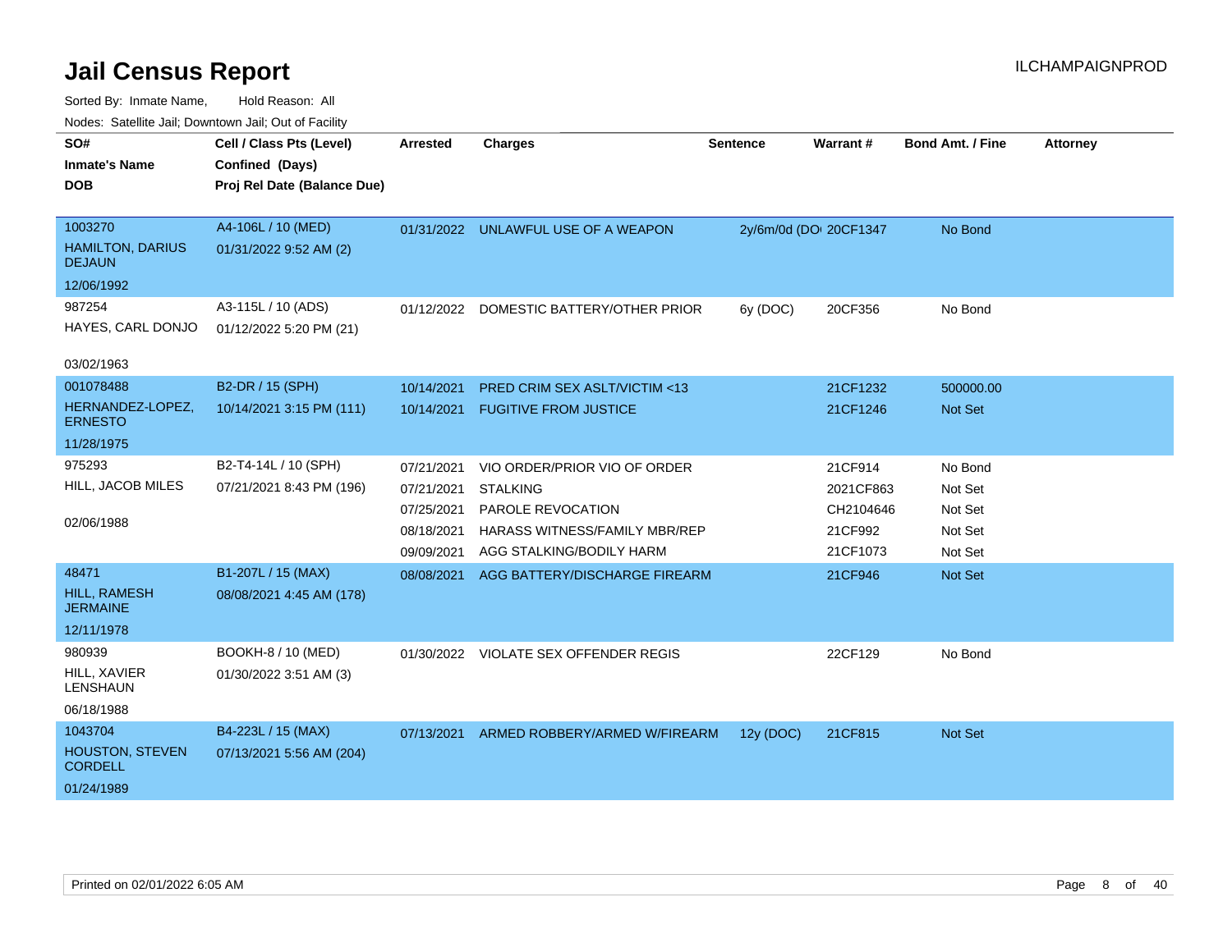# Jail Census Report

ILCHAMPAIGNPROD

Sorted By: Inmate Name, Hold Reason: All

Nodes: Satellite Jail; Downtown Jail; Out of Facility

| SO# / Inmate's Name / DOB | Cell / Class Pts (Level) / Confined (Days) / Proj Rel Date (Balance Due) | Arrested | Charges | Sentence | Warrant # | Bond Amt. / Fine | Attorney |
|---|---|---|---|---|---|---|---|
| 1003270<br>HAMILTON, DARIUS DEJAUN<br>12/06/1992 | A4-106L / 10 (MED)<br>01/31/2022 9:52 AM (2) | 01/31/2022 | UNLAWFUL USE OF A WEAPON | 2y/6m/0d (DO | 20CF1347 | No Bond | |
| 987254<br>HAYES, CARL DONJO<br>03/02/1963 | A3-115L / 10 (ADS)<br>01/12/2022 5:20 PM (21) | 01/12/2022 | DOMESTIC BATTERY/OTHER PRIOR | 6y (DOC) | 20CF356 | No Bond | |
| 001078488<br>HERNANDEZ-LOPEZ, ERNESTO<br>11/28/1975 | B2-DR / 15 (SPH)<br>10/14/2021 3:15 PM (111) | 10/14/2021 | PRED CRIM SEX ASLT/VICTIM <13 | | 21CF1232 | 500000.00 | |
| | | 10/14/2021 | FUGITIVE FROM JUSTICE | | 21CF1246 | Not Set | |
| 975293<br>HILL, JACOB MILES<br>02/06/1988 | B2-T4-14L / 10 (SPH)<br>07/21/2021 8:43 PM (196) | 07/21/2021 | VIO ORDER/PRIOR VIO OF ORDER | | 21CF914 | No Bond | |
| | | 07/21/2021 | STALKING | | 2021CF863 | Not Set | |
| | | 07/25/2021 | PAROLE REVOCATION | | CH2104646 | Not Set | |
| | | 08/18/2021 | HARASS WITNESS/FAMILY MBR/REP | | 21CF992 | Not Set | |
| | | 09/09/2021 | AGG STALKING/BODILY HARM | | 21CF1073 | Not Set | |
| 48471<br>HILL, RAMESH JERMAINE<br>12/11/1978 | B1-207L / 15 (MAX)<br>08/08/2021 4:45 AM (178) | 08/08/2021 | AGG BATTERY/DISCHARGE FIREARM | | 21CF946 | Not Set | |
| 980939<br>HILL, XAVIER LENSHAUN<br>06/18/1988 | BOOKH-8 / 10 (MED)<br>01/30/2022 3:51 AM (3) | 01/30/2022 | VIOLATE SEX OFFENDER REGIS | | 22CF129 | No Bond | |
| 1043704<br>HOUSTON, STEVEN CORDELL<br>01/24/1989 | B4-223L / 15 (MAX)<br>07/13/2021 5:56 AM (204) | 07/13/2021 | ARMED ROBBERY/ARMED W/FIREARM | 12y (DOC) | 21CF815 | Not Set | |

Printed on 02/01/2022 6:05 AM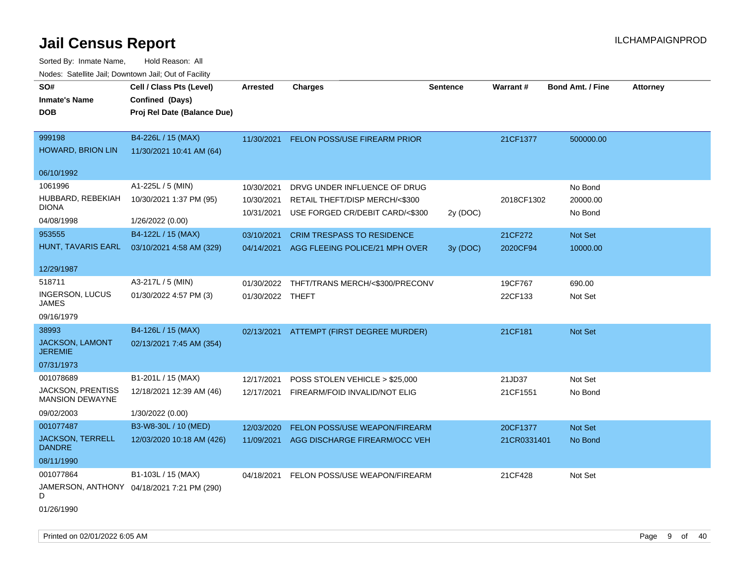# Jail Census Report

ILCHAMPAIGNPROD

Sorted By: Inmate Name, Hold Reason: All

Nodes: Satellite Jail; Downtown Jail; Out of Facility

| SO# / Inmate's Name / DOB | Cell / Class Pts (Level) / Confined (Days) / Proj Rel Date (Balance Due) | Arrested | Charges | Sentence | Warrant # | Bond Amt. / Fine | Attorney |
|---|---|---|---|---|---|---|---|
| 999198 HOWARD, BRION LIN 06/10/1992 | B4-226L / 15 (MAX) 11/30/2021 10:41 AM (64) | 11/30/2021 | FELON POSS/USE FIREARM PRIOR | | 21CF1377 | 500000.00 | |
| 1061996 HUBBARD, REBEKIAH DIONA 04/08/1998 | A1-225L / 5 (MIN) 10/30/2021 1:37 PM (95) 1/26/2022 (0.00) | 10/30/2021 | DRVG UNDER INFLUENCE OF DRUG | | | No Bond | |
| | | 10/30/2021 | RETAIL THEFT/DISP MERCH/<$300 | | 2018CF1302 | 20000.00 | |
| | | 10/31/2021 | USE FORGED CR/DEBIT CARD/<$300 | 2y (DOC) | | No Bond | |
| 953555 HUNT, TAVARIS EARL 12/29/1987 | B4-122L / 15 (MAX) 03/10/2021 4:58 AM (329) | 03/10/2021 | CRIM TRESPASS TO RESIDENCE | | 21CF272 | Not Set | |
| | | 04/14/2021 | AGG FLEEING POLICE/21 MPH OVER | 3y (DOC) | 2020CF94 | 10000.00 | |
| 518711 INGERSON, LUCUS JAMES 09/16/1979 | A3-217L / 5 (MIN) 01/30/2022 4:57 PM (3) | 01/30/2022 | THFT/TRANS MERCH/<$300/PRECONV | | 19CF767 | 690.00 | |
| | | 01/30/2022 | THEFT | | 22CF133 | Not Set | |
| 38993 JACKSON, LAMONT JEREMIE 07/31/1973 | B4-126L / 15 (MAX) 02/13/2021 7:45 AM (354) | 02/13/2021 | ATTEMPT (FIRST DEGREE MURDER) | | 21CF181 | Not Set | |
| 001078689 JACKSON, PRENTISS MANSION DEWAYNE 09/02/2003 | B1-201L / 15 (MAX) 12/18/2021 12:39 AM (46) 1/30/2022 (0.00) | 12/17/2021 | POSS STOLEN VEHICLE > $25,000 | | 21JD37 | Not Set | |
| | | 12/17/2021 | FIREARM/FOID INVALID/NOT ELIG | | 21CF1551 | No Bond | |
| 001077487 JACKSON, TERRELL DANDRE 08/11/1990 | B3-W8-30L / 10 (MED) 12/03/2020 10:18 AM (426) | 12/03/2020 | FELON POSS/USE WEAPON/FIREARM | | 20CF1377 | Not Set | |
| | | 11/09/2021 | AGG DISCHARGE FIREARM/OCC VEH | | 21CR0331401 | No Bond | |
| 001077864 JAMERSON, ANTHONY D 01/26/1990 | B1-103L / 15 (MAX) 04/18/2021 7:21 PM (290) | 04/18/2021 | FELON POSS/USE WEAPON/FIREARM | | 21CF428 | Not Set | |

Printed on 02/01/2022 6:05 AM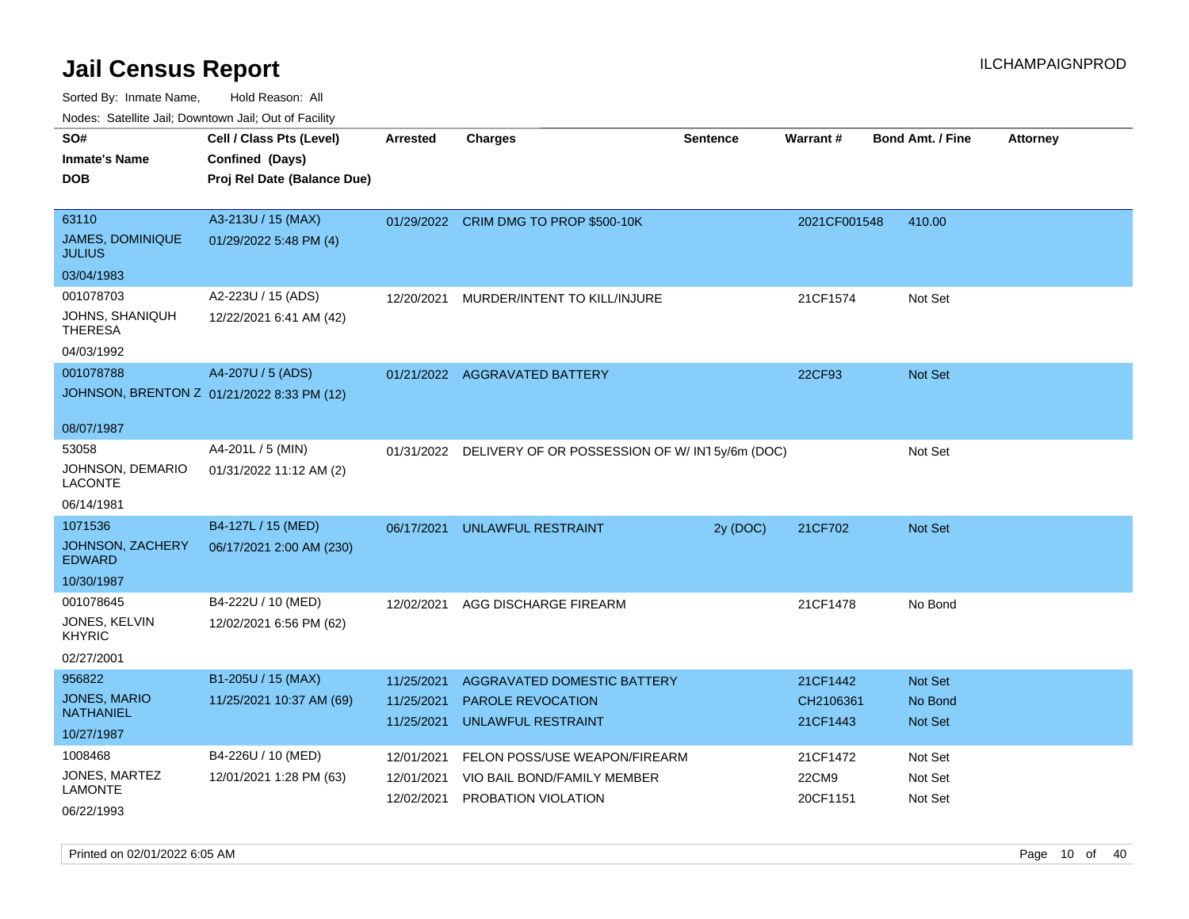# Jail Census Report

ILCHAMPAIGNPROD

Sorted By: Inmate Name, Hold Reason: All

Nodes: Satellite Jail; Downtown Jail; Out of Facility

| SO# / Inmate's Name / DOB | Cell / Class Pts (Level) / Confined (Days) / Proj Rel Date (Balance Due) | Arrested | Charges | Sentence | Warrant # | Bond Amt. / Fine | Attorney |
|---|---|---|---|---|---|---|---|
| 63110 JAMES, DOMINIQUE JULIUS 03/04/1983 | A3-213U / 15 (MAX) 01/29/2022 5:48 PM (4) | 01/29/2022 | CRIM DMG TO PROP $500-10K | | 2021CF001548 | 410.00 | |
| 001078703 JOHNS, SHANIQUH THERESA 04/03/1992 | A2-223U / 15 (ADS) 12/22/2021 6:41 AM (42) | 12/20/2021 | MURDER/INTENT TO KILL/INJURE | | 21CF1574 | Not Set | |
| 001078788 JOHNSON, BRENTON Z 08/07/1987 | A4-207U / 5 (ADS) 01/21/2022 8:33 PM (12) | 01/21/2022 | AGGRAVATED BATTERY | | 22CF93 | Not Set | |
| 53058 JOHNSON, DEMARIO LACONTE 06/14/1981 | A4-201L / 5 (MIN) 01/31/2022 11:12 AM (2) | 01/31/2022 | DELIVERY OF OR POSSESSION OF W/ INT | 5y/6m (DOC) | | Not Set | |
| 1071536 JOHNSON, ZACHERY EDWARD 10/30/1987 | B4-127L / 15 (MED) 06/17/2021 2:00 AM (230) | 06/17/2021 | UNLAWFUL RESTRAINT | 2y (DOC) | 21CF702 | Not Set | |
| 001078645 JONES, KELVIN KHYRIC 02/27/2001 | B4-222U / 10 (MED) 12/02/2021 6:56 PM (62) | 12/02/2021 | AGG DISCHARGE FIREARM | | 21CF1478 | No Bond | |
| 956822 JONES, MARIO NATHANIEL 10/27/1987 | B1-205U / 15 (MAX) 11/25/2021 10:37 AM (69) | 11/25/2021 | AGGRAVATED DOMESTIC BATTERY | | 21CF1442 | Not Set | |
| | | 11/25/2021 | PAROLE REVOCATION | | CH2106361 | No Bond | |
| | | 11/25/2021 | UNLAWFUL RESTRAINT | | 21CF1443 | Not Set | |
| 1008468 JONES, MARTEZ LAMONTE 06/22/1993 | B4-226U / 10 (MED) 12/01/2021 1:28 PM (63) | 12/01/2021 | FELON POSS/USE WEAPON/FIREARM | | 21CF1472 | Not Set | |
| | | 12/01/2021 | VIO BAIL BOND/FAMILY MEMBER | | 22CM9 | Not Set | |
| | | 12/02/2021 | PROBATION VIOLATION | | 20CF1151 | Not Set | |

Printed on 02/01/2022 6:05 AM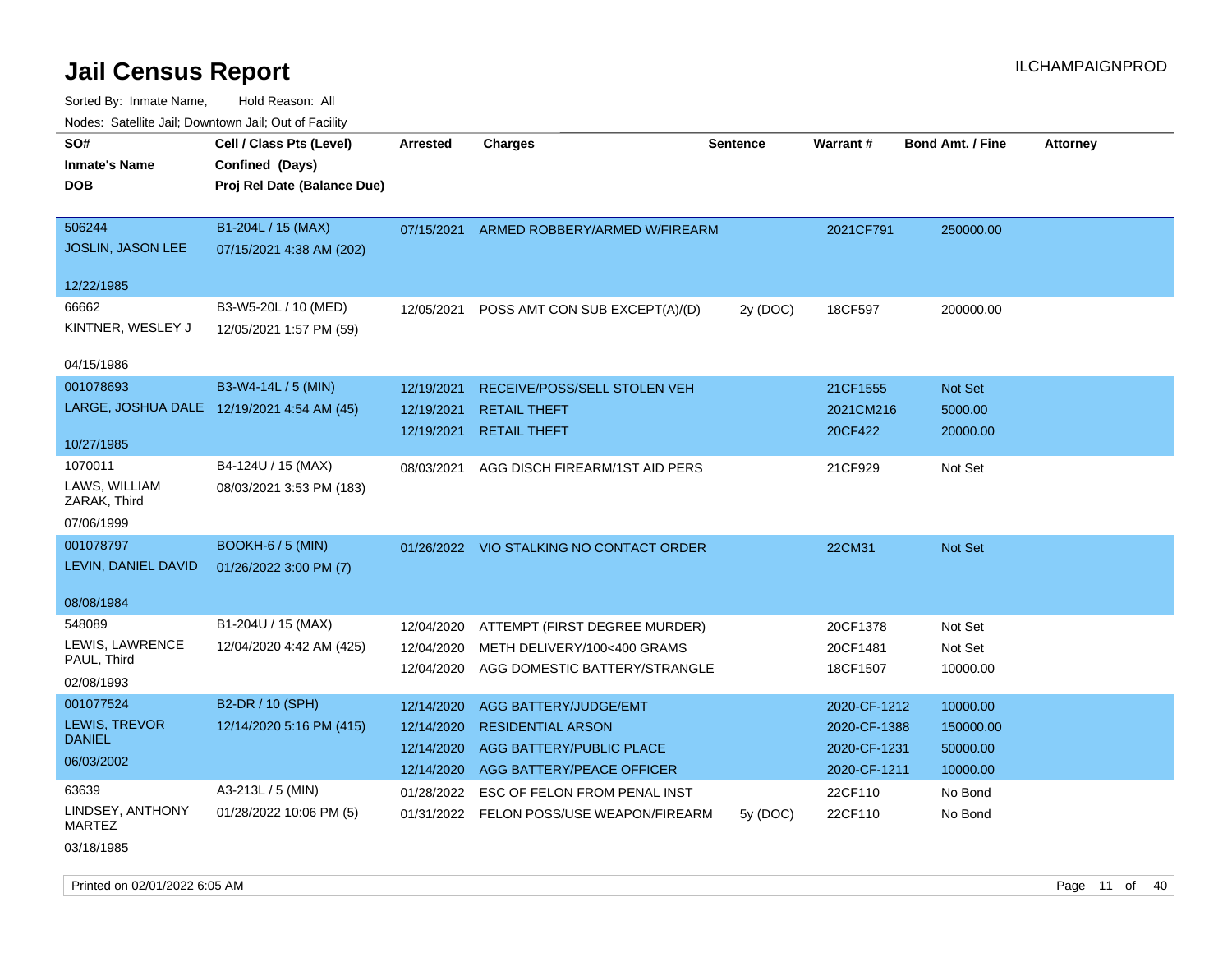# Jail Census Report

ILCHAMPAIGNPROD

Sorted By: Inmate Name, Hold Reason: All

Nodes: Satellite Jail; Downtown Jail; Out of Facility

| SO# / Inmate's Name / DOB | Cell / Class Pts (Level) / Confined (Days) / Proj Rel Date (Balance Due) | Arrested | Charges | Sentence | Warrant # | Bond Amt. / Fine | Attorney |
|---|---|---|---|---|---|---|---|
| 506244<br>JOSLIN, JASON LEE<br>12/22/1985 | B1-204L / 15 (MAX)<br>07/15/2021 4:38 AM (202) | 07/15/2021 | ARMED ROBBERY/ARMED W/FIREARM | | 2021CF791 | 250000.00 | |
| 66662<br>KINTNER, WESLEY J<br>04/15/1986 | B3-W5-20L / 10 (MED)<br>12/05/2021 1:57 PM (59) | 12/05/2021 | POSS AMT CON SUB EXCEPT(A)/(D) | 2y (DOC) | 18CF597 | 200000.00 | |
| 001078693<br>LARGE, JOSHUA DALE<br>10/27/1985 | B3-W4-14L / 5 (MIN)<br>12/19/2021 4:54 AM (45) | 12/19/2021 | RECEIVE/POSS/SELL STOLEN VEH | | 21CF1555 | Not Set | |
| | | 12/19/2021 | RETAIL THEFT | | 2021CM216 | 5000.00 | |
| | | 12/19/2021 | RETAIL THEFT | | 20CF422 | 20000.00 | |
| 1070011<br>LAWS, WILLIAM ZARAK, Third<br>07/06/1999 | B4-124U / 15 (MAX)<br>08/03/2021 3:53 PM (183) | 08/03/2021 | AGG DISCH FIREARM/1ST AID PERS | | 21CF929 | Not Set | |
| 001078797<br>LEVIN, DANIEL DAVID<br>08/08/1984 | BOOKH-6 / 5 (MIN)<br>01/26/2022 3:00 PM (7) | 01/26/2022 | VIO STALKING NO CONTACT ORDER | | 22CM31 | Not Set | |
| 548089<br>LEWIS, LAWRENCE PAUL, Third<br>02/08/1993 | B1-204U / 15 (MAX)<br>12/04/2020 4:42 AM (425) | 12/04/2020 | ATTEMPT (FIRST DEGREE MURDER) | | 20CF1378 | Not Set | |
| | | 12/04/2020 | METH DELIVERY/100<400 GRAMS | | 20CF1481 | Not Set | |
| | | 12/04/2020 | AGG DOMESTIC BATTERY/STRANGLE | | 18CF1507 | 10000.00 | |
| 001077524<br>LEWIS, TREVOR DANIEL<br>06/03/2002 | B2-DR / 10 (SPH)<br>12/14/2020 5:16 PM (415) | 12/14/2020 | AGG BATTERY/JUDGE/EMT | | 2020-CF-1212 | 10000.00 | |
| | | 12/14/2020 | RESIDENTIAL ARSON | | 2020-CF-1388 | 150000.00 | |
| | | 12/14/2020 | AGG BATTERY/PUBLIC PLACE | | 2020-CF-1231 | 50000.00 | |
| | | 12/14/2020 | AGG BATTERY/PEACE OFFICER | | 2020-CF-1211 | 10000.00 | |
| 63639<br>LINDSEY, ANTHONY MARTEZ<br>03/18/1985 | A3-213L / 5 (MIN)<br>01/28/2022 10:06 PM (5) | 01/28/2022 | ESC OF FELON FROM PENAL INST | | 22CF110 | No Bond | |
| | | 01/31/2022 | FELON POSS/USE WEAPON/FIREARM | 5y (DOC) | 22CF110 | No Bond | |

Printed on 02/01/2022 6:05 AM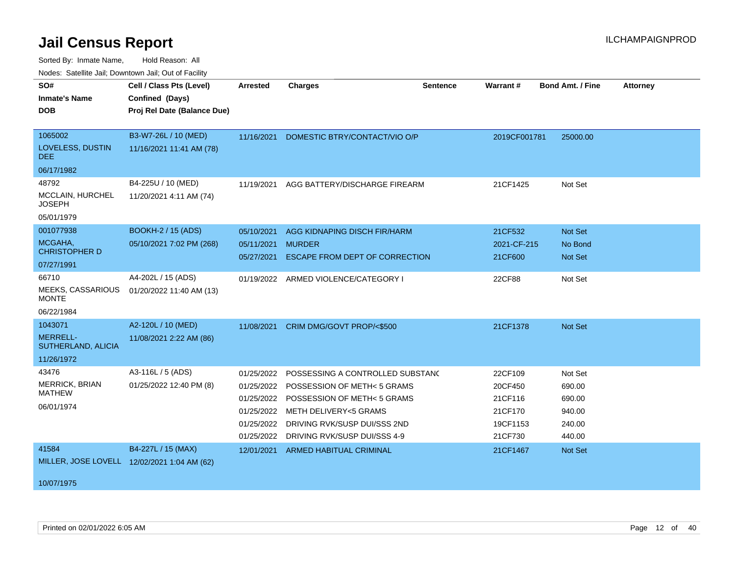# Jail Census Report

ILCHAMPAIGNPROD

Sorted By: Inmate Name, Hold Reason: All

Nodes: Satellite Jail; Downtown Jail; Out of Facility

| SO# / Inmate's Name / DOB | Cell / Class Pts (Level) / Confined (Days) / Proj Rel Date (Balance Due) | Arrested | Charges | Sentence | Warrant # | Bond Amt. / Fine | Attorney |
|---|---|---|---|---|---|---|---|
| 1065002<br>LOVELESS, DUSTIN DEE<br>06/17/1982 | B3-W7-26L / 10 (MED)<br>11/16/2021 11:41 AM (78) | 11/16/2021 | DOMESTIC BTRY/CONTACT/VIO O/P | | 2019CF001781 | 25000.00 | |
| 48792<br>MCCLAIN, HURCHEL JOSEPH<br>05/01/1979 | B4-225U / 10 (MED)<br>11/20/2021 4:11 AM (74) | 11/19/2021 | AGG BATTERY/DISCHARGE FIREARM | | 21CF1425 | Not Set | |
| 001077938<br>MCGAHA, CHRISTOPHER D<br>07/27/1991 | BOOKH-2 / 15 (ADS)<br>05/10/2021 7:02 PM (268) | 05/10/2021 | AGG KIDNAPING DISCH FIR/HARM | | 21CF532 | Not Set | |
| | | 05/11/2021 | MURDER | | 2021-CF-215 | No Bond | |
| | | 05/27/2021 | ESCAPE FROM DEPT OF CORRECTION | | 21CF600 | Not Set | |
| 66710<br>MEEKS, CASSARIOUS MONTE<br>06/22/1984 | A4-202L / 15 (ADS)<br>01/20/2022 11:40 AM (13) | 01/19/2022 | ARMED VIOLENCE/CATEGORY I | | 22CF88 | Not Set | |
| 1043071<br>MERRELL-SUTHERLAND, ALICIA<br>11/26/1972 | A2-120L / 10 (MED)<br>11/08/2021 2:22 AM (86) | 11/08/2021 | CRIM DMG/GOVT PROP/<$500 | | 21CF1378 | Not Set | |
| 43476<br>MERRICK, BRIAN MATHEW<br>06/01/1974 | A3-116L / 5 (ADS)<br>01/25/2022 12:40 PM (8) | 01/25/2022 | POSSESSING A CONTROLLED SUBSTANC | | 22CF109 | Not Set | |
| | | 01/25/2022 | POSSESSION OF METH< 5 GRAMS | | 20CF450 | 690.00 | |
| | | 01/25/2022 | POSSESSION OF METH< 5 GRAMS | | 21CF116 | 690.00 | |
| | | 01/25/2022 | METH DELIVERY<5 GRAMS | | 21CF170 | 940.00 | |
| | | 01/25/2022 | DRIVING RVK/SUSP DUI/SSS 2ND | | 19CF1153 | 240.00 | |
| | | 01/25/2022 | DRIVING RVK/SUSP DUI/SSS 4-9 | | 21CF730 | 440.00 | |
| 41584<br>MILLER, JOSE LOVELL<br>10/07/1975 | B4-227L / 15 (MAX)<br>12/02/2021 1:04 AM (62) | 12/01/2021 | ARMED HABITUAL CRIMINAL | | 21CF1467 | Not Set | |

Printed on 02/01/2022 6:05 AM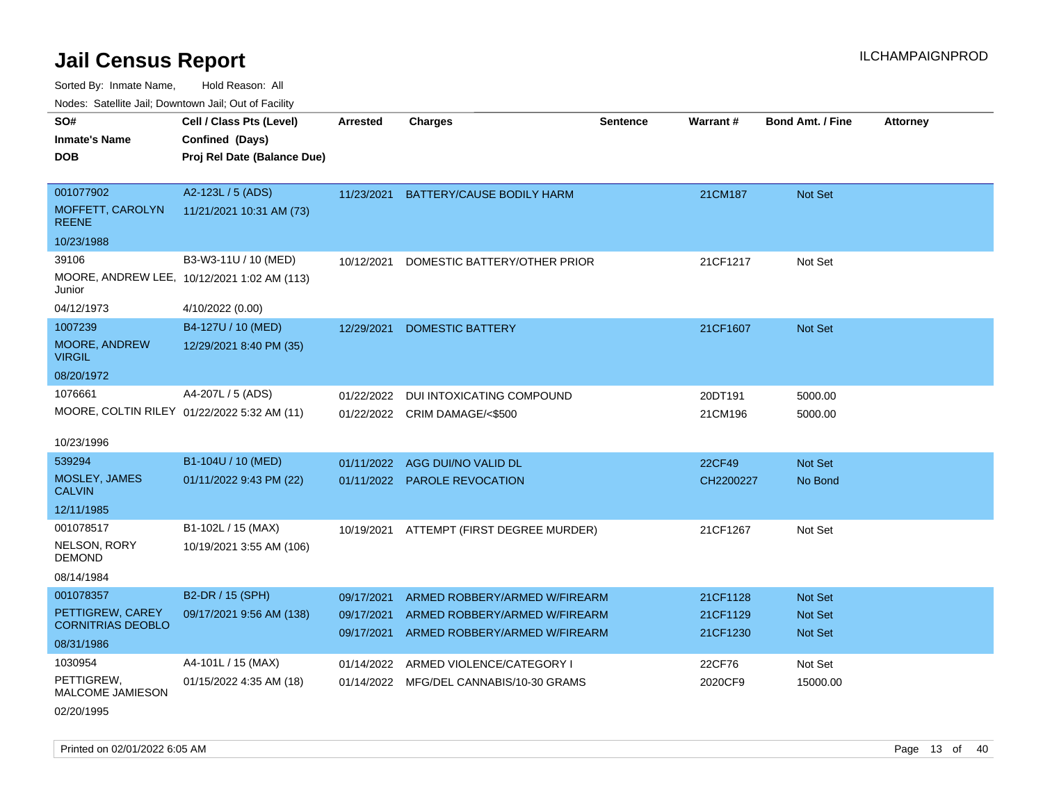# Jail Census Report

Sorted By: Inmate Name, Hold Reason: All

Nodes: Satellite Jail; Downtown Jail; Out of Facility

| SO#<br>Inmate's Name<br>DOB | Cell / Class Pts (Level)<br>Confined (Days)<br>Proj Rel Date (Balance Due) | Arrested | Charges | Sentence | Warrant # | Bond Amt. / Fine | Attorney |
|---|---|---|---|---|---|---|---|
| 001077902<br>MOFFETT, CAROLYN REENE<br>10/23/1988 | A2-123L / 5 (ADS)<br>11/21/2021 10:31 AM (73) | 11/23/2021 | BATTERY/CAUSE BODILY HARM | | 21CM187 | Not Set | |
| 39106<br>MOORE, ANDREW LEE, Junior<br>04/12/1973 | B3-W3-11U / 10 (MED)<br>10/12/2021 1:02 AM (113)<br>4/10/2022 (0.00) | 10/12/2021 | DOMESTIC BATTERY/OTHER PRIOR | | 21CF1217 | Not Set | |
| 1007239<br>MOORE, ANDREW VIRGIL<br>08/20/1972 | B4-127U / 10 (MED)<br>12/29/2021 8:40 PM (35) | 12/29/2021 | DOMESTIC BATTERY | | 21CF1607 | Not Set | |
| 1076661<br>MOORE, COLTIN RILEY<br>10/23/1996 | A4-207L / 5 (ADS)<br>01/22/2022 5:32 AM (11) | 01/22/2022<br>01/22/2022 | DUI INTOXICATING COMPOUND<br>CRIM DAMAGE/<$500 | | 20DT191<br>21CM196 | 5000.00<br>5000.00 | |
| 539294<br>MOSLEY, JAMES CALVIN<br>12/11/1985 | B1-104U / 10 (MED)<br>01/11/2022 9:43 PM (22) | 01/11/2022<br>01/11/2022 | AGG DUI/NO VALID DL<br>PAROLE REVOCATION | | 22CF49<br>CH2200227 | Not Set<br>No Bond | |
| 001078517<br>NELSON, RORY DEMOND<br>08/14/1984 | B1-102L / 15 (MAX)<br>10/19/2021 3:55 AM (106) | 10/19/2021 | ATTEMPT (FIRST DEGREE MURDER) | | 21CF1267 | Not Set | |
| 001078357<br>PETTIGREW, CAREY CORNITRIAS DEOBLO<br>08/31/1986 | B2-DR / 15 (SPH)<br>09/17/2021 9:56 AM (138) | 09/17/2021<br>09/17/2021<br>09/17/2021 | ARMED ROBBERY/ARMED W/FIREARM<br>ARMED ROBBERY/ARMED W/FIREARM<br>ARMED ROBBERY/ARMED W/FIREARM | | 21CF1128<br>21CF1129<br>21CF1230 | Not Set<br>Not Set<br>Not Set | |
| 1030954<br>PETTIGREW, MALCOME JAMIESON<br>02/20/1995 | A4-101L / 15 (MAX)<br>01/15/2022 4:35 AM (18) | 01/14/2022<br>01/14/2022 | ARMED VIOLENCE/CATEGORY I<br>MFG/DEL CANNABIS/10-30 GRAMS | | 22CF76<br>2020CF9 | Not Set<br>15000.00 | |

Printed on 02/01/2022 6:05 AM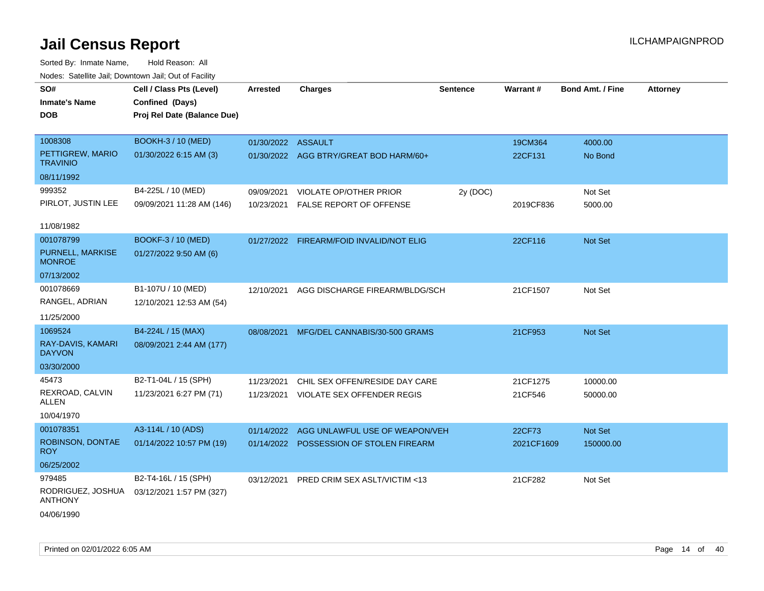# Jail Census Report

ILCHAMPAIGNPROD

Sorted By: Inmate Name, Hold Reason: All

Nodes: Satellite Jail; Downtown Jail; Out of Facility

| SO# / Inmate's Name / DOB | Cell / Class Pts (Level) / Confined (Days) / Proj Rel Date (Balance Due) | Arrested | Charges | Sentence | Warrant # | Bond Amt. / Fine | Attorney |
|---|---|---|---|---|---|---|---|
| 1008308<br>PETTIGREW, MARIO TRAVINIO<br>08/11/1992 | BOOKH-3 / 10 (MED)<br>01/30/2022 6:15 AM (3) | 01/30/2022 | ASSAULT | | 19CM364 | 4000.00 | |
| | | 01/30/2022 | AGG BTRY/GREAT BOD HARM/60+ | | 22CF131 | No Bond | |
| 999352<br>PIRLOT, JUSTIN LEE<br>11/08/1982 | B4-225L / 10 (MED)<br>09/09/2021 11:28 AM (146) | 09/09/2021 | VIOLATE OP/OTHER PRIOR | 2y (DOC) | | Not Set | |
| | | 10/23/2021 | FALSE REPORT OF OFFENSE | | 2019CF836 | 5000.00 | |
| 001078799<br>PURNELL, MARKISE MONROE<br>07/13/2002 | BOOKF-3 / 10 (MED)<br>01/27/2022 9:50 AM (6) | 01/27/2022 | FIREARM/FOID INVALID/NOT ELIG | | 22CF116 | Not Set | |
| 001078669<br>RANGEL, ADRIAN<br>11/25/2000 | B1-107U / 10 (MED)<br>12/10/2021 12:53 AM (54) | 12/10/2021 | AGG DISCHARGE FIREARM/BLDG/SCH | | 21CF1507 | Not Set | |
| 1069524<br>RAY-DAVIS, KAMARI DAYVON<br>03/30/2000 | B4-224L / 15 (MAX)<br>08/09/2021 2:44 AM (177) | 08/08/2021 | MFG/DEL CANNABIS/30-500 GRAMS | | 21CF953 | Not Set | |
| 45473<br>REXROAD, CALVIN ALLEN<br>10/04/1970 | B2-T1-04L / 15 (SPH)<br>11/23/2021 6:27 PM (71) | 11/23/2021 | CHIL SEX OFFEN/RESIDE DAY CARE | | 21CF1275 | 10000.00 | |
| | | 11/23/2021 | VIOLATE SEX OFFENDER REGIS | | 21CF546 | 50000.00 | |
| 001078351<br>ROBINSON, DONTAE ROY<br>06/25/2002 | A3-114L / 10 (ADS)<br>01/14/2022 10:57 PM (19) | 01/14/2022 | AGG UNLAWFUL USE OF WEAPON/VEH | | 22CF73 | Not Set | |
| | | 01/14/2022 | POSSESSION OF STOLEN FIREARM | | 2021CF1609 | 150000.00 | |
| 979485<br>RODRIGUEZ, JOSHUA ANTHONY<br>04/06/1990 | B2-T4-16L / 15 (SPH)<br>03/12/2021 1:57 PM (327) | 03/12/2021 | PRED CRIM SEX ASLT/VICTIM <13 | | 21CF282 | Not Set | |

Printed on 02/01/2022 6:05 AM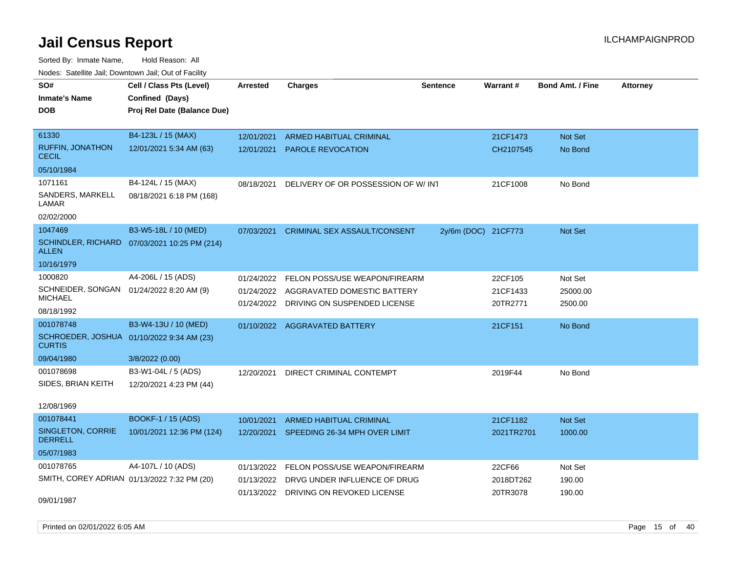# Jail Census Report

Sorted By: Inmate Name, Hold Reason: All

Nodes: Satellite Jail; Downtown Jail; Out of Facility

| SO# / Inmate's Name / DOB | Cell / Class Pts (Level) / Confined (Days) / Proj Rel Date (Balance Due) | Arrested | Charges | Sentence | Warrant # | Bond Amt. / Fine | Attorney |
|---|---|---|---|---|---|---|---|
| 61330<br>RUFFIN, JONATHON CECIL<br>05/10/1984 | B4-123L / 15 (MAX)<br>12/01/2021 5:34 AM (63) | 12/01/2021<br>12/01/2021 | ARMED HABITUAL CRIMINAL<br>PAROLE REVOCATION | | 21CF1473<br>CH2107545 | Not Set<br>No Bond | |
| 1071161<br>SANDERS, MARKELL LAMAR<br>02/02/2000 | B4-124L / 15 (MAX)<br>08/18/2021 6:18 PM (168) | 08/18/2021 | DELIVERY OF OR POSSESSION OF W/ INT | | 21CF1008 | No Bond | |
| 1047469<br>SCHINDLER, RICHARD ALLEN<br>10/16/1979 | B3-W5-18L / 10 (MED)<br>07/03/2021 10:25 PM (214) | 07/03/2021 | CRIMINAL SEX ASSAULT/CONSENT | 2y/6m (DOC) | 21CF773 | Not Set | |
| 1000820<br>SCHNEIDER, SONGAN MICHAEL<br>08/18/1992 | A4-206L / 15 (ADS)<br>01/24/2022 8:20 AM (9) | 01/24/2022<br>01/24/2022<br>01/24/2022 | FELON POSS/USE WEAPON/FIREARM<br>AGGRAVATED DOMESTIC BATTERY<br>DRIVING ON SUSPENDED LICENSE | | 22CF105<br>21CF1433<br>20TR2771 | Not Set<br>25000.00<br>2500.00 | |
| 001078748<br>SCHROEDER, JOSHUA CURTIS<br>09/04/1980 | B3-W4-13U / 10 (MED)<br>01/10/2022 9:34 AM (23)<br>3/8/2022 (0.00) | 01/10/2022 | AGGRAVATED BATTERY | | 21CF151 | No Bond | |
| 001078698<br>SIDES, BRIAN KEITH<br>12/08/1969 | B3-W1-04L / 5 (ADS)<br>12/20/2021 4:23 PM (44) | 12/20/2021 | DIRECT CRIMINAL CONTEMPT | | 2019F44 | No Bond | |
| 001078441<br>SINGLETON, CORRIE DERRELL<br>05/07/1983 | BOOKF-1 / 15 (ADS)<br>10/01/2021 12:36 PM (124) | 10/01/2021<br>12/20/2021 | ARMED HABITUAL CRIMINAL<br>SPEEDING 26-34 MPH OVER LIMIT | | 21CF1182<br>2021TR2701 | Not Set<br>1000.00 | |
| 001078765<br>SMITH, COREY ADRIAN<br>09/01/1987 | A4-107L / 10 (ADS)<br>01/13/2022 7:32 PM (20) | 01/13/2022<br>01/13/2022<br>01/13/2022 | FELON POSS/USE WEAPON/FIREARM<br>DRVG UNDER INFLUENCE OF DRUG<br>DRIVING ON REVOKED LICENSE | | 22CF66<br>2018DT262<br>20TR3078 | Not Set<br>190.00<br>190.00 | |

Printed on 02/01/2022 6:05 AM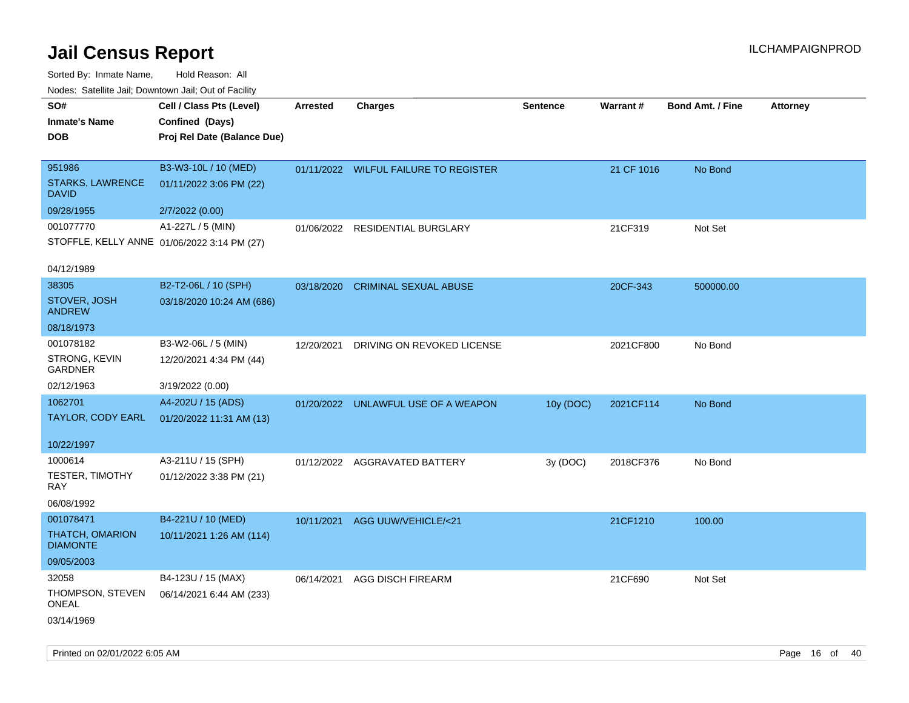# Jail Census Report

Sorted By: Inmate Name, Hold Reason: All

Nodes: Satellite Jail; Downtown Jail; Out of Facility

| SO# / Inmate's Name / DOB | Cell / Class Pts (Level) / Confined (Days) / Proj Rel Date (Balance Due) | Arrested | Charges | Sentence | Warrant # | Bond Amt. / Fine | Attorney |
|---|---|---|---|---|---|---|---|
| 951986<br>STARKS, LAWRENCE DAVID<br>09/28/1955 | B3-W3-10L / 10 (MED)<br>01/11/2022 3:06 PM (22)<br>2/7/2022 (0.00) | 01/11/2022 | WILFUL FAILURE TO REGISTER | | 21 CF 1016 | No Bond | |
| 001077770<br>STOFFLE, KELLY ANNE<br>04/12/1989 | A1-227L / 5 (MIN)<br>01/06/2022 3:14 PM (27) | 01/06/2022 | RESIDENTIAL BURGLARY | | 21CF319 | Not Set | |
| 38305<br>STOVER, JOSH ANDREW<br>08/18/1973 | B2-T2-06L / 10 (SPH)<br>03/18/2020 10:24 AM (686) | 03/18/2020 | CRIMINAL SEXUAL ABUSE | | 20CF-343 | 500000.00 | |
| 001078182<br>STRONG, KEVIN GARDNER<br>02/12/1963 | B3-W2-06L / 5 (MIN)<br>12/20/2021 4:34 PM (44)<br>3/19/2022 (0.00) | 12/20/2021 | DRIVING ON REVOKED LICENSE | | 2021CF800 | No Bond | |
| 1062701<br>TAYLOR, CODY EARL<br>10/22/1997 | A4-202U / 15 (ADS)<br>01/20/2022 11:31 AM (13) | 01/20/2022 | UNLAWFUL USE OF A WEAPON | 10y (DOC) | 2021CF114 | No Bond | |
| 1000614<br>TESTER, TIMOTHY RAY<br>06/08/1992 | A3-211U / 15 (SPH)<br>01/12/2022 3:38 PM (21) | 01/12/2022 | AGGRAVATED BATTERY | 3y (DOC) | 2018CF376 | No Bond | |
| 001078471<br>THATCH, OMARION DIAMONTE<br>09/05/2003 | B4-221U / 10 (MED)<br>10/11/2021 1:26 AM (114) | 10/11/2021 | AGG UUW/VEHICLE/<21 | | 21CF1210 | 100.00 | |
| 32058<br>THOMPSON, STEVEN ONEAL<br>03/14/1969 | B4-123U / 15 (MAX)<br>06/14/2021 6:44 AM (233) | 06/14/2021 | AGG DISCH FIREARM | | 21CF690 | Not Set | |

Printed on 02/01/2022 6:05 AM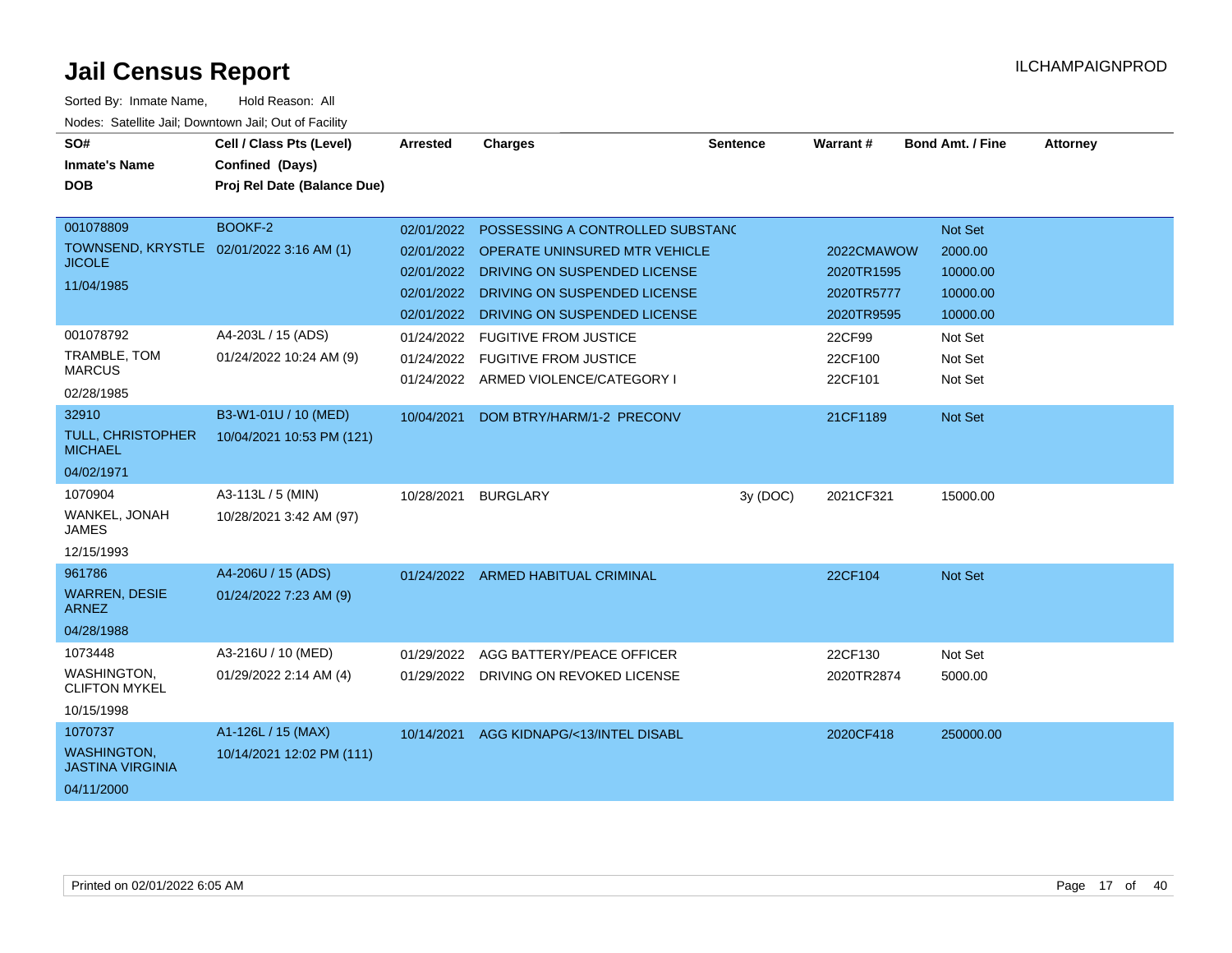# Jail Census Report

ILCHAMPAIGNPROD

Sorted By: Inmate Name, Hold Reason: All

Nodes: Satellite Jail; Downtown Jail; Out of Facility

| SO# / Inmate's Name / DOB | Cell / Class Pts (Level) / Confined (Days) / Proj Rel Date (Balance Due) | Arrested | Charges | Sentence | Warrant # | Bond Amt. / Fine | Attorney |
|---|---|---|---|---|---|---|---|
| 001078809 TOWNSEND, KRYSTLE JICOLE 11/04/1985 | BOOKF-2 02/01/2022 3:16 AM (1) | 02/01/2022 | POSSESSING A CONTROLLED SUBSTANC | | | Not Set | |
| | | 02/01/2022 | OPERATE UNINSURED MTR VEHICLE | | 2022CMAWOW | 2000.00 | |
| | | 02/01/2022 | DRIVING ON SUSPENDED LICENSE | | 2020TR1595 | 10000.00 | |
| | | 02/01/2022 | DRIVING ON SUSPENDED LICENSE | | 2020TR5777 | 10000.00 | |
| | | 02/01/2022 | DRIVING ON SUSPENDED LICENSE | | 2020TR9595 | 10000.00 | |
| 001078792 TRAMBLE, TOM MARCUS 02/28/1985 | A4-203L / 15 (ADS) 01/24/2022 10:24 AM (9) | 01/24/2022 | FUGITIVE FROM JUSTICE | | 22CF99 | Not Set | |
| | | 01/24/2022 | FUGITIVE FROM JUSTICE | | 22CF100 | Not Set | |
| | | 01/24/2022 | ARMED VIOLENCE/CATEGORY I | | 22CF101 | Not Set | |
| 32910 TULL, CHRISTOPHER MICHAEL 04/02/1971 | B3-W1-01U / 10 (MED) 10/04/2021 10:53 PM (121) | 10/04/2021 | DOM BTRY/HARM/1-2 PRECONV | | 21CF1189 | Not Set | |
| 1070904 WANKEL, JONAH JAMES 12/15/1993 | A3-113L / 5 (MIN) 10/28/2021 3:42 AM (97) | 10/28/2021 | BURGLARY | 3y (DOC) | 2021CF321 | 15000.00 | |
| 961786 WARREN, DESIE ARNEZ 04/28/1988 | A4-206U / 15 (ADS) 01/24/2022 7:23 AM (9) | 01/24/2022 | ARMED HABITUAL CRIMINAL | | 22CF104 | Not Set | |
| 1073448 WASHINGTON, CLIFTON MYKEL 10/15/1998 | A3-216U / 10 (MED) 01/29/2022 2:14 AM (4) | 01/29/2022 | AGG BATTERY/PEACE OFFICER | | 22CF130 | Not Set | |
| | | 01/29/2022 | DRIVING ON REVOKED LICENSE | | 2020TR2874 | 5000.00 | |
| 1070737 WASHINGTON, JASTINA VIRGINIA 04/11/2000 | A1-126L / 15 (MAX) 10/14/2021 12:02 PM (111) | 10/14/2021 | AGG KIDNAPG/<13/INTEL DISABL | | 2020CF418 | 250000.00 | |

Printed on 02/01/2022 6:05 AM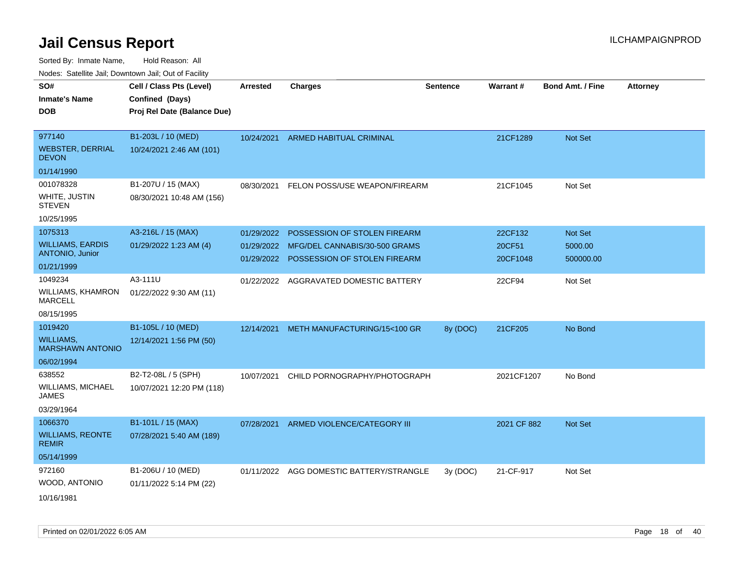# Jail Census Report

ILCHAMPAIGNPROD

Sorted By: Inmate Name, Hold Reason: All

Nodes: Satellite Jail; Downtown Jail; Out of Facility

| SO# / Inmate's Name / DOB | Cell / Class Pts (Level) / Confined (Days) / Proj Rel Date (Balance Due) | Arrested | Charges | Sentence | Warrant # | Bond Amt. / Fine | Attorney |
|---|---|---|---|---|---|---|---|
| 977140<br>WEBSTER, DERRIAL DEVON<br>01/14/1990 | B1-203L / 10 (MED)<br>10/24/2021 2:46 AM (101) | 10/24/2021 | ARMED HABITUAL CRIMINAL | | 21CF1289 | Not Set | |
| 001078328<br>WHITE, JUSTIN STEVEN<br>10/25/1995 | B1-207U / 15 (MAX)<br>08/30/2021 10:48 AM (156) | 08/30/2021 | FELON POSS/USE WEAPON/FIREARM | | 21CF1045 | Not Set | |
| 1075313<br>WILLIAMS, EARDIS ANTONIO, Junior<br>01/21/1999 | A3-216L / 15 (MAX)<br>01/29/2022 1:23 AM (4) | 01/29/2022<br>01/29/2022<br>01/29/2022 | POSSESSION OF STOLEN FIREARM<br>MFG/DEL CANNABIS/30-500 GRAMS<br>POSSESSION OF STOLEN FIREARM | | 22CF132<br>20CF51<br>20CF1048 | Not Set<br>5000.00<br>500000.00 | |
| 1049234<br>WILLIAMS, KHAMRON MARCELL<br>08/15/1995 | A3-111U<br>01/22/2022 9:30 AM (11) | 01/22/2022 | AGGRAVATED DOMESTIC BATTERY | | 22CF94 | Not Set | |
| 1019420<br>WILLIAMS, MARSHAWN ANTONIO<br>06/02/1994 | B1-105L / 10 (MED)<br>12/14/2021 1:56 PM (50) | 12/14/2021 | METH MANUFACTURING/15<100 GR | 8y (DOC) | 21CF205 | No Bond | |
| 638552<br>WILLIAMS, MICHAEL JAMES<br>03/29/1964 | B2-T2-08L / 5 (SPH)<br>10/07/2021 12:20 PM (118) | 10/07/2021 | CHILD PORNOGRAPHY/PHOTOGRAPH | | 2021CF1207 | No Bond | |
| 1066370<br>WILLIAMS, REONTE REMIR<br>05/14/1999 | B1-101L / 15 (MAX)<br>07/28/2021 5:40 AM (189) | 07/28/2021 | ARMED VIOLENCE/CATEGORY III | | 2021 CF 882 | Not Set | |
| 972160<br>WOOD, ANTONIO<br>10/16/1981 | B1-206U / 10 (MED)<br>01/11/2022 5:14 PM (22) | 01/11/2022 | AGG DOMESTIC BATTERY/STRANGLE | 3y (DOC) | 21-CF-917 | Not Set | |

Printed on 02/01/2022 6:05 AM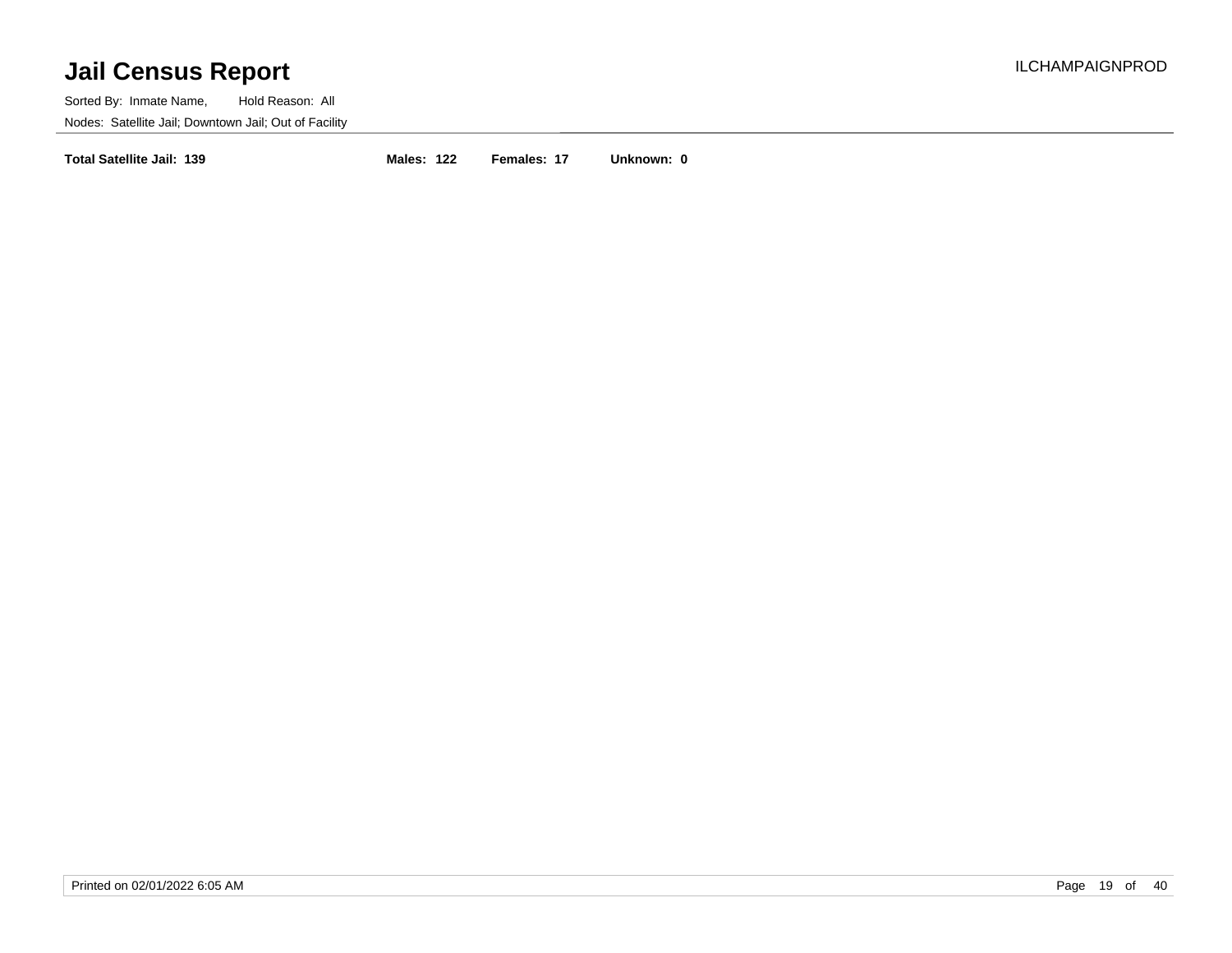# Jail Census Report

ILCHAMPAIGNPROD

Sorted By: Inmate Name, Hold Reason: All

Nodes: Satellite Jail; Downtown Jail; Out of Facility

**Total Satellite Jail: 139** **Males: 122** **Females: 17** **Unknown: 0**

Printed on 02/01/2022 6:05 AM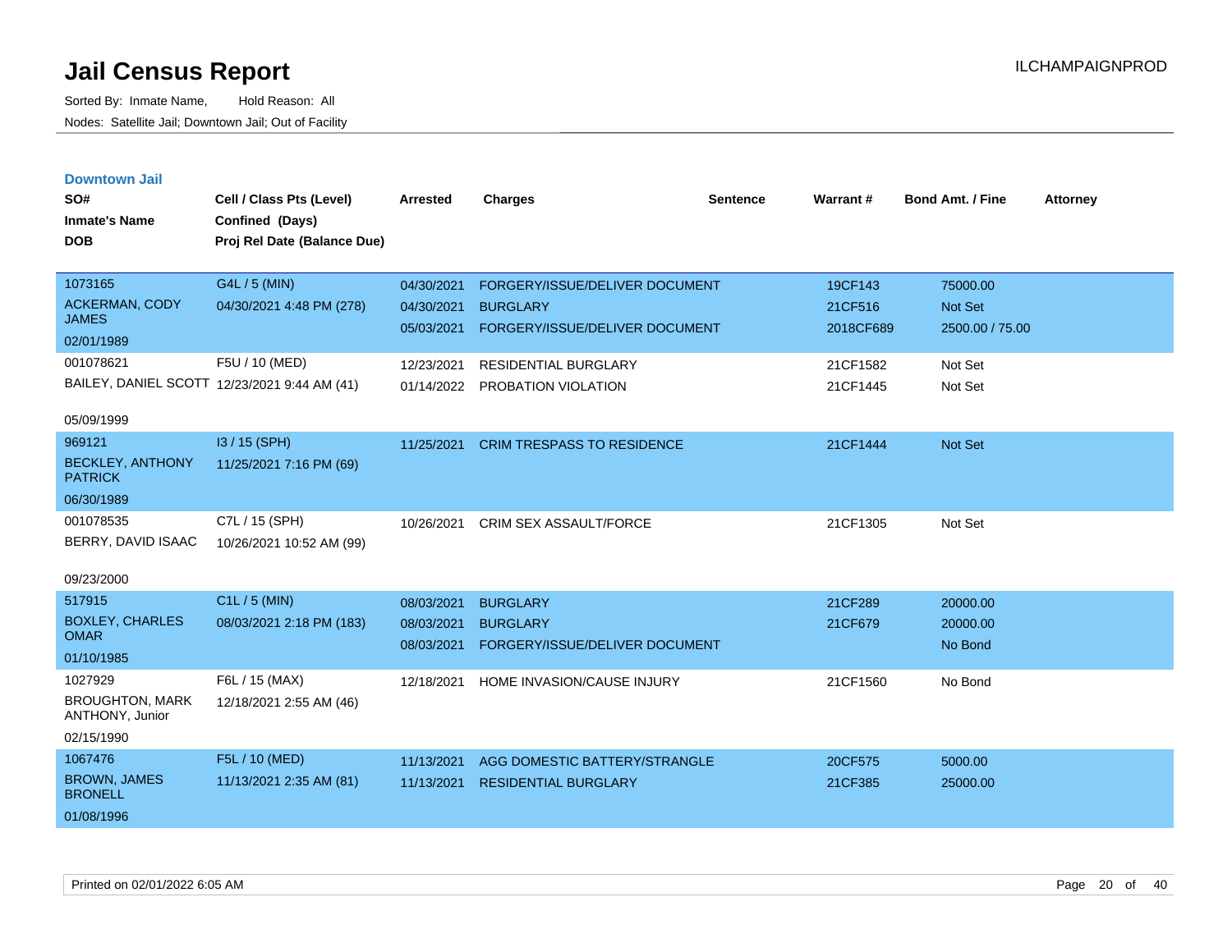# Jail Census Report

ILCHAMPAIGNPROD

Sorted By: Inmate Name, Hold Reason: All

Nodes: Satellite Jail; Downtown Jail; Out of Facility

## Downtown Jail

| SO# / Inmate's Name / DOB | Cell / Class Pts (Level) / Confined (Days) / Proj Rel Date (Balance Due) | Arrested | Charges | Sentence | Warrant # | Bond Amt. / Fine | Attorney |
|---|---|---|---|---|---|---|---|
| 1073165<br>ACKERMAN, CODY JAMES<br>02/01/1989 | G4L / 5 (MIN)<br>04/30/2021 4:48 PM (278) | 04/30/2021<br>04/30/2021<br>05/03/2021 | FORGERY/ISSUE/DELIVER DOCUMENT<br>BURGLARY<br>FORGERY/ISSUE/DELIVER DOCUMENT | | 19CF143<br>21CF516<br>2018CF689 | 75000.00<br>Not Set<br>2500.00 / 75.00 | |
| 001078621<br>BAILEY, DANIEL SCOTT<br>05/09/1999 | F5U / 10 (MED)<br>12/23/2021 9:44 AM (41) | 12/23/2021<br>01/14/2022 | RESIDENTIAL BURGLARY<br>PROBATION VIOLATION | | 21CF1582<br>21CF1445 | Not Set<br>Not Set | |
| 969121<br>BECKLEY, ANTHONY PATRICK<br>06/30/1989 | I3 / 15 (SPH)<br>11/25/2021 7:16 PM (69) | 11/25/2021 | CRIM TRESPASS TO RESIDENCE | | 21CF1444 | Not Set | |
| 001078535<br>BERRY, DAVID ISAAC<br>09/23/2000 | C7L / 15 (SPH)<br>10/26/2021 10:52 AM (99) | 10/26/2021 | CRIM SEX ASSAULT/FORCE | | 21CF1305 | Not Set | |
| 517915<br>BOXLEY, CHARLES OMAR<br>01/10/1985 | C1L / 5 (MIN)<br>08/03/2021 2:18 PM (183) | 08/03/2021<br>08/03/2021<br>08/03/2021 | BURGLARY<br>BURGLARY<br>FORGERY/ISSUE/DELIVER DOCUMENT | | 21CF289<br>21CF679 | 20000.00<br>20000.00<br>No Bond | |
| 1027929<br>BROUGHTON, MARK ANTHONY, Junior<br>02/15/1990 | F6L / 15 (MAX)<br>12/18/2021 2:55 AM (46) | 12/18/2021 | HOME INVASION/CAUSE INJURY | | 21CF1560 | No Bond | |
| 1067476<br>BROWN, JAMES BRONELL<br>01/08/1996 | F5L / 10 (MED)<br>11/13/2021 2:35 AM (81) | 11/13/2021<br>11/13/2021 | AGG DOMESTIC BATTERY/STRANGLE<br>RESIDENTIAL BURGLARY | | 20CF575<br>21CF385 | 5000.00<br>25000.00 | |

Printed on 02/01/2022 6:05 AM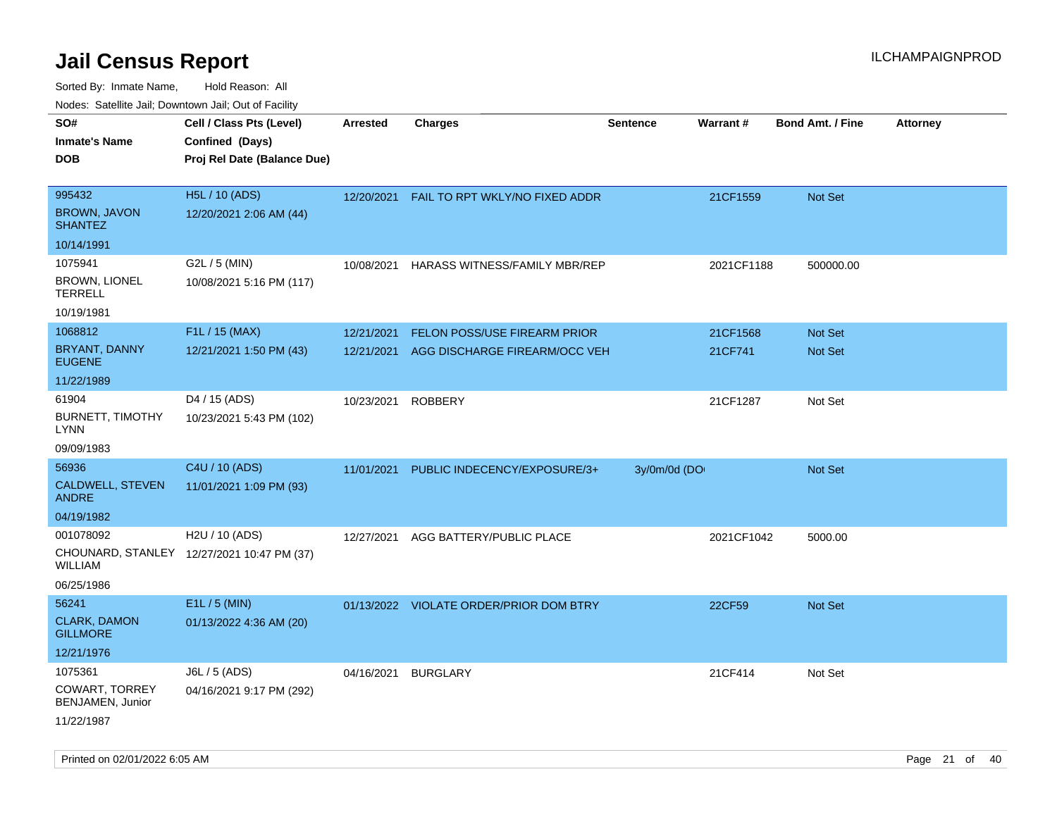# Jail Census Report

ILCHAMPAIGNPROD

Sorted By: Inmate Name, Hold Reason: All

Nodes: Satellite Jail; Downtown Jail; Out of Facility

| SO# / Inmate's Name / DOB | Cell / Class Pts (Level) / Confined (Days) / Proj Rel Date (Balance Due) | Arrested | Charges | Sentence | Warrant # | Bond Amt. / Fine | Attorney |
|---|---|---|---|---|---|---|---|
| 995432<br>BROWN, JAVON SHANTEZ<br>10/14/1991 | H5L / 10 (ADS)<br>12/20/2021 2:06 AM (44) | 12/20/2021 | FAIL TO RPT WKLY/NO FIXED ADDR | | 21CF1559 | Not Set | |
| 1075941<br>BROWN, LIONEL TERRELL<br>10/19/1981 | G2L / 5 (MIN)<br>10/08/2021 5:16 PM (117) | 10/08/2021 | HARASS WITNESS/FAMILY MBR/REP | | 2021CF1188 | 500000.00 | |
| 1068812<br>BRYANT, DANNY EUGENE<br>11/22/1989 | F1L / 15 (MAX)<br>12/21/2021 1:50 PM (43) | 12/21/2021<br>12/21/2021 | FELON POSS/USE FIREARM PRIOR<br>AGG DISCHARGE FIREARM/OCC VEH | | 21CF1568<br>21CF741 | Not Set<br>Not Set | |
| 61904<br>BURNETT, TIMOTHY LYNN<br>09/09/1983 | D4 / 15 (ADS)<br>10/23/2021 5:43 PM (102) | 10/23/2021 | ROBBERY | | 21CF1287 | Not Set | |
| 56936<br>CALDWELL, STEVEN ANDRE<br>04/19/1982 | C4U / 10 (ADS)<br>11/01/2021 1:09 PM (93) | 11/01/2021 | PUBLIC INDECENCY/EXPOSURE/3+ | 3y/0m/0d (DO | | Not Set | |
| 001078092<br>CHOUNARD, STANLEY WILLIAM<br>06/25/1986 | H2U / 10 (ADS)<br>12/27/2021 10:47 PM (37) | 12/27/2021 | AGG BATTERY/PUBLIC PLACE | | 2021CF1042 | 5000.00 | |
| 56241<br>CLARK, DAMON GILLMORE<br>12/21/1976 | E1L / 5 (MIN)<br>01/13/2022 4:36 AM (20) | 01/13/2022 | VIOLATE ORDER/PRIOR DOM BTRY | | 22CF59 | Not Set | |
| 1075361<br>COWART, TORREY BENJAMEN, Junior<br>11/22/1987 | J6L / 5 (ADS)<br>04/16/2021 9:17 PM (292) | 04/16/2021 | BURGLARY | | 21CF414 | Not Set | |

Printed on 02/01/2022 6:05 AM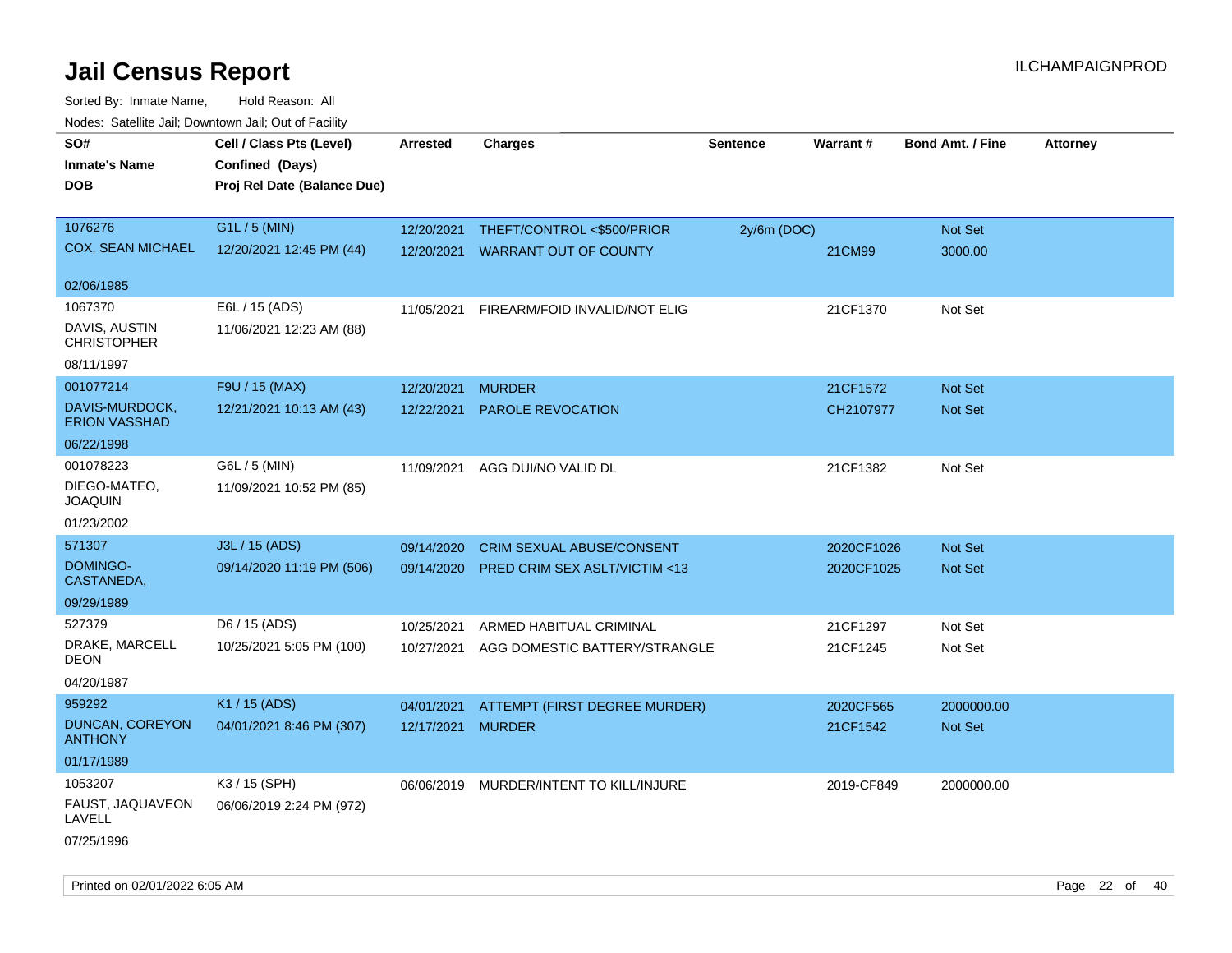# Jail Census Report

ILCHAMPAIGNPROD

Sorted By: Inmate Name, Hold Reason: All

Nodes: Satellite Jail; Downtown Jail; Out of Facility

| SO# / Inmate's Name / DOB | Cell / Class Pts (Level) / Confined (Days) / Proj Rel Date (Balance Due) | Arrested | Charges | Sentence | Warrant # | Bond Amt. / Fine | Attorney |
|---|---|---|---|---|---|---|---|
| 1076276 COX, SEAN MICHAEL 02/06/1985 | G1L / 5 (MIN) 12/20/2021 12:45 PM (44) | 12/20/2021 | THEFT/CONTROL <$500/PRIOR | 2y/6m (DOC) | | Not Set | |
| | | 12/20/2021 | WARRANT OUT OF COUNTY | | 21CM99 | 3000.00 | |
| 1067370 DAVIS, AUSTIN CHRISTOPHER 08/11/1997 | E6L / 15 (ADS) 11/06/2021 12:23 AM (88) | 11/05/2021 | FIREARM/FOID INVALID/NOT ELIG | | 21CF1370 | Not Set | |
| 001077214 DAVIS-MURDOCK, ERION VASSHAD 06/22/1998 | F9U / 15 (MAX) 12/21/2021 10:13 AM (43) | 12/20/2021 | MURDER | | 21CF1572 | Not Set | |
| | | 12/22/2021 | PAROLE REVOCATION | | CH2107977 | Not Set | |
| 001078223 DIEGO-MATEO, JOAQUIN 01/23/2002 | G6L / 5 (MIN) 11/09/2021 10:52 PM (85) | 11/09/2021 | AGG DUI/NO VALID DL | | 21CF1382 | Not Set | |
| 571307 DOMINGO-CASTANEDA, 09/29/1989 | J3L / 15 (ADS) 09/14/2020 11:19 PM (506) | 09/14/2020 | CRIM SEXUAL ABUSE/CONSENT | | 2020CF1026 | Not Set | |
| | | 09/14/2020 | PRED CRIM SEX ASLT/VICTIM <13 | | 2020CF1025 | Not Set | |
| 527379 DRAKE, MARCELL DEON 04/20/1987 | D6 / 15 (ADS) 10/25/2021 5:05 PM (100) | 10/25/2021 | ARMED HABITUAL CRIMINAL | | 21CF1297 | Not Set | |
| | | 10/27/2021 | AGG DOMESTIC BATTERY/STRANGLE | | 21CF1245 | Not Set | |
| 959292 DUNCAN, COREYON ANTHONY 01/17/1989 | K1 / 15 (ADS) 04/01/2021 8:46 PM (307) | 04/01/2021 | ATTEMPT (FIRST DEGREE MURDER) | | 2020CF565 | 2000000.00 | |
| | | 12/17/2021 | MURDER | | 21CF1542 | Not Set | |
| 1053207 FAUST, JAQUAVEON LAVELL 07/25/1996 | K3 / 15 (SPH) 06/06/2019 2:24 PM (972) | 06/06/2019 | MURDER/INTENT TO KILL/INJURE | | 2019-CF849 | 2000000.00 | |

Printed on 02/01/2022 6:05 AM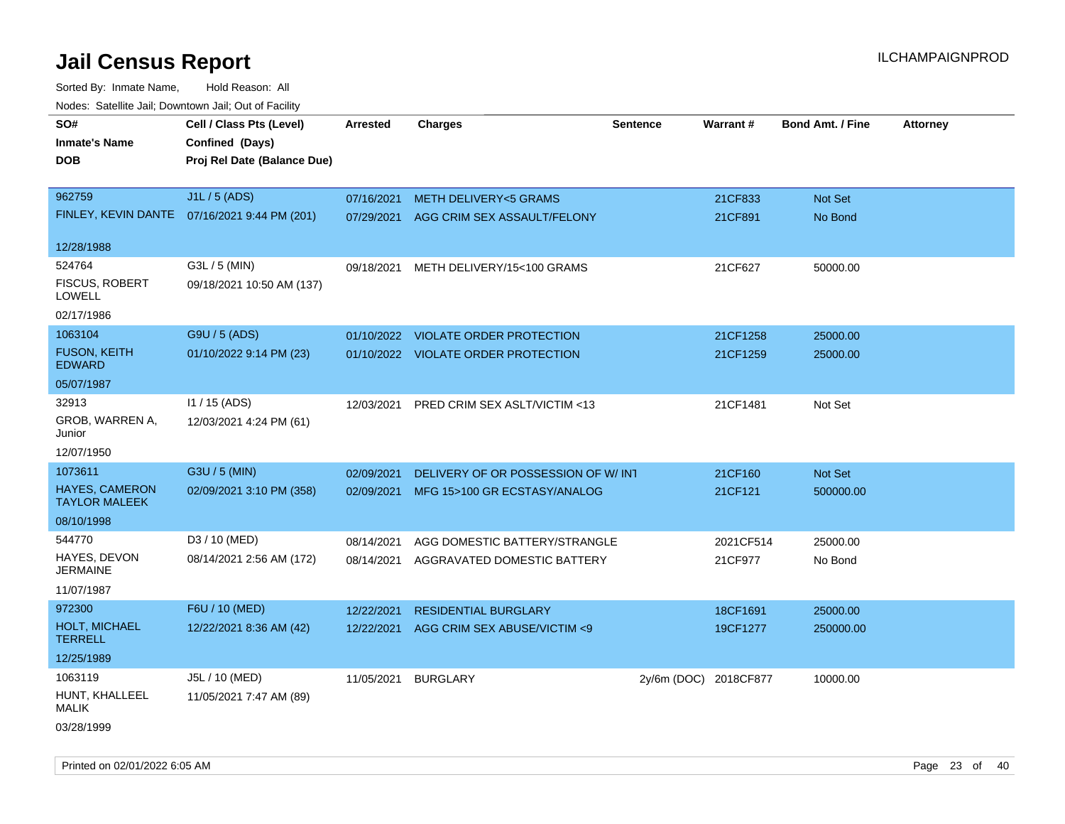# Jail Census Report

ILCHAMPAIGNPROD

Sorted By: Inmate Name, Hold Reason: All

Nodes: Satellite Jail; Downtown Jail; Out of Facility

| SO# / Inmate's Name / DOB | Cell / Class Pts (Level) / Confined (Days) / Proj Rel Date (Balance Due) | Arrested | Charges | Sentence | Warrant # | Bond Amt. / Fine | Attorney |
|---|---|---|---|---|---|---|---|
| 962759<br>FINLEY, KEVIN DANTE<br>12/28/1988 | J1L / 5 (ADS)<br>07/16/2021 9:44 PM (201) | 07/16/2021<br>07/29/2021 | METH DELIVERY<5 GRAMS<br>AGG CRIM SEX ASSAULT/FELONY | | 21CF833<br>21CF891 | Not Set<br>No Bond | |
| 524764<br>FISCUS, ROBERT LOWELL<br>02/17/1986 | G3L / 5 (MIN)<br>09/18/2021 10:50 AM (137) | 09/18/2021 | METH DELIVERY/15<100 GRAMS | | 21CF627 | 50000.00 | |
| 1063104<br>FUSON, KEITH EDWARD<br>05/07/1987 | G9U / 5 (ADS)<br>01/10/2022 9:14 PM (23) | 01/10/2022<br>01/10/2022 | VIOLATE ORDER PROTECTION<br>VIOLATE ORDER PROTECTION | | 21CF1258<br>21CF1259 | 25000.00<br>25000.00 | |
| 32913<br>GROB, WARREN A, Junior<br>12/07/1950 | I1 / 15 (ADS)<br>12/03/2021 4:24 PM (61) | 12/03/2021 | PRED CRIM SEX ASLT/VICTIM <13 | | 21CF1481 | Not Set | |
| 1073611<br>HAYES, CAMERON TAYLOR MALEEK<br>08/10/1998 | G3U / 5 (MIN)<br>02/09/2021 3:10 PM (358) | 02/09/2021<br>02/09/2021 | DELIVERY OF OR POSSESSION OF W/ INT<br>MFG 15>100 GR ECSTASY/ANALOG | | 21CF160<br>21CF121 | Not Set<br>500000.00 | |
| 544770<br>HAYES, DEVON JERMAINE<br>11/07/1987 | D3 / 10 (MED)<br>08/14/2021 2:56 AM (172) | 08/14/2021<br>08/14/2021 | AGG DOMESTIC BATTERY/STRANGLE<br>AGGRAVATED DOMESTIC BATTERY | | 2021CF514<br>21CF977 | 25000.00<br>No Bond | |
| 972300<br>HOLT, MICHAEL TERRELL<br>12/25/1989 | F6U / 10 (MED)<br>12/22/2021 8:36 AM (42) | 12/22/2021<br>12/22/2021 | RESIDENTIAL BURGLARY<br>AGG CRIM SEX ABUSE/VICTIM <9 | | 18CF1691<br>19CF1277 | 25000.00<br>250000.00 | |
| 1063119<br>HUNT, KHALLEEL MALIK<br>03/28/1999 | J5L / 10 (MED)<br>11/05/2021 7:47 AM (89) | 11/05/2021 | BURGLARY | 2y/6m (DOC) | 2018CF877 | 10000.00 | |

Printed on 02/01/2022 6:05 AM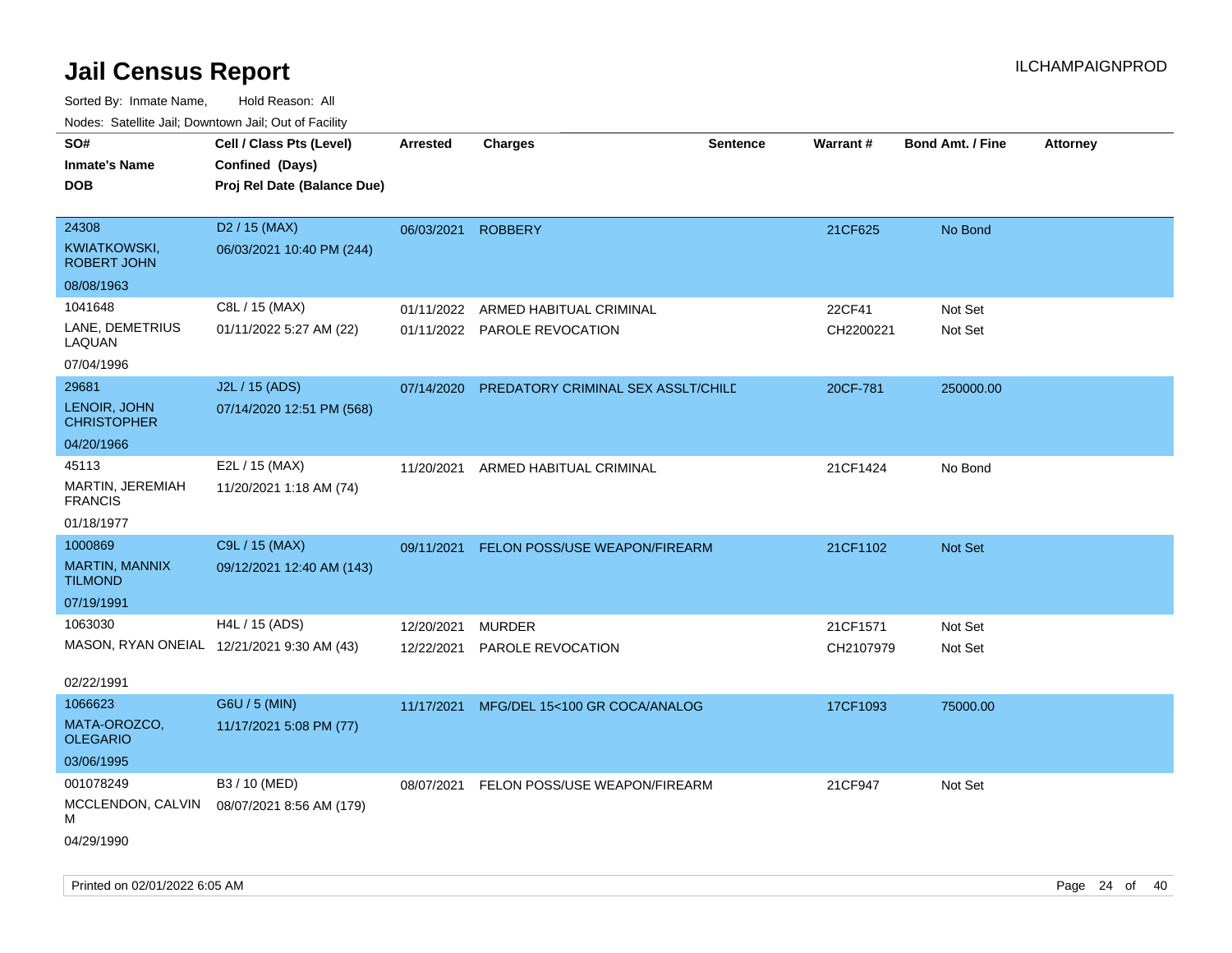# Jail Census Report

ILCHAMPAIGNPROD

Sorted By: Inmate Name, Hold Reason: All

Nodes: Satellite Jail; Downtown Jail; Out of Facility

| SO# / Inmate's Name / DOB | Cell / Class Pts (Level) / Confined (Days) / Proj Rel Date (Balance Due) | Arrested | Charges | Sentence | Warrant # | Bond Amt. / Fine | Attorney |
|---|---|---|---|---|---|---|---|
| 24308 KWIATKOWSKI, ROBERT JOHN 08/08/1963 | D2 / 15 (MAX) 06/03/2021 10:40 PM (244) | 06/03/2021 | ROBBERY | | 21CF625 | No Bond | |
| 1041648 LANE, DEMETRIUS LAQUAN 07/04/1996 | C8L / 15 (MAX) 01/11/2022 5:27 AM (22) | 01/11/2022 | ARMED HABITUAL CRIMINAL | | 22CF41 | Not Set | |
| | | 01/11/2022 | PAROLE REVOCATION | | CH2200221 | Not Set | |
| 29681 LENOIR, JOHN CHRISTOPHER 04/20/1966 | J2L / 15 (ADS) 07/14/2020 12:51 PM (568) | 07/14/2020 | PREDATORY CRIMINAL SEX ASSLT/CHILD | | 20CF-781 | 250000.00 | |
| 45113 MARTIN, JEREMIAH FRANCIS 01/18/1977 | E2L / 15 (MAX) 11/20/2021 1:18 AM (74) | 11/20/2021 | ARMED HABITUAL CRIMINAL | | 21CF1424 | No Bond | |
| 1000869 MARTIN, MANNIX TILMOND 07/19/1991 | C9L / 15 (MAX) 09/12/2021 12:40 AM (143) | 09/11/2021 | FELON POSS/USE WEAPON/FIREARM | | 21CF1102 | Not Set | |
| 1063030 MASON, RYAN ONEIAL 02/22/1991 | H4L / 15 (ADS) 12/21/2021 9:30 AM (43) | 12/20/2021 | MURDER | | 21CF1571 | Not Set | |
| | | 12/22/2021 | PAROLE REVOCATION | | CH2107979 | Not Set | |
| 1066623 MATA-OROZCO, OLEGARIO 03/06/1995 | G6U / 5 (MIN) 11/17/2021 5:08 PM (77) | 11/17/2021 | MFG/DEL 15<100 GR COCA/ANALOG | | 17CF1093 | 75000.00 | |
| 001078249 MCCLENDON, CALVIN M 04/29/1990 | B3 / 10 (MED) 08/07/2021 8:56 AM (179) | 08/07/2021 | FELON POSS/USE WEAPON/FIREARM | | 21CF947 | Not Set | |

Printed on 02/01/2022 6:05 AM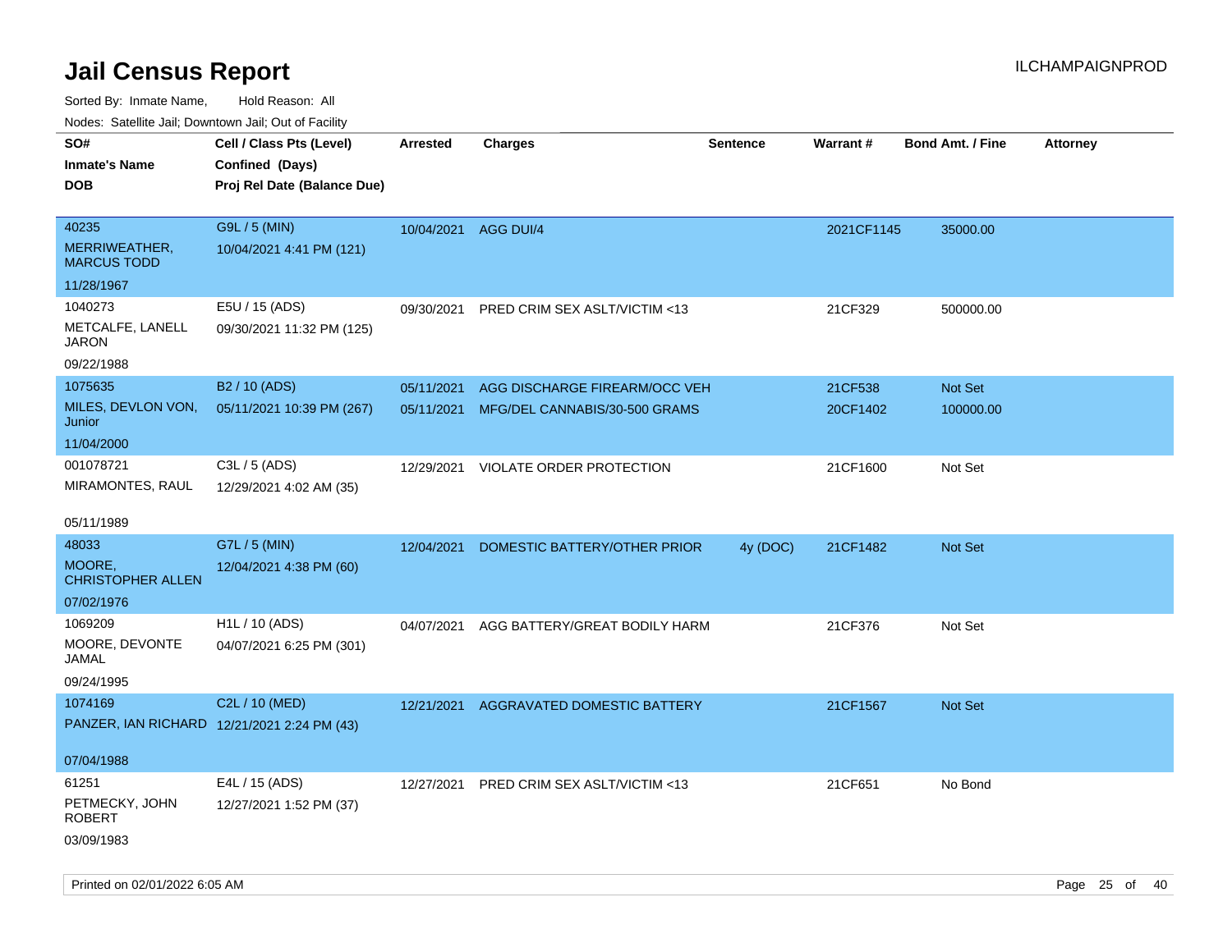# Jail Census Report

Sorted By: Inmate Name, Hold Reason: All

Nodes: Satellite Jail; Downtown Jail; Out of Facility

| SO# / Inmate's Name / DOB | Cell / Class Pts (Level) / Confined (Days) / Proj Rel Date (Balance Due) | Arrested | Charges | Sentence | Warrant # | Bond Amt. / Fine | Attorney |
|---|---|---|---|---|---|---|---|
| 40235 MERRIWEATHER, MARCUS TODD 11/28/1967 | G9L / 5 (MIN) 10/04/2021 4:41 PM (121) | 10/04/2021 | AGG DUI/4 | | 2021CF1145 | 35000.00 | |
| 1040273 METCALFE, LANELL JARON 09/22/1988 | E5U / 15 (ADS) 09/30/2021 11:32 PM (125) | 09/30/2021 | PRED CRIM SEX ASLT/VICTIM <13 | | 21CF329 | 500000.00 | |
| 1075635 MILES, DEVLON VON, Junior 11/04/2000 | B2 / 10 (ADS) 05/11/2021 10:39 PM (267) | 05/11/2021 | AGG DISCHARGE FIREARM/OCC VEH | | 21CF538 | Not Set | |
| | | 05/11/2021 | MFG/DEL CANNABIS/30-500 GRAMS | | 20CF1402 | 100000.00 | |
| 001078721 MIRAMONTES, RAUL 05/11/1989 | C3L / 5 (ADS) 12/29/2021 4:02 AM (35) | 12/29/2021 | VIOLATE ORDER PROTECTION | | 21CF1600 | Not Set | |
| 48033 MOORE, CHRISTOPHER ALLEN 07/02/1976 | G7L / 5 (MIN) 12/04/2021 4:38 PM (60) | 12/04/2021 | DOMESTIC BATTERY/OTHER PRIOR | 4y (DOC) | 21CF1482 | Not Set | |
| 1069209 MOORE, DEVONTE JAMAL 09/24/1995 | H1L / 10 (ADS) 04/07/2021 6:25 PM (301) | 04/07/2021 | AGG BATTERY/GREAT BODILY HARM | | 21CF376 | Not Set | |
| 1074169 PANZER, IAN RICHARD 07/04/1988 | C2L / 10 (MED) 12/21/2021 2:24 PM (43) | 12/21/2021 | AGGRAVATED DOMESTIC BATTERY | | 21CF1567 | Not Set | |
| 61251 PETMECKY, JOHN ROBERT 03/09/1983 | E4L / 15 (ADS) 12/27/2021 1:52 PM (37) | 12/27/2021 | PRED CRIM SEX ASLT/VICTIM <13 | | 21CF651 | No Bond | |

Printed on 02/01/2022 6:05 AM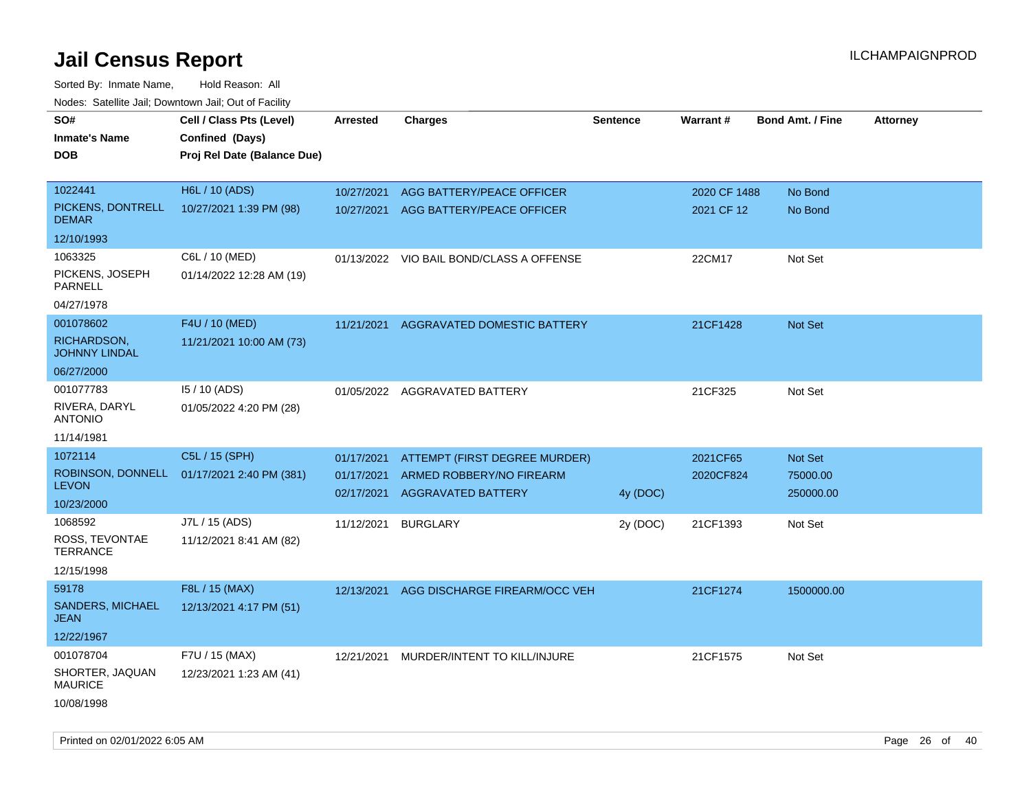# Jail Census Report

ILCHAMPAIGNPROD

Sorted By: Inmate Name, Hold Reason: All

Nodes: Satellite Jail; Downtown Jail; Out of Facility

| SO# / Inmate's Name / DOB | Cell / Class Pts (Level) / Confined (Days) / Proj Rel Date (Balance Due) | Arrested | Charges | Sentence | Warrant # | Bond Amt. / Fine | Attorney |
|---|---|---|---|---|---|---|---|
| 1022441<br>PICKENS, DONTRELL DEMAR<br>12/10/1993 | H6L / 10 (ADS)<br>10/27/2021 1:39 PM (98) | 10/27/2021 | AGG BATTERY/PEACE OFFICER | | 2020 CF 1488 | No Bond | |
| | | 10/27/2021 | AGG BATTERY/PEACE OFFICER | | 2021 CF 12 | No Bond | |
| 1063325<br>PICKENS, JOSEPH PARNELL<br>04/27/1978 | C6L / 10 (MED)<br>01/14/2022 12:28 AM (19) | 01/13/2022 | VIO BAIL BOND/CLASS A OFFENSE | | 22CM17 | Not Set | |
| 001078602<br>RICHARDSON, JOHNNY LINDAL<br>06/27/2000 | F4U / 10 (MED)<br>11/21/2021 10:00 AM (73) | 11/21/2021 | AGGRAVATED DOMESTIC BATTERY | | 21CF1428 | Not Set | |
| 001077783<br>RIVERA, DARYL ANTONIO<br>11/14/1981 | I5 / 10 (ADS)<br>01/05/2022 4:20 PM (28) | 01/05/2022 | AGGRAVATED BATTERY | | 21CF325 | Not Set | |
| 1072114<br>ROBINSON, DONNELL LEVON<br>10/23/2000 | C5L / 15 (SPH)<br>01/17/2021 2:40 PM (381) | 01/17/2021 | ATTEMPT (FIRST DEGREE MURDER) | | 2021CF65 | Not Set | |
| | | 01/17/2021 | ARMED ROBBERY/NO FIREARM | | 2020CF824 | 75000.00 | |
| | | 02/17/2021 | AGGRAVATED BATTERY | 4y (DOC) | | 250000.00 | |
| 1068592<br>ROSS, TEVONTAE TERRANCE<br>12/15/1998 | J7L / 15 (ADS)<br>11/12/2021 8:41 AM (82) | 11/12/2021 | BURGLARY | 2y (DOC) | 21CF1393 | Not Set | |
| 59178<br>SANDERS, MICHAEL JEAN<br>12/22/1967 | F8L / 15 (MAX)<br>12/13/2021 4:17 PM (51) | 12/13/2021 | AGG DISCHARGE FIREARM/OCC VEH | | 21CF1274 | 1500000.00 | |
| 001078704<br>SHORTER, JAQUAN MAURICE<br>10/08/1998 | F7U / 15 (MAX)<br>12/23/2021 1:23 AM (41) | 12/21/2021 | MURDER/INTENT TO KILL/INJURE | | 21CF1575 | Not Set | |

Printed on 02/01/2022 6:05 AM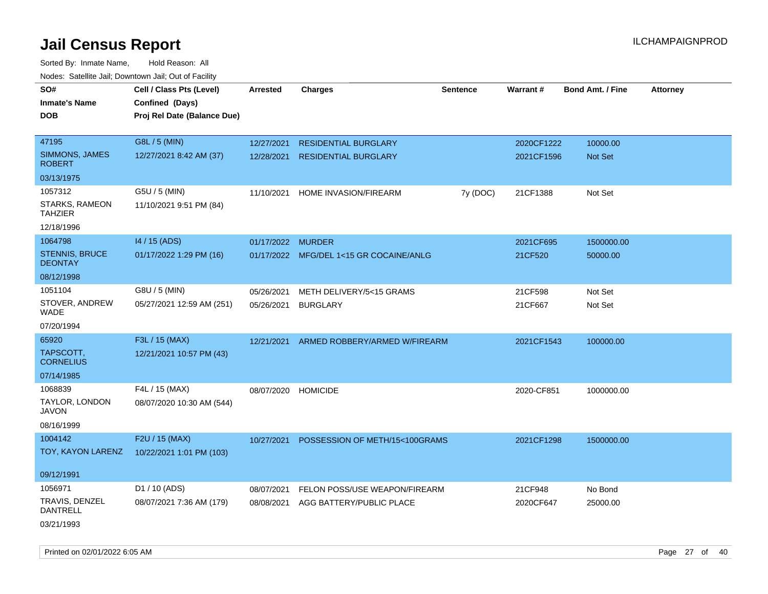# Jail Census Report

ILCHAMPAIGNPROD

Sorted By: Inmate Name, Hold Reason: All

Nodes: Satellite Jail; Downtown Jail; Out of Facility

| SO# Inmate's Name DOB | Cell / Class Pts (Level) Confined (Days) Proj Rel Date (Balance Due) | Arrested | Charges | Sentence | Warrant # | Bond Amt. / Fine | Attorney |
|---|---|---|---|---|---|---|---|
| 47195 SIMMONS, JAMES ROBERT 03/13/1975 | G8L / 5 (MIN) 12/27/2021 8:42 AM (37) | 12/27/2021 | RESIDENTIAL BURGLARY | | 2020CF1222 | 10000.00 | |
| | | 12/28/2021 | RESIDENTIAL BURGLARY | | 2021CF1596 | Not Set | |
| 1057312 STARKS, RAMEON TAHZIER 12/18/1996 | G5U / 5 (MIN) 11/10/2021 9:51 PM (84) | 11/10/2021 | HOME INVASION/FIREARM | 7y (DOC) | 21CF1388 | Not Set | |
| 1064798 STENNIS, BRUCE DEONTAY 08/12/1998 | I4 / 15 (ADS) 01/17/2022 1:29 PM (16) | 01/17/2022 | MURDER | | 2021CF695 | 1500000.00 | |
| | | 01/17/2022 | MFG/DEL 1<15 GR COCAINE/ANLG | | 21CF520 | 50000.00 | |
| 1051104 STOVER, ANDREW WADE 07/20/1994 | G8U / 5 (MIN) 05/27/2021 12:59 AM (251) | 05/26/2021 | METH DELIVERY/5<15 GRAMS | | 21CF598 | Not Set | |
| | | 05/26/2021 | BURGLARY | | 21CF667 | Not Set | |
| 65920 TAPSCOTT, CORNELIUS 07/14/1985 | F3L / 15 (MAX) 12/21/2021 10:57 PM (43) | 12/21/2021 | ARMED ROBBERY/ARMED W/FIREARM | | 2021CF1543 | 100000.00 | |
| 1068839 TAYLOR, LONDON JAVON 08/16/1999 | F4L / 15 (MAX) 08/07/2020 10:30 AM (544) | 08/07/2020 | HOMICIDE | | 2020-CF851 | 1000000.00 | |
| 1004142 TOY, KAYON LARENZ 09/12/1991 | F2U / 15 (MAX) 10/22/2021 1:01 PM (103) | 10/27/2021 | POSSESSION OF METH/15<100GRAMS | | 2021CF1298 | 1500000.00 | |
| 1056971 TRAVIS, DENZEL DANTRELL 03/21/1993 | D1 / 10 (ADS) 08/07/2021 7:36 AM (179) | 08/07/2021 | FELON POSS/USE WEAPON/FIREARM | | 21CF948 | No Bond | |
| | | 08/08/2021 | AGG BATTERY/PUBLIC PLACE | | 2020CF647 | 25000.00 | |

Printed on 02/01/2022 6:05 AM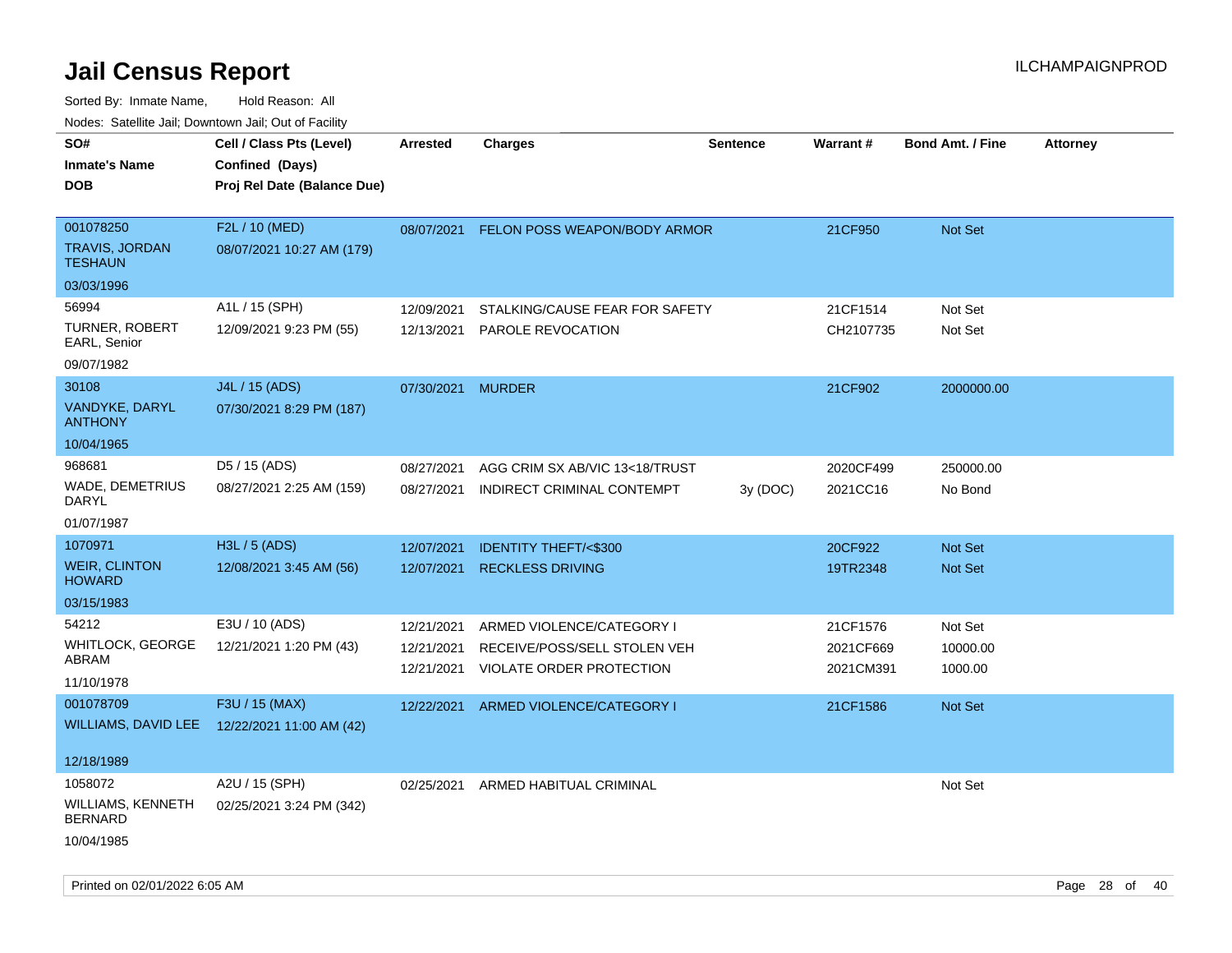# Jail Census Report

ILCHAMPAIGNPROD

Sorted By: Inmate Name, Hold Reason: All

Nodes: Satellite Jail; Downtown Jail; Out of Facility

| SO# / Inmate's Name / DOB | Cell / Class Pts (Level) / Confined (Days) / Proj Rel Date (Balance Due) | Arrested | Charges | Sentence | Warrant # | Bond Amt. / Fine | Attorney |
|---|---|---|---|---|---|---|---|
| 001078250<br>TRAVIS, JORDAN TESHAUN<br>03/03/1996 | F2L / 10 (MED)<br>08/07/2021 10:27 AM (179) | 08/07/2021 | FELON POSS WEAPON/BODY ARMOR | | 21CF950 | Not Set | |
| 56994<br>TURNER, ROBERT EARL, Senior<br>09/07/1982 | A1L / 15 (SPH)<br>12/09/2021 9:23 PM (55) | 12/09/2021<br>12/13/2021 | STALKING/CAUSE FEAR FOR SAFETY<br>PAROLE REVOCATION | | 21CF1514<br>CH2107735 | Not Set<br>Not Set | |
| 30108<br>VANDYKE, DARYL ANTHONY<br>10/04/1965 | J4L / 15 (ADS)<br>07/30/2021 8:29 PM (187) | 07/30/2021 | MURDER | | 21CF902 | 2000000.00 | |
| 968681<br>WADE, DEMETRIUS DARYL<br>01/07/1987 | D5 / 15 (ADS)<br>08/27/2021 2:25 AM (159) | 08/27/2021<br>08/27/2021 | AGG CRIM SX AB/VIC 13<18/TRUST<br>INDIRECT CRIMINAL CONTEMPT | <br>3y (DOC) | 2020CF499<br>2021CC16 | 250000.00<br>No Bond | |
| 1070971<br>WEIR, CLINTON HOWARD<br>03/15/1983 | H3L / 5 (ADS)<br>12/08/2021 3:45 AM (56) | 12/07/2021<br>12/07/2021 | IDENTITY THEFT/<$300<br>RECKLESS DRIVING | | 20CF922<br>19TR2348 | Not Set<br>Not Set | |
| 54212<br>WHITLOCK, GEORGE ABRAM<br>11/10/1978 | E3U / 10 (ADS)<br>12/21/2021 1:20 PM (43) | 12/21/2021<br>12/21/2021<br>12/21/2021 | ARMED VIOLENCE/CATEGORY I<br>RECEIVE/POSS/SELL STOLEN VEH<br>VIOLATE ORDER PROTECTION | | 21CF1576<br>2021CF669<br>2021CM391 | Not Set<br>10000.00<br>1000.00 | |
| 001078709<br>WILLIAMS, DAVID LEE<br>12/18/1989 | F3U / 15 (MAX)<br>12/22/2021 11:00 AM (42) | 12/22/2021 | ARMED VIOLENCE/CATEGORY I | | 21CF1586 | Not Set | |
| 1058072<br>WILLIAMS, KENNETH BERNARD<br>10/04/1985 | A2U / 15 (SPH)<br>02/25/2021 3:24 PM (342) | 02/25/2021 | ARMED HABITUAL CRIMINAL | | | Not Set | |

Printed on 02/01/2022 6:05 AM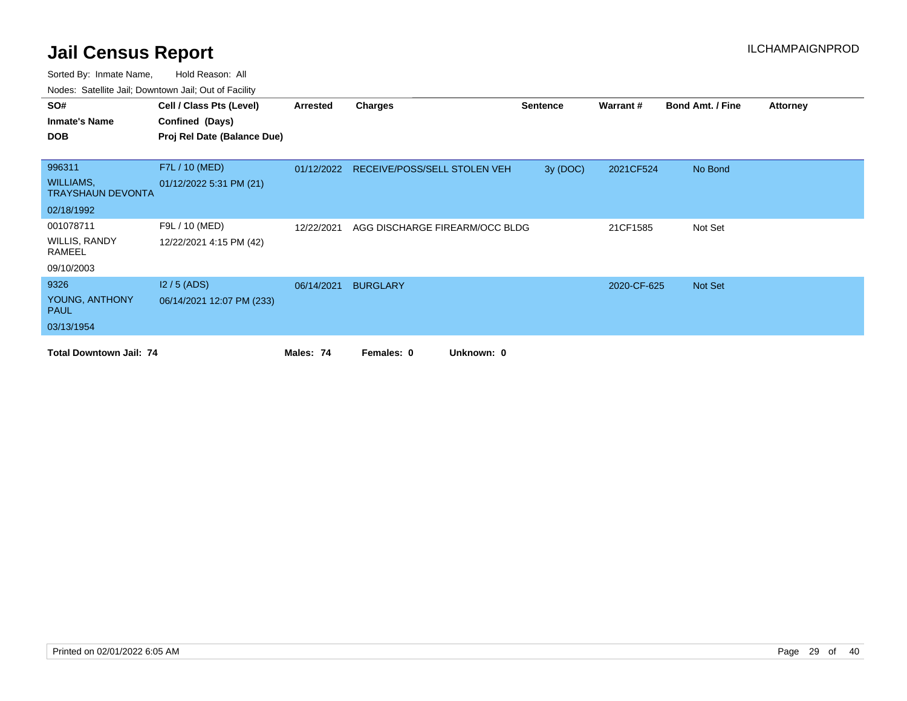# Jail Census Report

ILCHAMPAIGNPROD

Sorted By: Inmate Name, Hold Reason: All

Nodes: Satellite Jail; Downtown Jail; Out of Facility

| SO# / Inmate's Name / DOB | Cell / Class Pts (Level) / Confined (Days) / Proj Rel Date (Balance Due) | Arrested | Charges | Sentence | Warrant # | Bond Amt. / Fine | Attorney |
|---|---|---|---|---|---|---|---|
| 996311 WILLIAMS, TRAYSHAUN DEVONTA 02/18/1992 | F7L / 10 (MED) 01/12/2022 5:31 PM (21) | 01/12/2022 | RECEIVE/POSS/SELL STOLEN VEH | 3y (DOC) | 2021CF524 | No Bond | |
| 001078711 WILLIS, RANDY RAMEEL 09/10/2003 | F9L / 10 (MED) 12/22/2021 4:15 PM (42) | 12/22/2021 | AGG DISCHARGE FIREARM/OCC BLDG | | 21CF1585 | Not Set | |
| 9326 YOUNG, ANTHONY PAUL 03/13/1954 | I2 / 5 (ADS) 06/14/2021 12:07 PM (233) | 06/14/2021 | BURGLARY | | 2020-CF-625 | Not Set | |

**Total Downtown Jail: 74** **Males: 74** **Females: 0** **Unknown: 0**

Printed on 02/01/2022 6:05 AM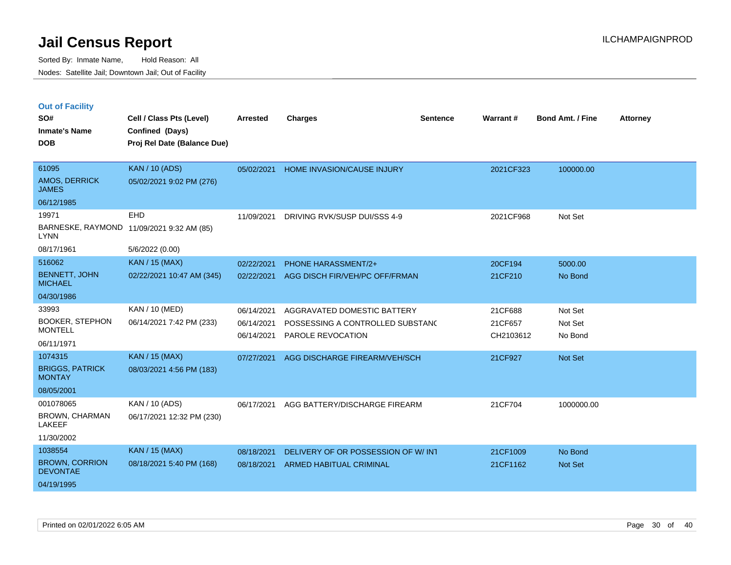# Jail Census Report

Sorted By: Inmate Name, Hold Reason: All

Nodes: Satellite Jail; Downtown Jail; Out of Facility

## Out of Facility

| SO# / Inmate's Name / DOB | Cell / Class Pts (Level) / Confined (Days) / Proj Rel Date (Balance Due) | Arrested | Charges | Sentence | Warrant # | Bond Amt. / Fine | Attorney |
|---|---|---|---|---|---|---|---|
| 61095<br>AMOS, DERRICK JAMES<br>06/12/1985 | KAN / 10 (ADS)<br>05/02/2021 9:02 PM (276) | 05/02/2021 | HOME INVASION/CAUSE INJURY | | 2021CF323 | 100000.00 | |
| 19971<br>BARNESKE, RAYMOND LYNN<br>08/17/1961 | EHD<br>11/09/2021 9:32 AM (85)<br>5/6/2022 (0.00) | 11/09/2021 | DRIVING RVK/SUSP DUI/SSS 4-9 | | 2021CF968 | Not Set | |
| 516062<br>BENNETT, JOHN MICHAEL<br>04/30/1986 | KAN / 15 (MAX)<br>02/22/2021 10:47 AM (345) | 02/22/2021<br>02/22/2021 | PHONE HARASSMENT/2+<br>AGG DISCH FIR/VEH/PC OFF/FRMAN | | 20CF194<br>21CF210 | 5000.00<br>No Bond | |
| 33993<br>BOOKER, STEPHON MONTELL<br>06/11/1971 | KAN / 10 (MED)<br>06/14/2021 7:42 PM (233) | 06/14/2021<br>06/14/2021<br>06/14/2021 | AGGRAVATED DOMESTIC BATTERY<br>POSSESSING A CONTROLLED SUBSTANC<br>PAROLE REVOCATION | | 21CF688<br>21CF657<br>CH2103612 | Not Set<br>Not Set<br>No Bond | |
| 1074315<br>BRIGGS, PATRICK MONTAY<br>08/05/2001 | KAN / 15 (MAX)<br>08/03/2021 4:56 PM (183) | 07/27/2021 | AGG DISCHARGE FIREARM/VEH/SCH | | 21CF927 | Not Set | |
| 001078065<br>BROWN, CHARMAN LAKEEF<br>11/30/2002 | KAN / 10 (ADS)<br>06/17/2021 12:32 PM (230) | 06/17/2021 | AGG BATTERY/DISCHARGE FIREARM | | 21CF704 | 1000000.00 | |
| 1038554<br>BROWN, CORRION DEVONTAE<br>04/19/1995 | KAN / 15 (MAX)<br>08/18/2021 5:40 PM (168) | 08/18/2021<br>08/18/2021 | DELIVERY OF OR POSSESSION OF W/ INT<br>ARMED HABITUAL CRIMINAL | | 21CF1009<br>21CF1162 | No Bond<br>Not Set | |

Printed on 02/01/2022 6:05 AM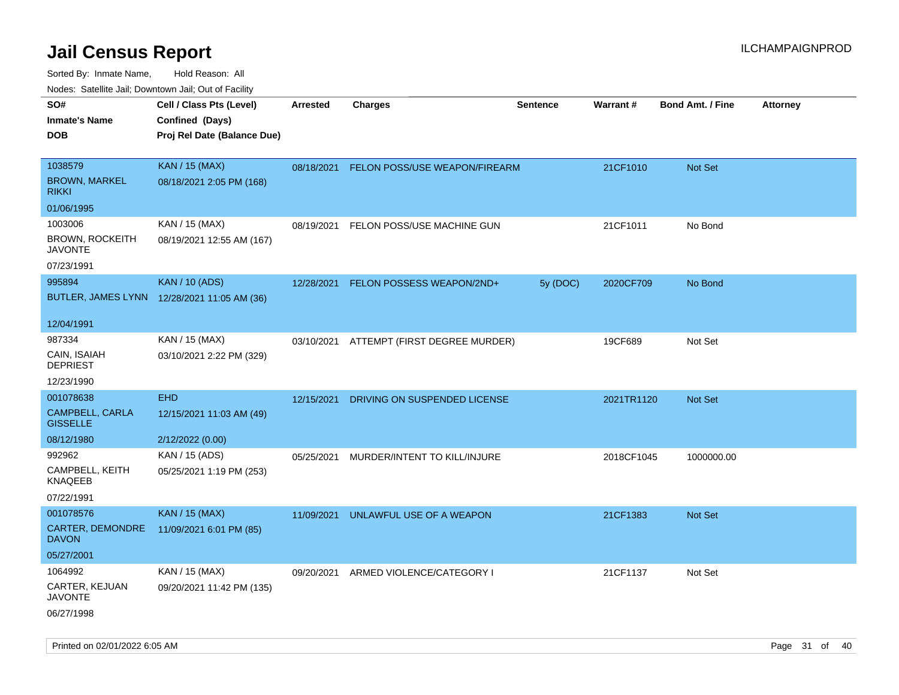# Jail Census Report

Sorted By: Inmate Name, Hold Reason: All

Nodes: Satellite Jail; Downtown Jail; Out of Facility

| SO# / Inmate's Name / DOB | Cell / Class Pts (Level) / Confined (Days) / Proj Rel Date (Balance Due) | Arrested | Charges | Sentence | Warrant # | Bond Amt. / Fine | Attorney |
|---|---|---|---|---|---|---|---|
| 1038579<br>BROWN, MARKEL RIKKI<br>01/06/1995 | KAN / 15 (MAX)<br>08/18/2021 2:05 PM (168) | 08/18/2021 | FELON POSS/USE WEAPON/FIREARM | | 21CF1010 | Not Set | |
| 1003006<br>BROWN, ROCKEITH JAVONTE<br>07/23/1991 | KAN / 15 (MAX)<br>08/19/2021 12:55 AM (167) | 08/19/2021 | FELON POSS/USE MACHINE GUN | | 21CF1011 | No Bond | |
| 995894<br>BUTLER, JAMES LYNN<br>12/04/1991 | KAN / 10 (ADS)<br>12/28/2021 11:05 AM (36) | 12/28/2021 | FELON POSSESS WEAPON/2ND+ | 5y (DOC) | 2020CF709 | No Bond | |
| 987334<br>CAIN, ISAIAH DEPRIEST<br>12/23/1990 | KAN / 15 (MAX)<br>03/10/2021 2:22 PM (329) | 03/10/2021 | ATTEMPT (FIRST DEGREE MURDER) | | 19CF689 | Not Set | |
| 001078638<br>CAMPBELL, CARLA GISSELLE<br>08/12/1980 | EHD<br>12/15/2021 11:03 AM (49)<br>2/12/2022 (0.00) | 12/15/2021 | DRIVING ON SUSPENDED LICENSE | | 2021TR1120 | Not Set | |
| 992962<br>CAMPBELL, KEITH KNAQEEB<br>07/22/1991 | KAN / 15 (ADS)<br>05/25/2021 1:19 PM (253) | 05/25/2021 | MURDER/INTENT TO KILL/INJURE | | 2018CF1045 | 1000000.00 | |
| 001078576<br>CARTER, DEMONDRE DAVON<br>05/27/2001 | KAN / 15 (MAX)<br>11/09/2021 6:01 PM (85) | 11/09/2021 | UNLAWFUL USE OF A WEAPON | | 21CF1383 | Not Set | |
| 1064992<br>CARTER, KEJUAN JAVONTE<br>06/27/1998 | KAN / 15 (MAX)<br>09/20/2021 11:42 PM (135) | 09/20/2021 | ARMED VIOLENCE/CATEGORY I | | 21CF1137 | Not Set | |

Printed on 02/01/2022 6:05 AM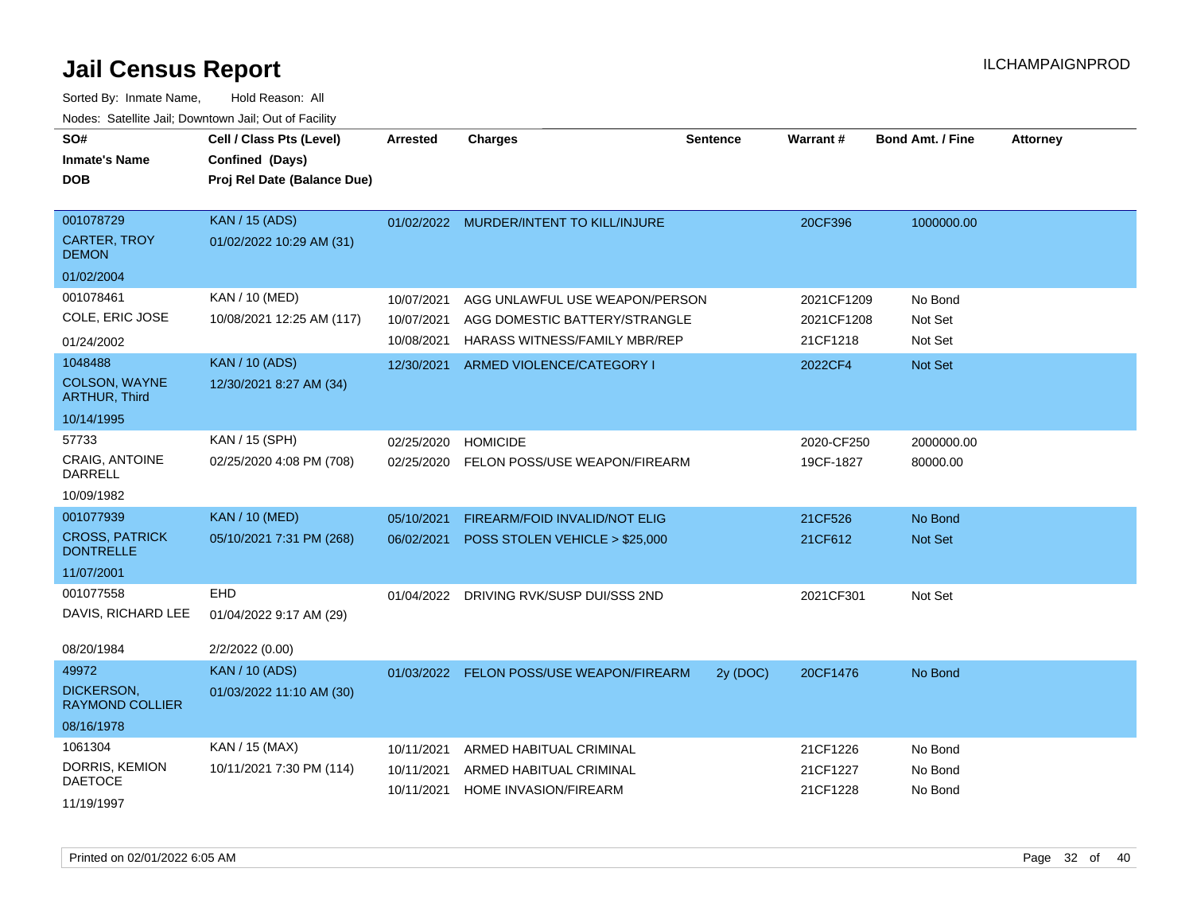# Jail Census Report

Sorted By: Inmate Name, Hold Reason: All

Nodes: Satellite Jail; Downtown Jail; Out of Facility

| SO# / Inmate's Name / DOB | Cell / Class Pts (Level) / Confined (Days) / Proj Rel Date (Balance Due) | Arrested | Charges | Sentence | Warrant # | Bond Amt. / Fine | Attorney |
|---|---|---|---|---|---|---|---|
| 001078729<br>CARTER, TROY DEMON<br>01/02/2004 | KAN / 15 (ADS)<br>01/02/2022 10:29 AM (31) | 01/02/2022 | MURDER/INTENT TO KILL/INJURE | | 20CF396 | 1000000.00 | |
| 001078461<br>COLE, ERIC JOSE<br>01/24/2002 | KAN / 10 (MED)<br>10/08/2021 12:25 AM (117) | 10/07/2021<br>10/07/2021<br>10/08/2021 | AGG UNLAWFUL USE WEAPON/PERSON<br>AGG DOMESTIC BATTERY/STRANGLE<br>HARASS WITNESS/FAMILY MBR/REP | | 2021CF1209<br>2021CF1208<br>21CF1218 | No Bond<br>Not Set<br>Not Set | |
| 1048488<br>COLSON, WAYNE ARTHUR, Third<br>10/14/1995 | KAN / 10 (ADS)<br>12/30/2021 8:27 AM (34) | 12/30/2021 | ARMED VIOLENCE/CATEGORY I | | 2022CF4 | Not Set | |
| 57733<br>CRAIG, ANTOINE DARRELL<br>10/09/1982 | KAN / 15 (SPH)<br>02/25/2020 4:08 PM (708) | 02/25/2020<br>02/25/2020 | HOMICIDE<br>FELON POSS/USE WEAPON/FIREARM | | 2020-CF250<br>19CF-1827 | 2000000.00<br>80000.00 | |
| 001077939<br>CROSS, PATRICK DONTRELLE<br>11/07/2001 | KAN / 10 (MED)<br>05/10/2021 7:31 PM (268) | 05/10/2021<br>06/02/2021 | FIREARM/FOID INVALID/NOT ELIG<br>POSS STOLEN VEHICLE > $25,000 | | 21CF526<br>21CF612 | No Bond<br>Not Set | |
| 001077558<br>DAVIS, RICHARD LEE<br>08/20/1984 | EHD<br>01/04/2022 9:17 AM (29)<br>2/2/2022 (0.00) | 01/04/2022 | DRIVING RVK/SUSP DUI/SSS 2ND | | 2021CF301 | Not Set | |
| 49972<br>DICKERSON, RAYMOND COLLIER<br>08/16/1978 | KAN / 10 (ADS)<br>01/03/2022 11:10 AM (30) | 01/03/2022 | FELON POSS/USE WEAPON/FIREARM | 2y (DOC) | 20CF1476 | No Bond | |
| 1061304<br>DORRIS, KEMION DAETOCE<br>11/19/1997 | KAN / 15 (MAX)<br>10/11/2021 7:30 PM (114) | 10/11/2021<br>10/11/2021<br>10/11/2021 | ARMED HABITUAL CRIMINAL<br>ARMED HABITUAL CRIMINAL<br>HOME INVASION/FIREARM | | 21CF1226<br>21CF1227<br>21CF1228 | No Bond<br>No Bond<br>No Bond | |

Printed on 02/01/2022 6:05 AM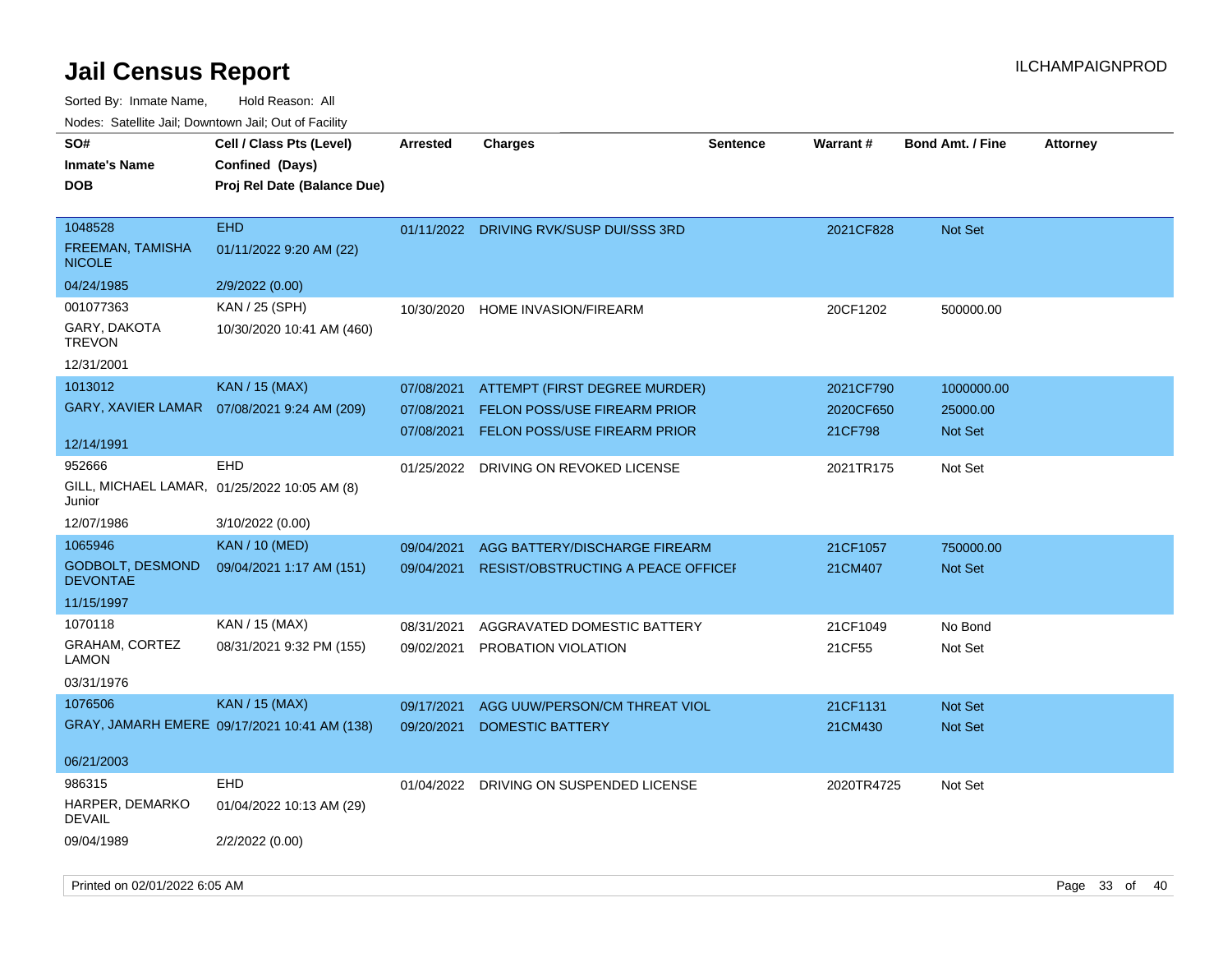# Jail Census Report

Sorted By: Inmate Name, Hold Reason: All

Nodes: Satellite Jail; Downtown Jail; Out of Facility

| SO# / Inmate's Name / DOB | Cell / Class Pts (Level) / Confined (Days) / Proj Rel Date (Balance Due) | Arrested | Charges | Sentence | Warrant # | Bond Amt. / Fine | Attorney |
|---|---|---|---|---|---|---|---|
| 1048528<br>FREEMAN, TAMISHA NICOLE<br>04/24/1985 | EHD<br>01/11/2022 9:20 AM (22)<br>2/9/2022 (0.00) | 01/11/2022 | DRIVING RVK/SUSP DUI/SSS 3RD | | 2021CF828 | Not Set | |
| 001077363<br>GARY, DAKOTA TREVON<br>12/31/2001 | KAN / 25 (SPH)<br>10/30/2020 10:41 AM (460) | 10/30/2020 | HOME INVASION/FIREARM | | 20CF1202 | 500000.00 | |
| 1013012<br>GARY, XAVIER LAMAR<br>12/14/1991 | KAN / 15 (MAX)<br>07/08/2021 9:24 AM (209) | 07/08/2021 | ATTEMPT (FIRST DEGREE MURDER) | | 2021CF790 | 1000000.00 | |
| | | 07/08/2021 | FELON POSS/USE FIREARM PRIOR | | 2020CF650 | 25000.00 | |
| | | 07/08/2021 | FELON POSS/USE FIREARM PRIOR | | 21CF798 | Not Set | |
| 952666<br>GILL, MICHAEL LAMAR, Junior<br>12/07/1986 | EHD<br>01/25/2022 10:05 AM (8)<br>3/10/2022 (0.00) | 01/25/2022 | DRIVING ON REVOKED LICENSE | | 2021TR175 | Not Set | |
| 1065946<br>GODBOLT, DESMOND DEVONTAE<br>11/15/1997 | KAN / 10 (MED)<br>09/04/2021 1:17 AM (151) | 09/04/2021 | AGG BATTERY/DISCHARGE FIREARM | | 21CF1057 | 750000.00 | |
| | | 09/04/2021 | RESIST/OBSTRUCTING A PEACE OFFICEI | | 21CM407 | Not Set | |
| 1070118<br>GRAHAM, CORTEZ LAMON<br>03/31/1976 | KAN / 15 (MAX)<br>08/31/2021 9:32 PM (155) | 08/31/2021 | AGGRAVATED DOMESTIC BATTERY | | 21CF1049 | No Bond | |
| | | 09/02/2021 | PROBATION VIOLATION | | 21CF55 | Not Set | |
| 1076506<br>GRAY, JAMARH EMERE<br>06/21/2003 | KAN / 15 (MAX)<br>09/17/2021 10:41 AM (138) | 09/17/2021 | AGG UUW/PERSON/CM THREAT VIOL | | 21CF1131 | Not Set | |
| | | 09/20/2021 | DOMESTIC BATTERY | | 21CM430 | Not Set | |
| 986315<br>HARPER, DEMARKO DEVAIL<br>09/04/1989 | EHD<br>01/04/2022 10:13 AM (29)<br>2/2/2022 (0.00) | 01/04/2022 | DRIVING ON SUSPENDED LICENSE | | 2020TR4725 | Not Set | |

Printed on 02/01/2022 6:05 AM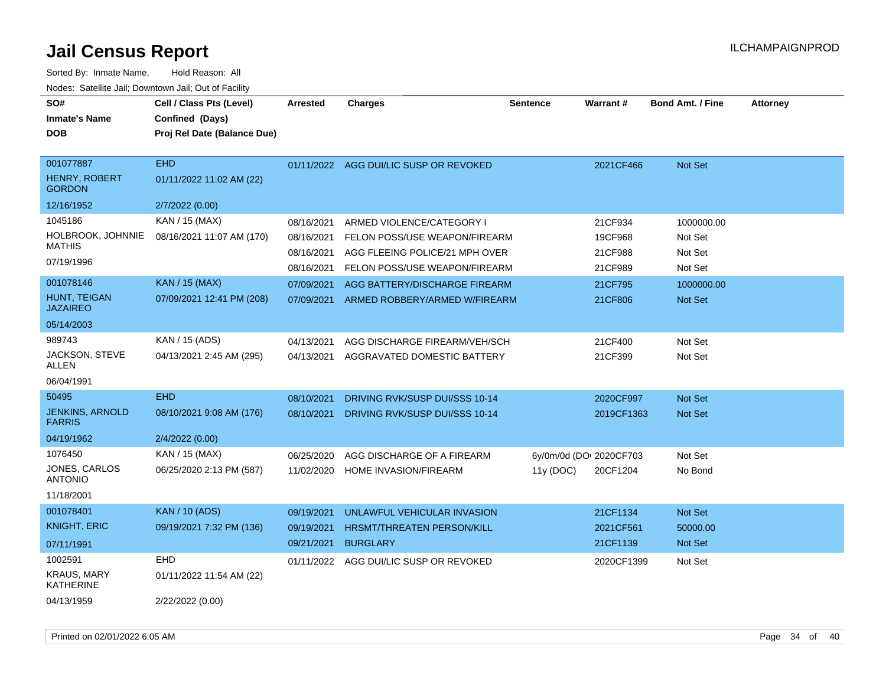# Jail Census Report

Sorted By: Inmate Name, Hold Reason: All

Nodes: Satellite Jail; Downtown Jail; Out of Facility

| SO# / Inmate's Name / DOB | Cell / Class Pts (Level) / Confined (Days) / Proj Rel Date (Balance Due) | Arrested | Charges | Sentence | Warrant # | Bond Amt. / Fine | Attorney |
|---|---|---|---|---|---|---|---|
| 001077887 HENRY, ROBERT GORDON 12/16/1952 | EHD 01/11/2022 11:02 AM (22) 2/7/2022 (0.00) | 01/11/2022 | AGG DUI/LIC SUSP OR REVOKED | | 2021CF466 | Not Set | |
| 1045186 HOLBROOK, JOHNNIE MATHIS 07/19/1996 | KAN / 15 (MAX) 08/16/2021 11:07 AM (170) | 08/16/2021 | ARMED VIOLENCE/CATEGORY I | | 21CF934 | 1000000.00 | |
| | | 08/16/2021 | FELON POSS/USE WEAPON/FIREARM | | 19CF968 | Not Set | |
| | | 08/16/2021 | AGG FLEEING POLICE/21 MPH OVER | | 21CF988 | Not Set | |
| | | 08/16/2021 | FELON POSS/USE WEAPON/FIREARM | | 21CF989 | Not Set | |
| 001078146 HUNT, TEIGAN JAZAIREO 05/14/2003 | KAN / 15 (MAX) 07/09/2021 12:41 PM (208) | 07/09/2021 | AGG BATTERY/DISCHARGE FIREARM | | 21CF795 | 1000000.00 | |
| | | 07/09/2021 | ARMED ROBBERY/ARMED W/FIREARM | | 21CF806 | Not Set | |
| 989743 JACKSON, STEVE ALLEN 06/04/1991 | KAN / 15 (ADS) 04/13/2021 2:45 AM (295) | 04/13/2021 | AGG DISCHARGE FIREARM/VEH/SCH | | 21CF400 | Not Set | |
| | | 04/13/2021 | AGGRAVATED DOMESTIC BATTERY | | 21CF399 | Not Set | |
| 50495 JENKINS, ARNOLD FARRIS 04/19/1962 | EHD 08/10/2021 9:08 AM (176) 2/4/2022 (0.00) | 08/10/2021 | DRIVING RVK/SUSP DUI/SSS 10-14 | | 2020CF997 | Not Set | |
| | | 08/10/2021 | DRIVING RVK/SUSP DUI/SSS 10-14 | | 2019CF1363 | Not Set | |
| 1076450 JONES, CARLOS ANTONIO 11/18/2001 | KAN / 15 (MAX) 06/25/2020 2:13 PM (587) | 06/25/2020 | AGG DISCHARGE OF A FIREARM | 6y/0m/0d (DO | 2020CF703 | Not Set | |
| | | 11/02/2020 | HOME INVASION/FIREARM | 11y (DOC) | 20CF1204 | No Bond | |
| 001078401 KNIGHT, ERIC 07/11/1991 | KAN / 10 (ADS) 09/19/2021 7:32 PM (136) | 09/19/2021 | UNLAWFUL VEHICULAR INVASION | | 21CF1134 | Not Set | |
| | | 09/19/2021 | HRSMT/THREATEN PERSON/KILL | | 2021CF561 | 50000.00 | |
| | | 09/21/2021 | BURGLARY | | 21CF1139 | Not Set | |
| 1002591 KRAUS, MARY KATHERINE 04/13/1959 | EHD 01/11/2022 11:54 AM (22) 2/22/2022 (0.00) | 01/11/2022 | AGG DUI/LIC SUSP OR REVOKED | | 2020CF1399 | Not Set | |

Printed on 02/01/2022 6:05 AM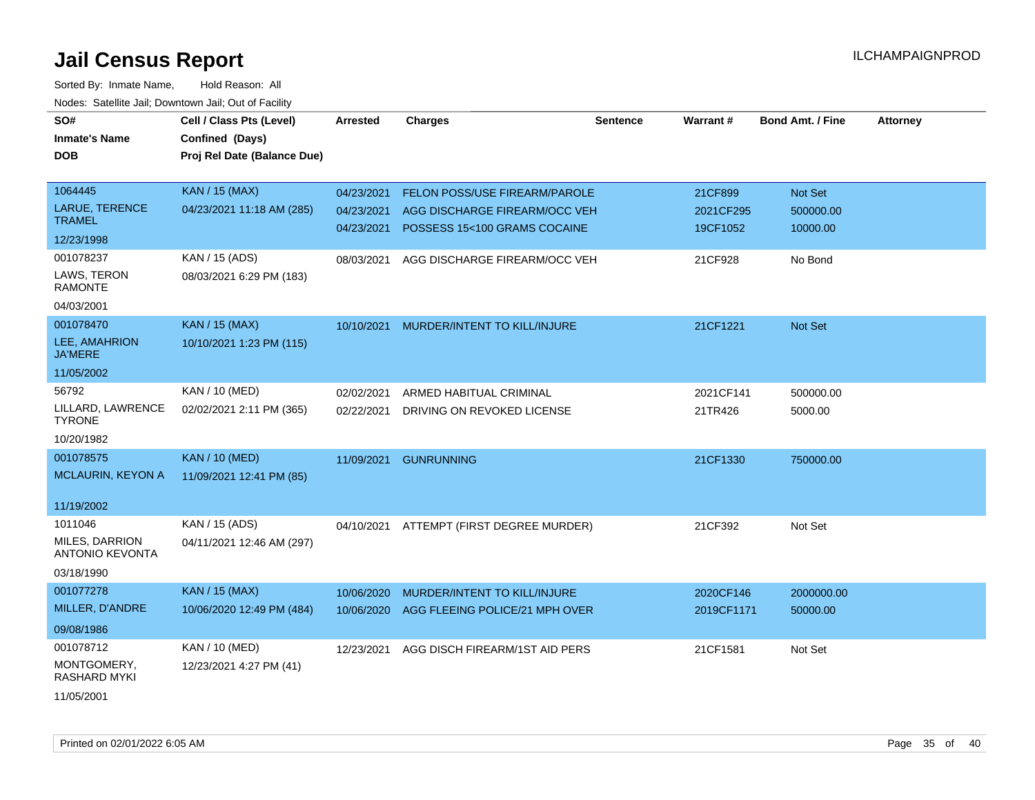# Jail Census Report

ILCHAMPAIGNPROD

Sorted By: Inmate Name, Hold Reason: All

Nodes: Satellite Jail; Downtown Jail; Out of Facility

| SO# / Inmate's Name / DOB | Cell / Class Pts (Level) / Confined (Days) / Proj Rel Date (Balance Due) | Arrested | Charges | Sentence | Warrant # | Bond Amt. / Fine | Attorney |
|---|---|---|---|---|---|---|---|
| 1064445 LARUE, TERENCE TRAMEL 12/23/1998 | KAN / 15 (MAX) 04/23/2021 11:18 AM (285) | 04/23/2021 | FELON POSS/USE FIREARM/PAROLE | | 21CF899 | Not Set | |
| | | 04/23/2021 | AGG DISCHARGE FIREARM/OCC VEH | | 2021CF295 | 500000.00 | |
| | | 04/23/2021 | POSSESS 15<100 GRAMS COCAINE | | 19CF1052 | 10000.00 | |
| 001078237 LAWS, TERON RAMONTE 04/03/2001 | KAN / 15 (ADS) 08/03/2021 6:29 PM (183) | 08/03/2021 | AGG DISCHARGE FIREARM/OCC VEH | | 21CF928 | No Bond | |
| 001078470 LEE, AMAHRION JA'MERE 11/05/2002 | KAN / 15 (MAX) 10/10/2021 1:23 PM (115) | 10/10/2021 | MURDER/INTENT TO KILL/INJURE | | 21CF1221 | Not Set | |
| 56792 LILLARD, LAWRENCE TYRONE 10/20/1982 | KAN / 10 (MED) 02/02/2021 2:11 PM (365) | 02/02/2021 | ARMED HABITUAL CRIMINAL | | 2021CF141 | 500000.00 | |
| | | 02/22/2021 | DRIVING ON REVOKED LICENSE | | 21TR426 | 5000.00 | |
| 001078575 MCLAURIN, KEYON A 11/19/2002 | KAN / 10 (MED) 11/09/2021 12:41 PM (85) | 11/09/2021 | GUNRUNNING | | 21CF1330 | 750000.00 | |
| 1011046 MILES, DARRION ANTONIO KEVONTA 03/18/1990 | KAN / 15 (ADS) 04/11/2021 12:46 AM (297) | 04/10/2021 | ATTEMPT (FIRST DEGREE MURDER) | | 21CF392 | Not Set | |
| 001077278 MILLER, D'ANDRE 09/08/1986 | KAN / 15 (MAX) 10/06/2020 12:49 PM (484) | 10/06/2020 | MURDER/INTENT TO KILL/INJURE | | 2020CF146 | 2000000.00 | |
| | | 10/06/2020 | AGG FLEEING POLICE/21 MPH OVER | | 2019CF1171 | 50000.00 | |
| 001078712 MONTGOMERY, RASHARD MYKI 11/05/2001 | KAN / 10 (MED) 12/23/2021 4:27 PM (41) | 12/23/2021 | AGG DISCH FIREARM/1ST AID PERS | | 21CF1581 | Not Set | |

Printed on 02/01/2022 6:05 AM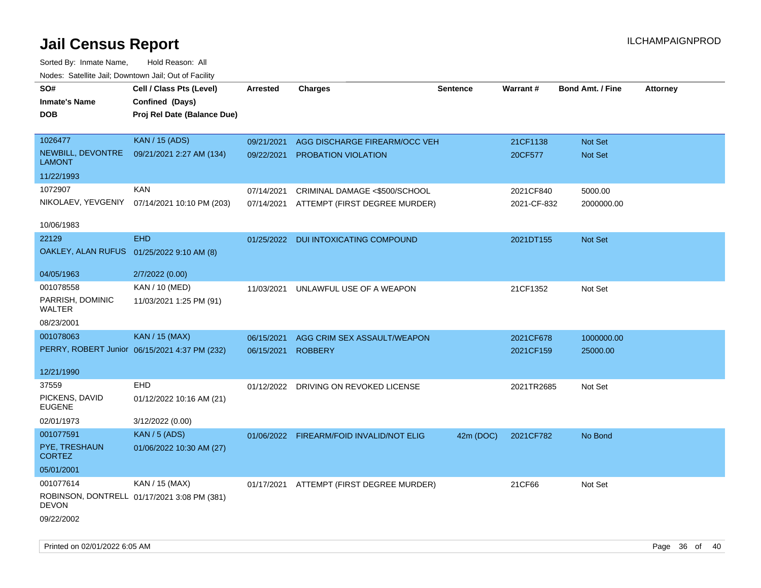# Jail Census Report

Sorted By: Inmate Name, Hold Reason: All

Nodes: Satellite Jail; Downtown Jail; Out of Facility

| SO# / Inmate's Name / DOB | Cell / Class Pts (Level) / Confined (Days) / Proj Rel Date (Balance Due) | Arrested | Charges | Sentence | Warrant # | Bond Amt. / Fine | Attorney |
|---|---|---|---|---|---|---|---|
| 1026477<br>NEWBILL, DEVONTRE LAMONT<br>11/22/1993 | KAN / 15 (ADS)<br>09/21/2021 2:27 AM (134) | 09/21/2021<br>09/22/2021 | AGG DISCHARGE FIREARM/OCC VEH<br>PROBATION VIOLATION | | 21CF1138<br>20CF577 | Not Set<br>Not Set | |
| 1072907<br>NIKOLAEV, YEVGENIY<br>10/06/1983 | KAN<br>07/14/2021 10:10 PM (203) | 07/14/2021<br>07/14/2021 | CRIMINAL DAMAGE <$500/SCHOOL<br>ATTEMPT (FIRST DEGREE MURDER) | | 2021CF840<br>2021-CF-832 | 5000.00<br>2000000.00 | |
| 22129<br>OAKLEY, ALAN RUFUS<br>04/05/1963 | EHD<br>01/25/2022 9:10 AM (8)<br>2/7/2022 (0.00) | 01/25/2022 | DUI INTOXICATING COMPOUND | | 2021DT155 | Not Set | |
| 001078558<br>PARRISH, DOMINIC WALTER<br>08/23/2001 | KAN / 10 (MED)<br>11/03/2021 1:25 PM (91) | 11/03/2021 | UNLAWFUL USE OF A WEAPON | | 21CF1352 | Not Set | |
| 001078063<br>PERRY, ROBERT Junior<br>12/21/1990 | KAN / 15 (MAX)<br>06/15/2021 4:37 PM (232) | 06/15/2021<br>06/15/2021 | AGG CRIM SEX ASSAULT/WEAPON<br>ROBBERY | | 2021CF678<br>2021CF159 | 1000000.00<br>25000.00 | |
| 37559<br>PICKENS, DAVID EUGENE<br>02/01/1973 | EHD<br>01/12/2022 10:16 AM (21)<br>3/12/2022 (0.00) | 01/12/2022 | DRIVING ON REVOKED LICENSE | | 2021TR2685 | Not Set | |
| 001077591<br>PYE, TRESHAUN CORTEZ<br>05/01/2001 | KAN / 5 (ADS)<br>01/06/2022 10:30 AM (27) | 01/06/2022 | FIREARM/FOID INVALID/NOT ELIG | 42m (DOC) | 2021CF782 | No Bond | |
| 001077614<br>ROBINSON, DONTRELL DEVON<br>09/22/2002 | KAN / 15 (MAX)<br>01/17/2021 3:08 PM (381) | 01/17/2021 | ATTEMPT (FIRST DEGREE MURDER) | | 21CF66 | Not Set | |

Printed on 02/01/2022 6:05 AM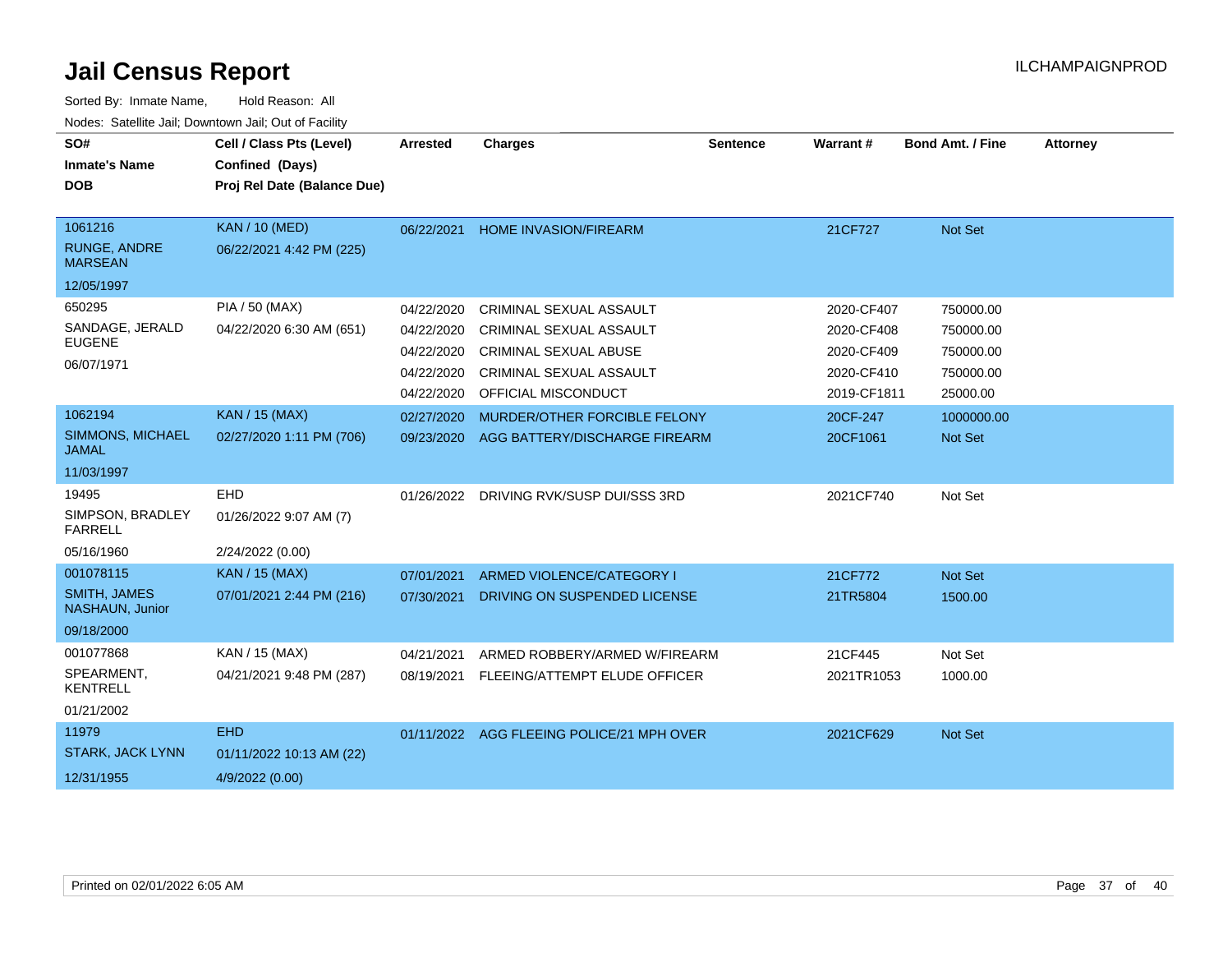# Jail Census Report

Sorted By: Inmate Name, Hold Reason: All

Nodes: Satellite Jail; Downtown Jail; Out of Facility

| SO# / Inmate's Name / DOB | Cell / Class Pts (Level) / Confined (Days) / Proj Rel Date (Balance Due) | Arrested | Charges | Sentence | Warrant # | Bond Amt. / Fine | Attorney |
|---|---|---|---|---|---|---|---|
| 1061216 RUNGE, ANDRE MARSEAN 12/05/1997 | KAN / 10 (MED) 06/22/2021 4:42 PM (225) | 06/22/2021 | HOME INVASION/FIREARM | | 21CF727 | Not Set | |
| 650295 SANDAGE, JERALD EUGENE 06/07/1971 | PIA / 50 (MAX) 04/22/2020 6:30 AM (651) | 04/22/2020 | CRIMINAL SEXUAL ASSAULT | | 2020-CF407 | 750000.00 | |
| | | 04/22/2020 | CRIMINAL SEXUAL ASSAULT | | 2020-CF408 | 750000.00 | |
| | | 04/22/2020 | CRIMINAL SEXUAL ABUSE | | 2020-CF409 | 750000.00 | |
| | | 04/22/2020 | CRIMINAL SEXUAL ASSAULT | | 2020-CF410 | 750000.00 | |
| | | 04/22/2020 | OFFICIAL MISCONDUCT | | 2019-CF1811 | 25000.00 | |
| 1062194 SIMMONS, MICHAEL JAMAL 11/03/1997 | KAN / 15 (MAX) 02/27/2020 1:11 PM (706) | 02/27/2020 | MURDER/OTHER FORCIBLE FELONY | | 20CF-247 | 1000000.00 | |
| | | 09/23/2020 | AGG BATTERY/DISCHARGE FIREARM | | 20CF1061 | Not Set | |
| 19495 SIMPSON, BRADLEY FARRELL 05/16/1960 | EHD 01/26/2022 9:07 AM (7) 2/24/2022 (0.00) | 01/26/2022 | DRIVING RVK/SUSP DUI/SSS 3RD | | 2021CF740 | Not Set | |
| 001078115 SMITH, JAMES NASHAUN, Junior 09/18/2000 | KAN / 15 (MAX) 07/01/2021 2:44 PM (216) | 07/01/2021 | ARMED VIOLENCE/CATEGORY I | | 21CF772 | Not Set | |
| | | 07/30/2021 | DRIVING ON SUSPENDED LICENSE | | 21TR5804 | 1500.00 | |
| 001077868 SPEARMENT, KENTRELL 01/21/2002 | KAN / 15 (MAX) 04/21/2021 9:48 PM (287) | 04/21/2021 | ARMED ROBBERY/ARMED W/FIREARM | | 21CF445 | Not Set | |
| | | 08/19/2021 | FLEEING/ATTEMPT ELUDE OFFICER | | 2021TR1053 | 1000.00 | |
| 11979 STARK, JACK LYNN 12/31/1955 | EHD 01/11/2022 10:13 AM (22) 4/9/2022 (0.00) | 01/11/2022 | AGG FLEEING POLICE/21 MPH OVER | | 2021CF629 | Not Set | |

Printed on 02/01/2022 6:05 AM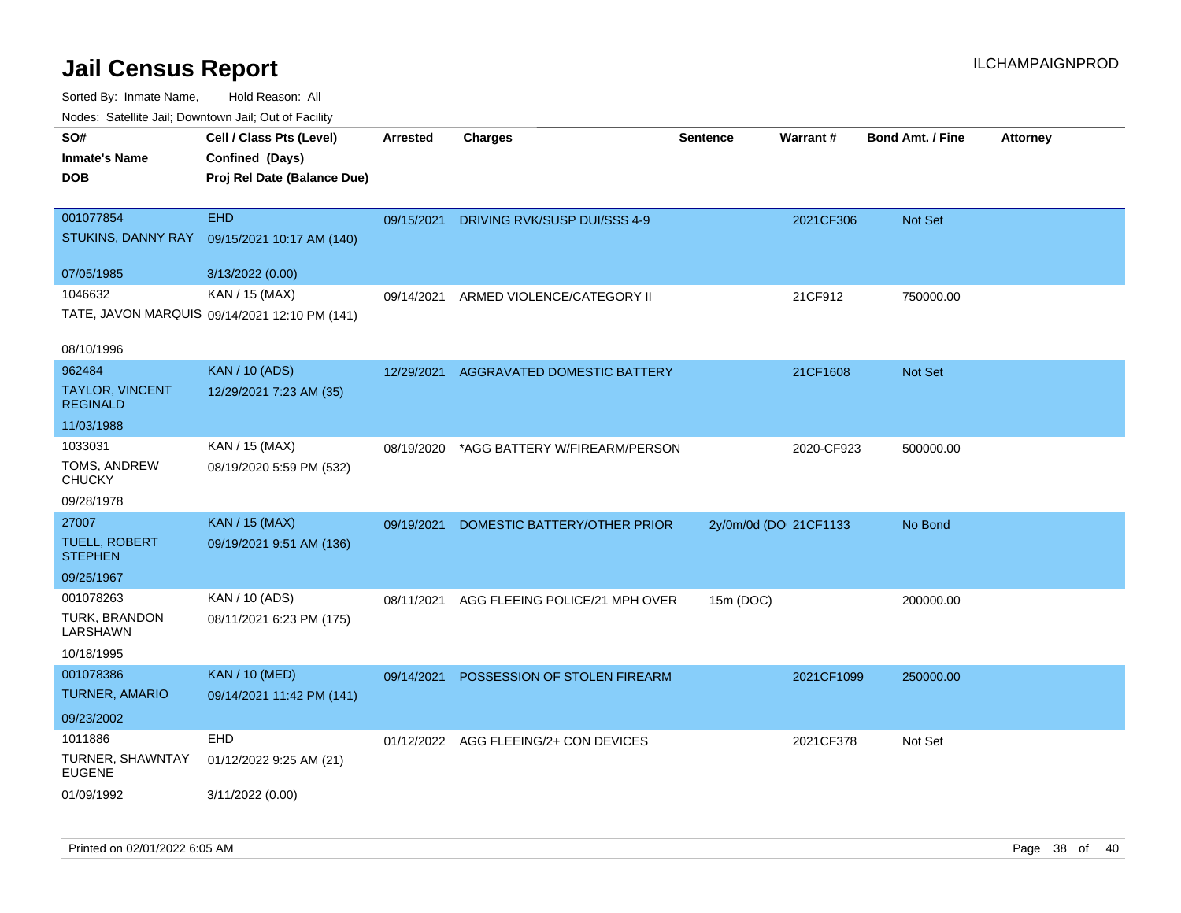# Jail Census Report

ILCHAMPAIGNPROD

Sorted By: Inmate Name, Hold Reason: All

Nodes: Satellite Jail; Downtown Jail; Out of Facility

| SO# / Inmate's Name / DOB | Cell / Class Pts (Level) / Confined (Days) / Proj Rel Date (Balance Due) | Arrested | Charges | Sentence | Warrant # | Bond Amt. / Fine | Attorney |
|---|---|---|---|---|---|---|---|
| 001077854<br>STUKINS, DANNY RAY<br>07/05/1985 | EHD<br>09/15/2021 10:17 AM (140)<br>3/13/2022 (0.00) | 09/15/2021 | DRIVING RVK/SUSP DUI/SSS 4-9 | | 2021CF306 | Not Set | |
| 1046632<br>TATE, JAVON MARQUIS<br>08/10/1996 | KAN / 15 (MAX)<br>09/14/2021 12:10 PM (141) | 09/14/2021 | ARMED VIOLENCE/CATEGORY II | | 21CF912 | 750000.00 | |
| 962484<br>TAYLOR, VINCENT REGINALD<br>11/03/1988 | KAN / 10 (ADS)<br>12/29/2021 7:23 AM (35) | 12/29/2021 | AGGRAVATED DOMESTIC BATTERY | | 21CF1608 | Not Set | |
| 1033031<br>TOMS, ANDREW CHUCKY<br>09/28/1978 | KAN / 15 (MAX)<br>08/19/2020 5:59 PM (532) | 08/19/2020 | *AGG BATTERY W/FIREARM/PERSON | | 2020-CF923 | 500000.00 | |
| 27007<br>TUELL, ROBERT STEPHEN<br>09/25/1967 | KAN / 15 (MAX)<br>09/19/2021 9:51 AM (136) | 09/19/2021 | DOMESTIC BATTERY/OTHER PRIOR | 2y/0m/0d (DOC) | 21CF1133 | No Bond | |
| 001078263<br>TURK, BRANDON LARSHAWN<br>10/18/1995 | KAN / 10 (ADS)<br>08/11/2021 6:23 PM (175) | 08/11/2021 | AGG FLEEING POLICE/21 MPH OVER | 15m (DOC) | | 200000.00 | |
| 001078386<br>TURNER, AMARIO<br>09/23/2002 | KAN / 10 (MED)<br>09/14/2021 11:42 PM (141) | 09/14/2021 | POSSESSION OF STOLEN FIREARM | | 2021CF1099 | 250000.00 | |
| 1011886<br>TURNER, SHAWNTAY EUGENE<br>01/09/1992 | EHD<br>01/12/2022 9:25 AM (21)<br>3/11/2022 (0.00) | 01/12/2022 | AGG FLEEING/2+ CON DEVICES | | 2021CF378 | Not Set | |

Printed on 02/01/2022 6:05 AM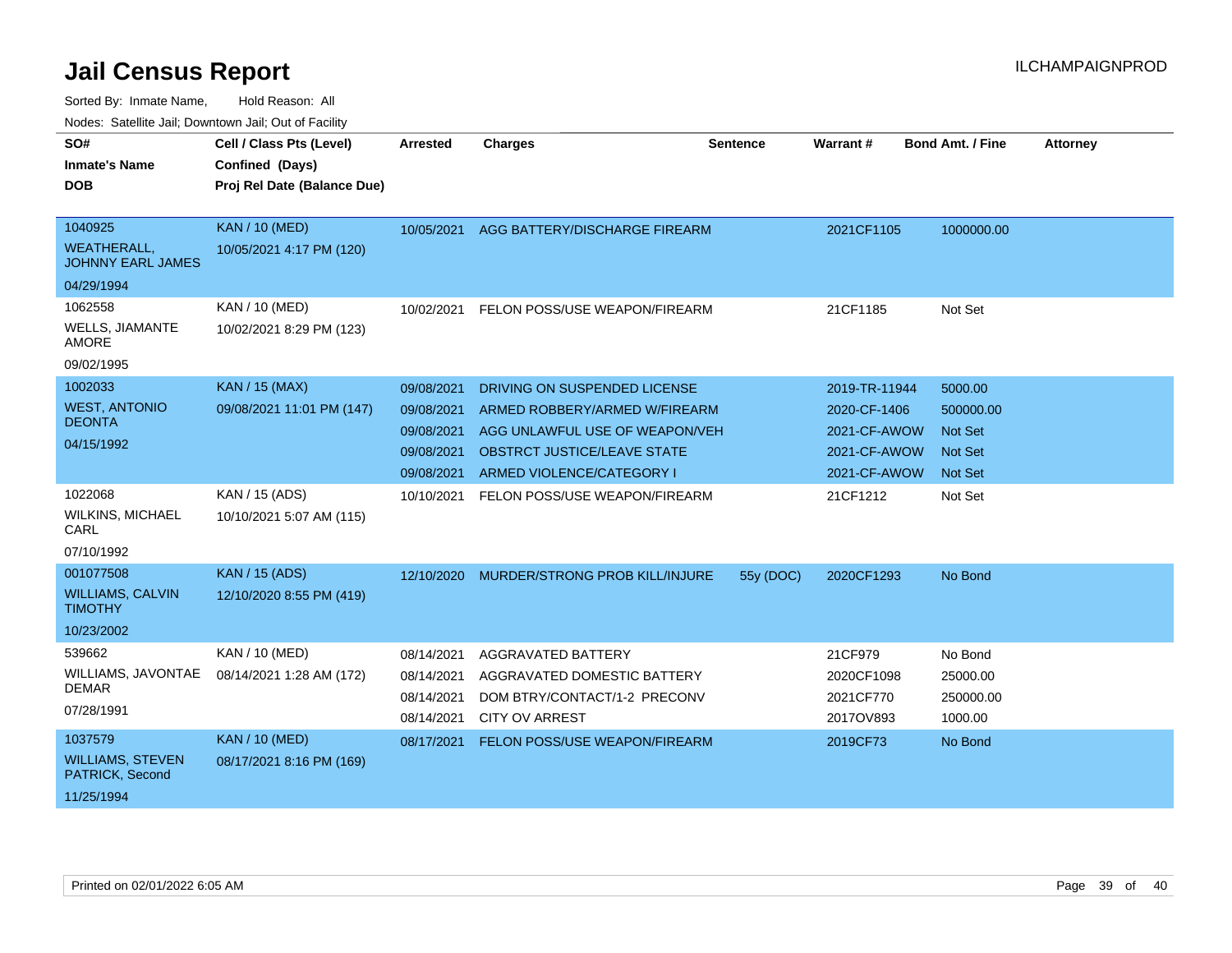# Jail Census Report

Sorted By: Inmate Name, Hold Reason: All

Nodes: Satellite Jail; Downtown Jail; Out of Facility

| SO# / Inmate's Name / DOB | Cell / Class Pts (Level) / Confined (Days) / Proj Rel Date (Balance Due) | Arrested | Charges | Sentence | Warrant # | Bond Amt. / Fine | Attorney |
|---|---|---|---|---|---|---|---|
| 1040925 WEATHERALL, JOHNNY EARL JAMES 04/29/1994 | KAN / 10 (MED) 10/05/2021 4:17 PM (120) | 10/05/2021 | AGG BATTERY/DISCHARGE FIREARM | | 2021CF1105 | 1000000.00 | |
| 1062558 WELLS, JIAMANTE AMORE 09/02/1995 | KAN / 10 (MED) 10/02/2021 8:29 PM (123) | 10/02/2021 | FELON POSS/USE WEAPON/FIREARM | | 21CF1185 | Not Set | |
| 1002033 WEST, ANTONIO DEONTA 04/15/1992 | KAN / 15 (MAX) 09/08/2021 11:01 PM (147) | 09/08/2021 | DRIVING ON SUSPENDED LICENSE | | 2019-TR-11944 | 5000.00 | |
| | | 09/08/2021 | ARMED ROBBERY/ARMED W/FIREARM | | 2020-CF-1406 | 500000.00 | |
| | | 09/08/2021 | AGG UNLAWFUL USE OF WEAPON/VEH | | 2021-CF-AWOW | Not Set | |
| | | 09/08/2021 | OBSTRCT JUSTICE/LEAVE STATE | | 2021-CF-AWOW | Not Set | |
| | | 09/08/2021 | ARMED VIOLENCE/CATEGORY I | | 2021-CF-AWOW | Not Set | |
| 1022068 WILKINS, MICHAEL CARL 07/10/1992 | KAN / 15 (ADS) 10/10/2021 5:07 AM (115) | 10/10/2021 | FELON POSS/USE WEAPON/FIREARM | | 21CF1212 | Not Set | |
| 001077508 WILLIAMS, CALVIN TIMOTHY 10/23/2002 | KAN / 15 (ADS) 12/10/2020 8:55 PM (419) | 12/10/2020 | MURDER/STRONG PROB KILL/INJURE | 55y (DOC) | 2020CF1293 | No Bond | |
| 539662 WILLIAMS, JAVONTAE DEMAR 07/28/1991 | KAN / 10 (MED) 08/14/2021 1:28 AM (172) | 08/14/2021 | AGGRAVATED BATTERY | | 21CF979 | No Bond | |
| | | 08/14/2021 | AGGRAVATED DOMESTIC BATTERY | | 2020CF1098 | 25000.00 | |
| | | 08/14/2021 | DOM BTRY/CONTACT/1-2 PRECONV | | 2021CF770 | 250000.00 | |
| | | 08/14/2021 | CITY OV ARREST | | 2017OV893 | 1000.00 | |
| 1037579 WILLIAMS, STEVEN PATRICK, Second 11/25/1994 | KAN / 10 (MED) 08/17/2021 8:16 PM (169) | 08/17/2021 | FELON POSS/USE WEAPON/FIREARM | | 2019CF73 | No Bond | |

Printed on 02/01/2022 6:05 AM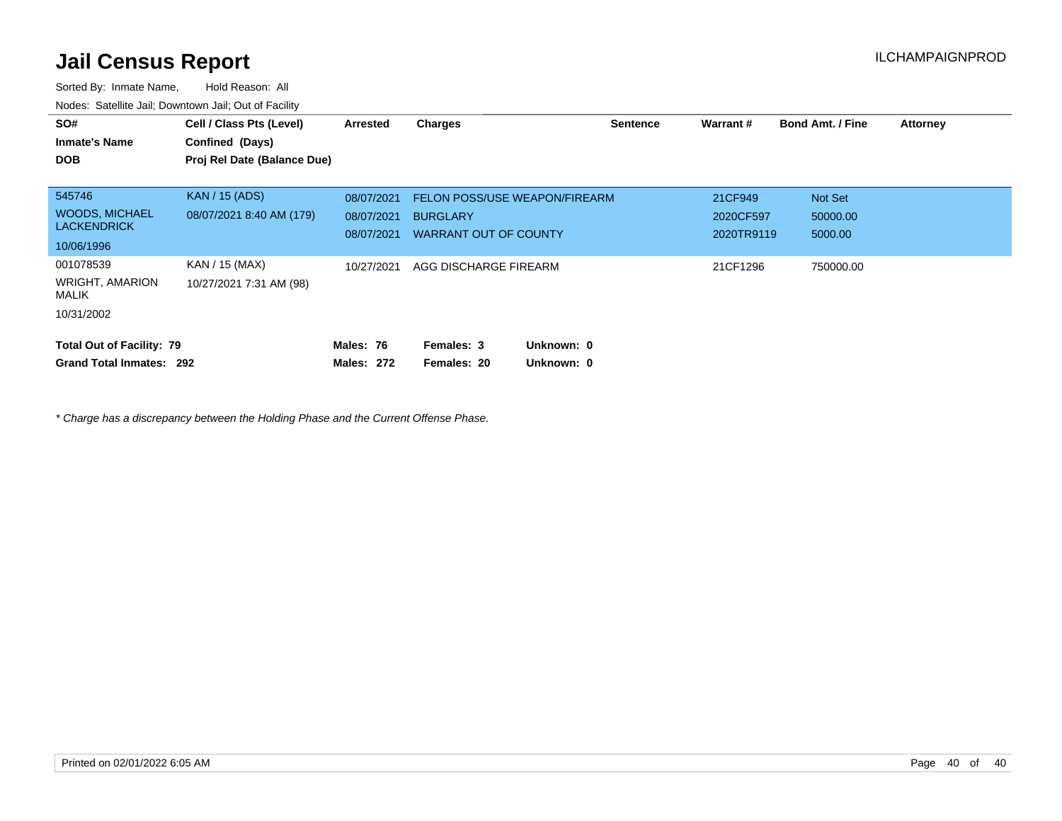# Jail Census Report

ILCHAMPAIGNPROD

Sorted By: Inmate Name, Hold Reason: All

Nodes: Satellite Jail; Downtown Jail; Out of Facility

| SO# / Inmate's Name / DOB | Cell / Class Pts (Level) / Confined (Days) / Proj Rel Date (Balance Due) | Arrested | Charges | Sentence | Warrant # | Bond Amt. / Fine | Attorney |
|---|---|---|---|---|---|---|---|
| 545746 WOODS, MICHAEL LACKENDRICK 10/06/1996 | KAN / 15 (ADS) 08/07/2021 8:40 AM (179) | 08/07/2021 | FELON POSS/USE WEAPON/FIREARM | | 21CF949 | Not Set | |
| | | 08/07/2021 | BURGLARY | | 2020CF597 | 50000.00 | |
| | | 08/07/2021 | WARRANT OUT OF COUNTY | | 2020TR9119 | 5000.00 | |
| 001078539 WRIGHT, AMARION MALIK 10/31/2002 | KAN / 15 (MAX) 10/27/2021 7:31 AM (98) | 10/27/2021 | AGG DISCHARGE FIREARM | | 21CF1296 | 750000.00 | |

**Total Out of Facility: 79** **Males: 76** **Females: 3** **Unknown: 0**

**Grand Total Inmates: 292** **Males: 272** **Females: 20** **Unknown: 0**

*\* Charge has a discrepancy between the Holding Phase and the Current Offense Phase.*

Printed on 02/01/2022 6:05 AM